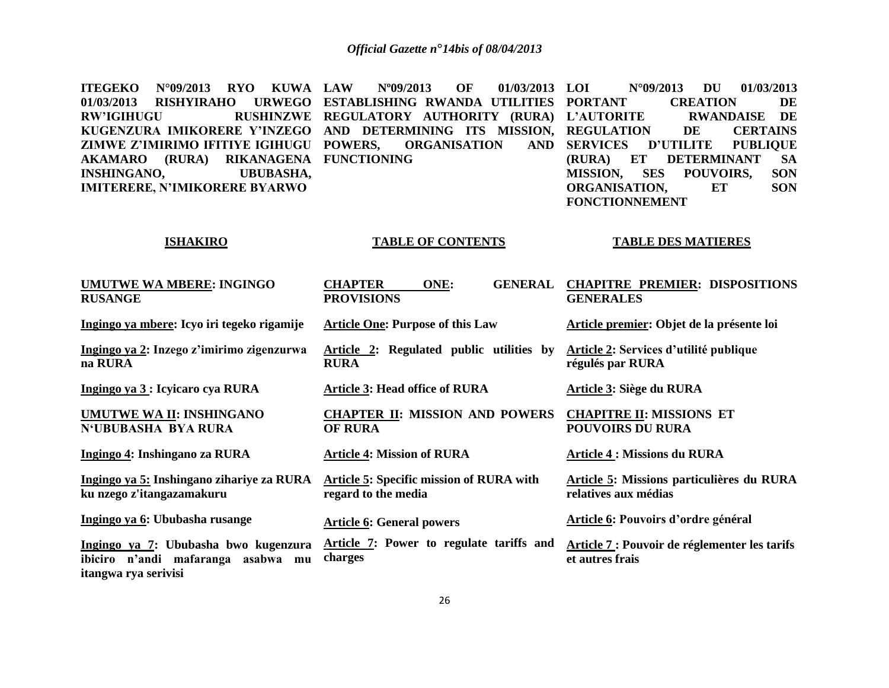**ITEGEKO N°09/2013 RYO KUWA 01/03/2013 RISHYIRAHO URWEGO RW'IGIHUGU RUSHINZWE KUGENZURA IMIKORERE Y'INZEGO ZIMWE Z'IMIRIMO IFITIYE IGIHUGU AKAMARO (RURA) RIKANAGENA INSHINGANO, UBUBASHA, IMITERERE, N'IMIKORERE BYARWO**

**LAW Nº09/2013 OF 01/03/2013 ESTABLISHING RWANDA UTILITIES REGULATORY AUTHORITY (RURA) AND DETERMINING ITS MISSION, POWERS, ORGANISATION AND FUNCTIONING**

**LOI N°09/2013 DU 01/03/2013 PORTANT CREATION DE L'AUTORITE RWANDAISE DE REGULATION DE CERTAINS SERVICES D'UTILITE PUBLIQUE (RURA) ET DETERMINANT SA MISSION, SES POUVOIRS, SON ORGANISATION, ET SON FONCTIONNEMENT**

| **ISHAKIRO** | **TABLE OF CONTENTS** | **TABLE DES MATIERES** |
|---|---|---|
| **UMUTWE WA MBERE: INGINGO RUSANGE** | **CHAPTER ONE: GENERAL PROVISIONS** | **CHAPITRE PREMIER: DISPOSITIONS GENERALES** |
| **Ingingo ya mbere: Icyo iri tegeko rigamije** | **Article One: Purpose of this Law** | **Article premier: Objet de la présente loi** |
| **Ingingo ya 2: Inzego z'imirimo zigenzurwa na RURA** | **Article 2: Regulated public utilities by RURA** | **Article 2: Services d'utilité publique régulés par RURA** |
| **Ingingo ya 3 : Icyicaro cya RURA** | **Article 3: Head office of RURA** | **Article 3: Siège du RURA** |
| **UMUTWE WA II: INSHINGANO N'UBUBASHA BYA RURA** | **CHAPTER II: MISSION AND POWERS OF RURA** | **CHAPITRE II: MISSIONS ET POUVOIRS DU RURA** |
| **Ingingo 4: Inshingano za RURA** | **Article 4: Mission of RURA** | **Article 4 : Missions du RURA** |
| **Ingingo ya 5: Inshingano zihariye za RURA ku nzego z'itangazamakuru** | **Article 5: Specific mission of RURA with regard to the media** | **Article 5: Missions particulières du RURA relatives aux médias** |
| **Ingingo ya 6: Ububasha rusange** | **Article 6: General powers** | **Article 6: Pouvoirs d'ordre général** |
| **Ingingo ya 7: Ububasha bwo kugenzura ibiciro n'andi mafaranga asabwa mu itangwa rya serivisi** | **Article 7: Power to regulate tariffs and charges** | **Article 7 : Pouvoir de réglementer les tarifs et autres frais** |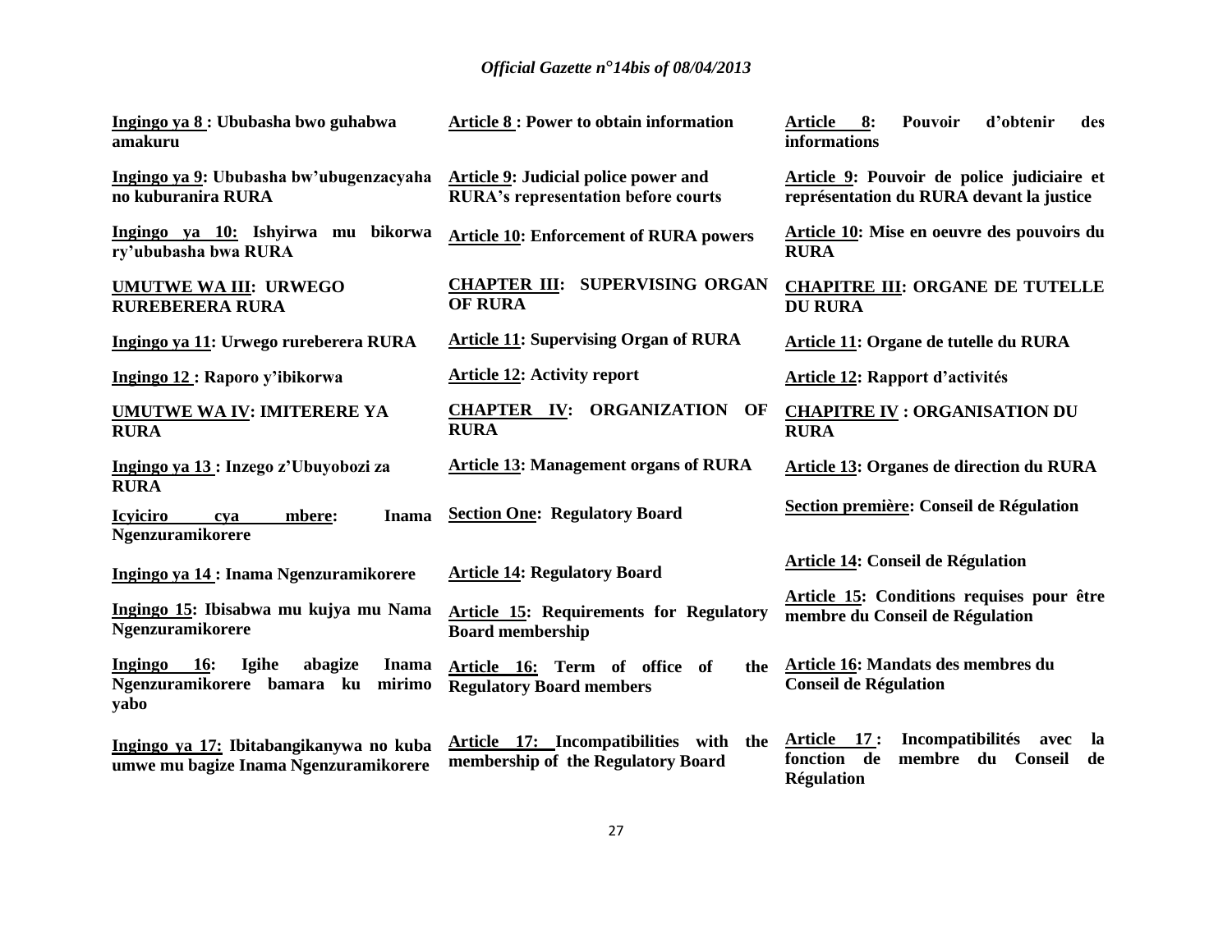**Ingingo ya 8 : Ububasha bwo guhabwa amakuru**

**Ingingo ya 9: Ububasha bw'ubugenzacyaha no kuburanira RURA**

**Ingingo ya 10: Ishyirwa mu bikorwa ry'ububasha bwa RURA**

**UMUTWE WA III: URWEGO RUREBERERA RURA**

**Ingingo ya 11: Urwego rureberera RURA**

**Ingingo 12 : Raporo y'ibikorwa**

**UMUTWE WA IV: IMITERERE YA RURA**

**Ingingo ya 13 : Inzego z'Ubuyobozi za RURA**

**Icyiciro cya mbere: Inama Ngenzuramikorere**

**Ingingo ya 14 : Inama Ngenzuramikorere**

**Ingingo 15: Ibisabwa mu kujya mu Nama Ngenzuramikorere**

**Ingingo 16: Igihe abagize Inama Ngenzuramikorere bamara ku mirimo yabo**

**Ingingo ya 17: Ibitabangikanywa no kuba umwe mu bagize Inama Ngenzuramikorere**

**Article 8 : Power to obtain information**

**Article 9: Judicial police power and RURA's representation before courts**

**Article 10: Enforcement of RURA powers**

**CHAPTER III: SUPERVISING ORGAN OF RURA**

**Article 11: Supervising Organ of RURA**

**Article 12: Activity report**

**CHAPTER IV: ORGANIZATION OF RURA**

**Article 13: Management organs of RURA**

**Section One: Regulatory Board**

**Article 14: Regulatory Board**

**Article 15: Requirements for Regulatory Board membership**

**Article 16: Term of office of the Regulatory Board members**

**Article 17: Incompatibilities with the membership of the Regulatory Board**

**Article 8: Pouvoir d'obtenir des informations**

**Article 9: Pouvoir de police judiciaire et représentation du RURA devant la justice**

**Article 10: Mise en oeuvre des pouvoirs du RURA**

**CHAPITRE III: ORGANE DE TUTELLE DU RURA**

**Article 11: Organe de tutelle du RURA**

**Article 12: Rapport d'activités**

**CHAPITRE IV : ORGANISATION DU RURA**

**Article 13: Organes de direction du RURA**

**Section première: Conseil de Régulation**

**Article 14: Conseil de Régulation**

**Article 15: Conditions requises pour être membre du Conseil de Régulation**

**Article 16: Mandats des membres du Conseil de Régulation**

**Article 17 : Incompatibilités avec la fonction de membre du Conseil de Régulation**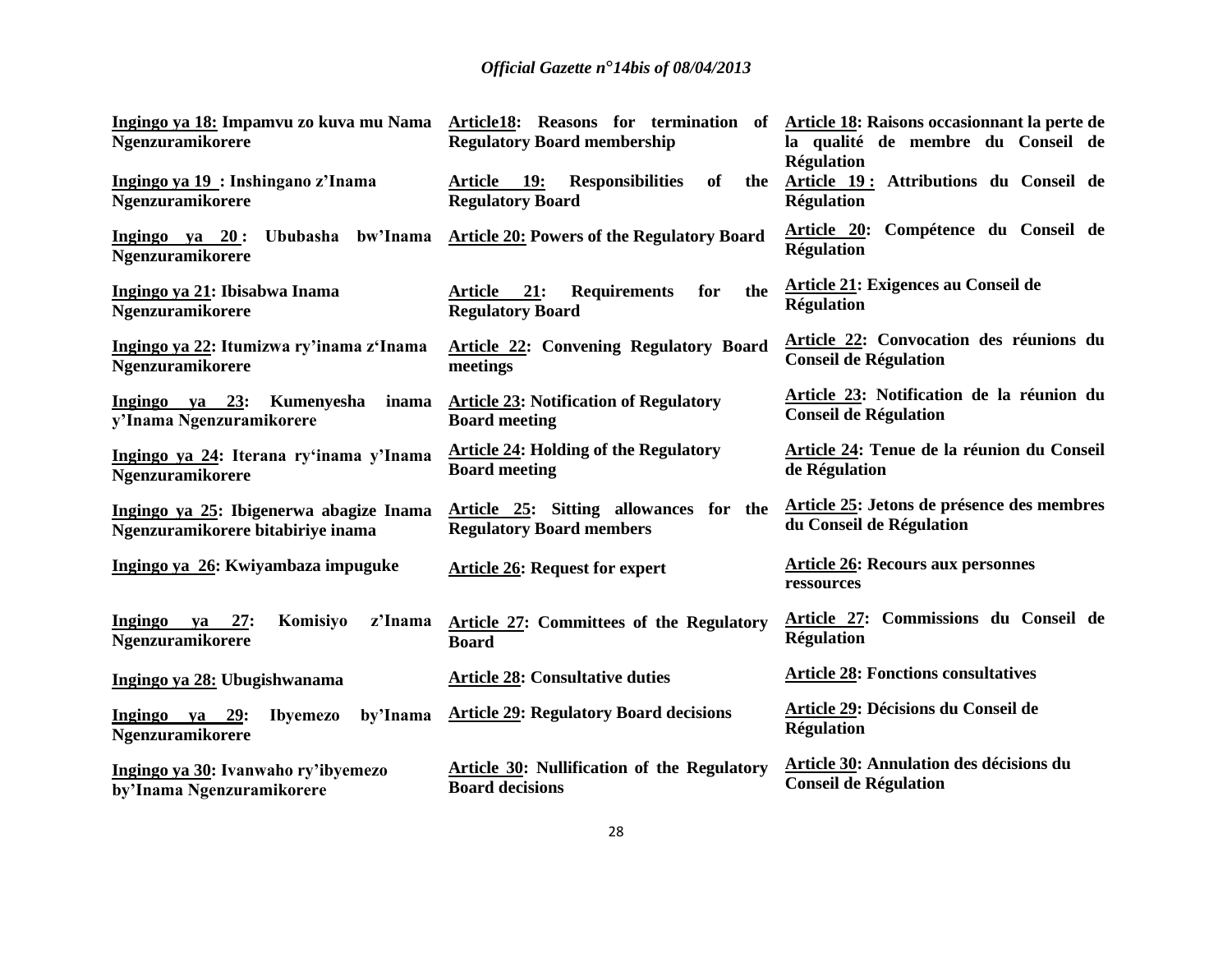| Ingingo ya 18: Impamvu zo kuva mu Nama Ngenzuramikorere | Article18: Reasons for termination of Regulatory Board membership | Article 18: Raisons occasionnant la perte de la qualité de membre du Conseil de Régulation |
|---|---|---|
| Ingingo ya 19 : Inshingano z'Inama Ngenzuramikorere | Article 19: Responsibilities of the Regulatory Board | Article 19 : Attributions du Conseil de Régulation |
| Ingingo ya 20 : Ububasha bw'Inama Ngenzuramikorere | Article 20: Powers of the Regulatory Board | Article 20: Compétence du Conseil de Régulation |
| Ingingo ya 21: Ibisabwa Inama Ngenzuramikorere | Article 21: Requirements for the Regulatory Board | Article 21: Exigences au Conseil de Régulation |
| Ingingo ya 22: Itumizwa ry'inama z'Inama Ngenzuramikorere | Article 22: Convening Regulatory Board meetings | Article 22: Convocation des réunions du Conseil de Régulation |
| Ingingo ya 23: Kumenyesha inama y'Inama Ngenzuramikorere | Article 23: Notification of Regulatory Board meeting | Article 23: Notification de la réunion du Conseil de Régulation |
| Ingingo ya 24: Iterana ry'inama y'Inama Ngenzuramikorere | Article 24: Holding of the Regulatory Board meeting | Article 24: Tenue de la réunion du Conseil de Régulation |
| Ingingo ya 25: Ibigenerwa abagize Inama Ngenzuramikorere bitabiriye inama | Article 25: Sitting allowances for the Regulatory Board members | Article 25: Jetons de présence des membres du Conseil de Régulation |
| Ingingo ya 26: Kwiyambaza impuguke | Article 26: Request for expert | Article 26: Recours aux personnes ressources |
| Ingingo ya 27: Komisiyo z'Inama Ngenzuramikorere | Article 27: Committees of the Regulatory Board | Article 27: Commissions du Conseil de Régulation |
| Ingingo ya 28: Ubugishwanama | Article 28: Consultative duties | Article 28: Fonctions consultatives |
| Ingingo ya 29: Ibyemezo by'Inama Ngenzuramikorere | Article 29: Regulatory Board decisions | Article 29: Décisions du Conseil de Régulation |
| Ingingo ya 30: Ivanwaho ry'ibyemezo by'Inama Ngenzuramikorere | Article 30: Nullification of the Regulatory Board decisions | Article 30: Annulation des décisions du Conseil de Régulation |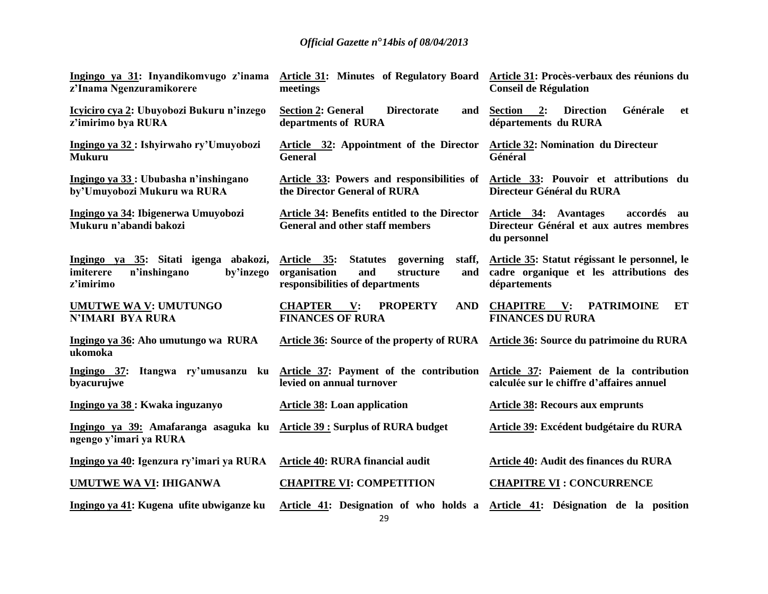| | | |
|---|---|---|
| **Ingingo ya 31: Inyandikomvugo z'inama z'Inama Ngenzuramikorere** | **Article 31: Minutes of Regulatory Board meetings** | **Article 31: Procès-verbaux des réunions du Conseil de Régulation** |
| **Icyiciro cya 2: Ubuyobozi Bukuru n'inzego z'imirimo bya RURA** | **Section 2: General Directorate and departments of RURA** | **Section 2: Direction Générale et départements du RURA** |
| **Ingingo ya 32 : Ishyirwaho ry'Umuyobozi Mukuru** | **Article 32: Appointment of the Director General** | **Article 32: Nomination du Directeur Général** |
| **Ingingo ya 33 : Ububasha n'inshingano by'Umuyobozi Mukuru wa RURA** | **Article 33: Powers and responsibilities of the Director General of RURA** | **Article 33: Pouvoir et attributions du Directeur Général du RURA** |
| **Ingingo ya 34: Ibigenerwa Umuyobozi Mukuru n'abandi bakozi** | **Article 34: Benefits entitled to the Director General and other staff members** | **Article 34: Avantages accordés au Directeur Général et aux autres membres du personnel** |
| **Ingingo ya 35: Sitati igenga abakozi, imiterere n'inshingano by'inzego z'imirimo** | **Article 35: Statutes governing staff, organisation and structure and responsibilities of departments** | **Article 35: Statut régissant le personnel, le cadre organique et les attributions des départements** |
| **UMUTWE WA V: UMUTUNGO N'IMARI BYA RURA** | **CHAPTER V: PROPERTY AND FINANCES OF RURA** | **CHAPITRE V: PATRIMOINE ET FINANCES DU RURA** |
| **Ingingo ya 36: Aho umutungo wa RURA ukomoka** | **Article 36: Source of the property of RURA** | **Article 36: Source du patrimoine du RURA** |
| **Ingingo 37: Itangwa ry'umusanzu ku byacurujwe** | **Article 37: Payment of the contribution levied on annual turnover** | **Article 37: Paiement de la contribution calculée sur le chiffre d'affaires annuel** |
| **Ingingo ya 38 : Kwaka inguzanyo** | **Article 38: Loan application** | **Article 38: Recours aux emprunts** |
| **Ingingo ya 39: Amafaranga asaguka ku ngengo y'imari ya RURA** | **Article 39 : Surplus of RURA budget** | **Article 39: Excédent budgétaire du RURA** |
| **Ingingo ya 40: Igenzura ry'imari ya RURA** | **Article 40: RURA financial audit** | **Article 40: Audit des finances du RURA** |
| **UMUTWE WA VI: IHIGANWA** | **CHAPITRE VI: COMPETITION** | **CHAPITRE VI : CONCURRENCE** |
| **Ingingo ya 41: Kugena ufite ubwiganze ku** | **Article 41: Designation of who holds a** | **Article 41: Désignation de la position** |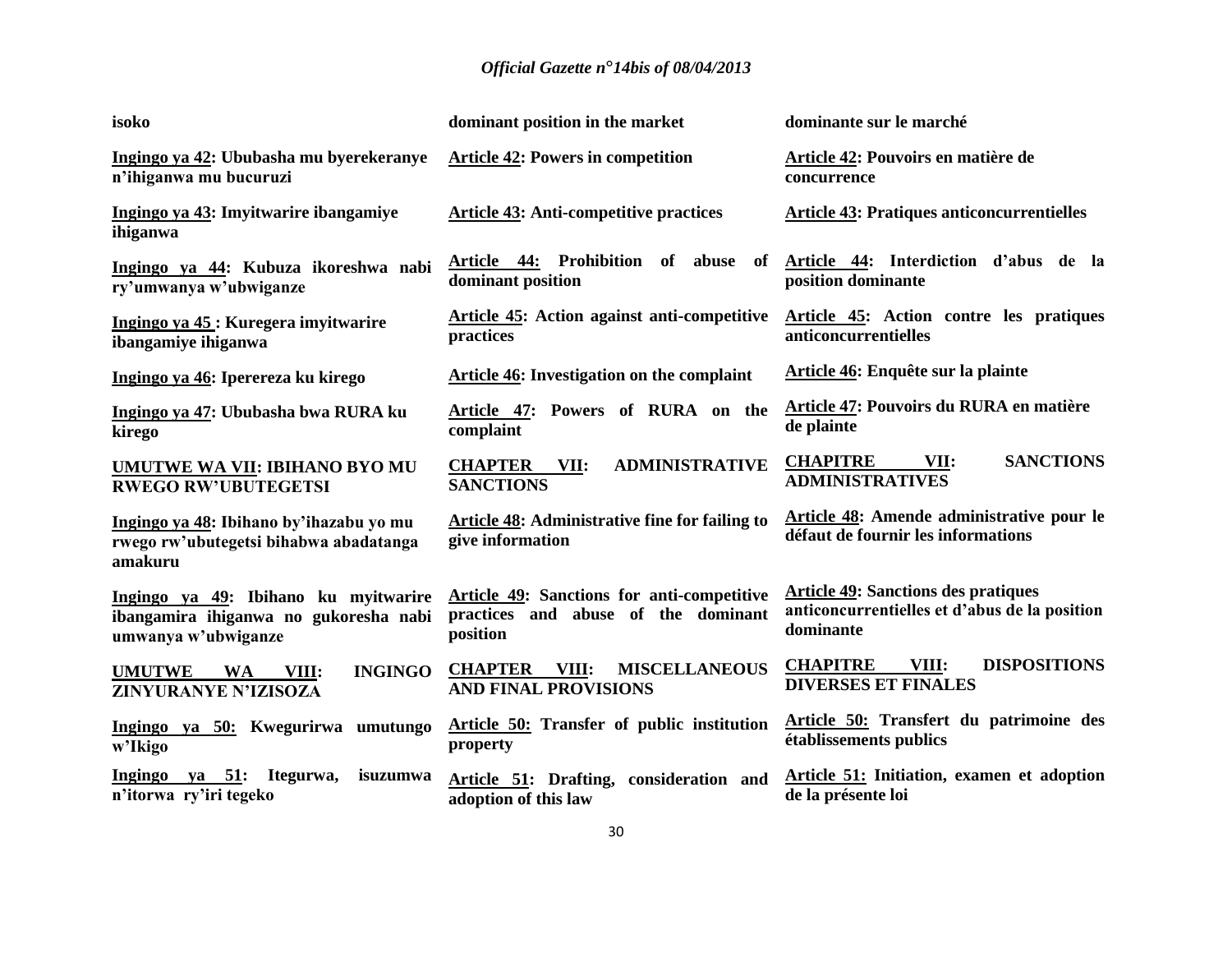| | | |
|---|---|---|
| **isoko** | **dominant position in the market** | **dominante sur le marché** |
| **Ingingo ya 42: Ububasha mu byerekeranye n'ihiganwa mu bucuruzi** | **Article 42: Powers in competition** | **Article 42: Pouvoirs en matière de concurrence** |
| **Ingingo ya 43: Imyitwarire ibangamiye ihiganwa** | **Article 43: Anti-competitive practices** | **Article 43: Pratiques anticoncurrentielles** |
| **Ingingo ya 44: Kubuza ikoreshwa nabi ry'umwanya w'ubwiganze** | **Article 44: Prohibition of abuse of dominant position** | **Article 44: Interdiction d'abus de la position dominante** |
| **Ingingo ya 45 : Kuregera imyitwarire ibangamiye ihiganwa** | **Article 45: Action against anti-competitive practices** | **Article 45: Action contre les pratiques anticoncurrentielles** |
| **Ingingo ya 46: Iperereza ku kirego** | **Article 46: Investigation on the complaint** | **Article 46: Enquête sur la plainte** |
| **Ingingo ya 47: Ububasha bwa RURA ku kirego** | **Article 47: Powers of RURA on the complaint** | **Article 47: Pouvoirs du RURA en matière de plainte** |
| **UMUTWE WA VII: IBIHANO BYO MU RWEGO RW'UBUTEGETSI** | **CHAPTER VII: ADMINISTRATIVE SANCTIONS** | **CHAPITRE VII: SANCTIONS ADMINISTRATIVES** |
| **Ingingo ya 48: Ibihano by'ihazabu yo mu rwego rw'ubutegetsi bihabwa abadatanga amakuru** | **Article 48: Administrative fine for failing to give information** | **Article 48: Amende administrative pour le défaut de fournir les informations** |
| **Ingingo ya 49: Ibihano ku myitwarire ibangamira ihiganwa no gukoresha nabi umwanya w'ubwiganze** | **Article 49: Sanctions for anti-competitive practices and abuse of the dominant position** | **Article 49: Sanctions des pratiques anticoncurrentielles et d'abus de la position dominante** |
| **UMUTWE WA VIII: INGINGO ZINYURANYE N'IZISOZA** | **CHAPTER VIII: MISCELLANEOUS AND FINAL PROVISIONS** | **CHAPITRE VIII: DISPOSITIONS DIVERSES ET FINALES** |
| **Ingingo ya 50: Kwegurirwa umutungo w'Ikigo** | **Article 50: Transfer of public institution property** | **Article 50: Transfert du patrimoine des établissements publics** |
| **Ingingo ya 51: Itegurwa, isuzumwa n'itorwa ry'iri tegeko** | **Article 51: Drafting, consideration and adoption of this law** | **Article 51: Initiation, examen et adoption de la présente loi** |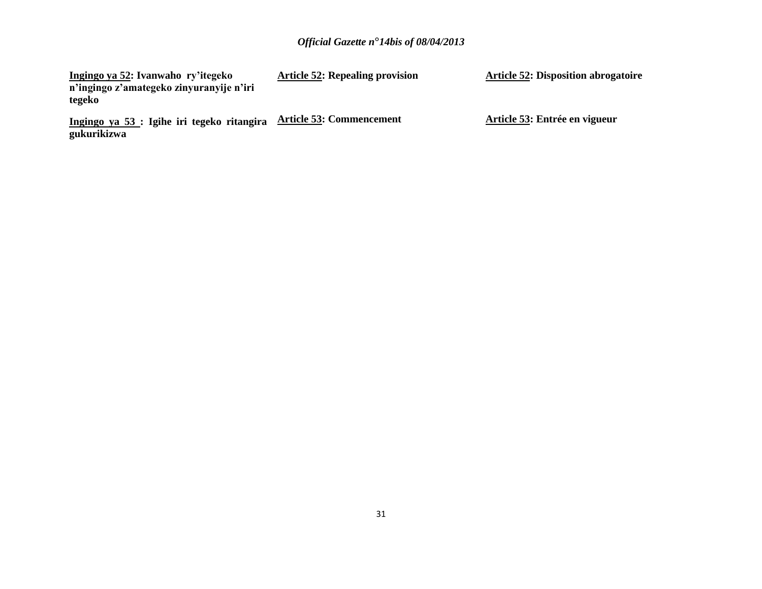**Ingingo ya 52: Ivanwaho ry'itegeko n'ingingo z'amategeko zinyuranyije n'iri tegeko**

**Ingingo ya 53 : Igihe iri tegeko ritangira gukurikizwa**

**Article 52: Repealing provision**

**Article 53: Commencement**

**Article 52: Disposition abrogatoire**

**Article 53: Entrée en vigueur**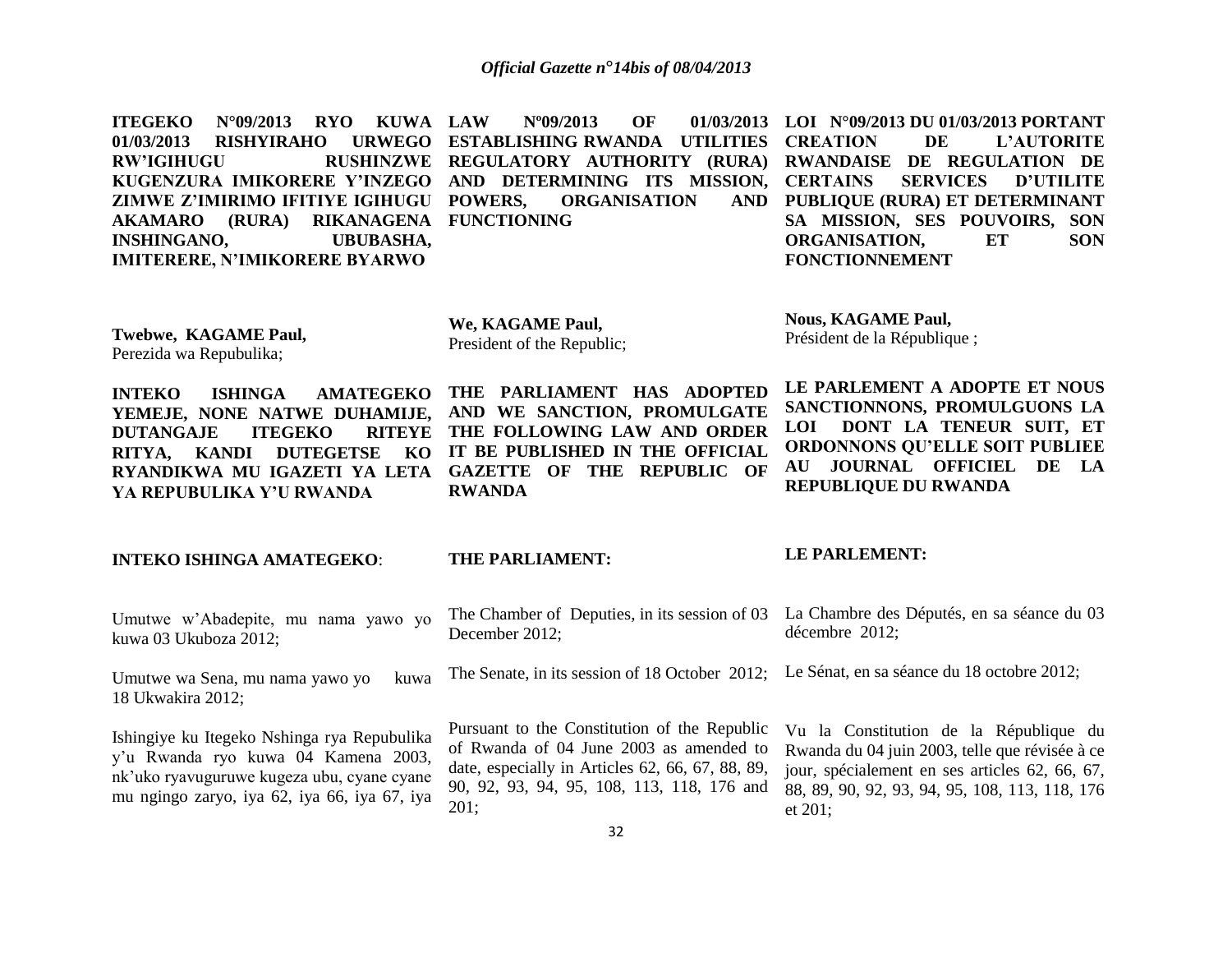**ITEGEKO N°09/2013 RYO KUWA 01/03/2013 RISHYIRAHO URWEGO RW'IGIHUGU RUSHINZWE KUGENZURA IMIKORERE Y'INZEGO ZIMWE Z'IMIRIMO IFITIYE IGIHUGU AKAMARO (RURA) RIKANAGENA INSHINGANO, UBUBASHA, IMITERERE, N'IMIKORERE BYARWO**

**Twebwe, KAGAME Paul,**
Perezida wa Repubulika;

**INTEKO ISHINGA AMATEGEKO YEMEJE, NONE NATWE DUHAMIJE, DUTANGAJE ITEGEKO RITEYE RITYA, KANDI DUTEGETSE KO RYANDIKWA MU IGAZETI YA LETA YA REPUBULIKA Y'U RWANDA**

**INTEKO ISHINGA AMATEGEKO**:

Umutwe w'Abadepite, mu nama yawo yo kuwa 03 Ukuboza 2012;

Umutwe wa Sena, mu nama yawo yo kuwa 18 Ukwakira 2012;

Ishingiye ku Itegeko Nshinga rya Repubulika y'u Rwanda ryo kuwa 04 Kamena 2003, nk'uko ryavuguruwe kugeza ubu, cyane cyane mu ngingo zaryo, iya 62, iya 66, iya 67, iya

**LAW Nº09/2013 OF 01/03/2013 ESTABLISHING RWANDA UTILITIES REGULATORY AUTHORITY (RURA) AND DETERMINING ITS MISSION, POWERS, ORGANISATION AND FUNCTIONING**

**We, KAGAME Paul,**
President of the Republic;

**THE PARLIAMENT HAS ADOPTED AND WE SANCTION, PROMULGATE THE FOLLOWING LAW AND ORDER IT BE PUBLISHED IN THE OFFICIAL GAZETTE OF THE REPUBLIC OF RWANDA**

**THE PARLIAMENT:**

The Chamber of Deputies, in its session of 03 December 2012;

The Senate, in its session of 18 October 2012;

Pursuant to the Constitution of the Republic of Rwanda of 04 June 2003 as amended to date, especially in Articles 62, 66, 67, 88, 89, 90, 92, 93, 94, 95, 108, 113, 118, 176 and 201;

**LOI N°09/2013 DU 01/03/2013 PORTANT CREATION DE L'AUTORITE RWANDAISE DE REGULATION DE CERTAINS SERVICES D'UTILITE PUBLIQUE (RURA) ET DETERMINANT SA MISSION, SES POUVOIRS, SON ORGANISATION, ET SON FONCTIONNEMENT**

**Nous, KAGAME Paul,**
Président de la République ;

**LE PARLEMENT A ADOPTE ET NOUS SANCTIONNONS, PROMULGUONS LA LOI DONT LA TENEUR SUIT, ET ORDONNONS QU'ELLE SOIT PUBLIEE AU JOURNAL OFFICIEL DE LA REPUBLIQUE DU RWANDA**

**LE PARLEMENT:**

La Chambre des Députés, en sa séance du 03 décembre 2012;

Le Sénat, en sa séance du 18 octobre 2012;

Vu la Constitution de la République du Rwanda du 04 juin 2003, telle que révisée à ce jour, spécialement en ses articles 62, 66, 67, 88, 89, 90, 92, 93, 94, 95, 108, 113, 118, 176 et 201;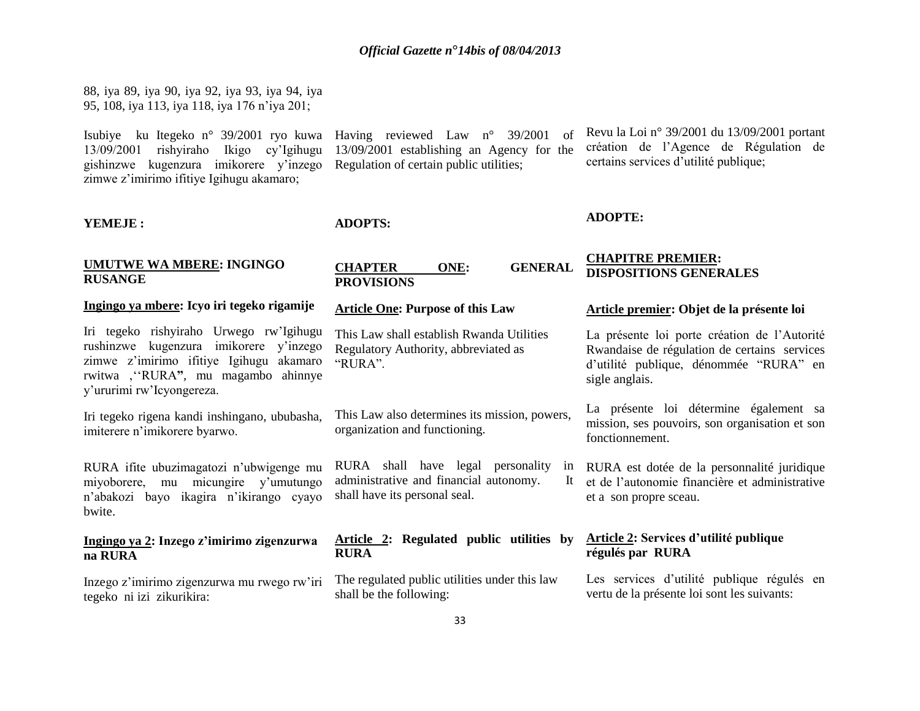88, iya 89, iya 90, iya 92, iya 93, iya 94, iya 95, 108, iya 113, iya 118, iya 176 n'iya 201;

Isubiye ku Itegeko n° 39/2001 ryo kuwa 13/09/2001 rishyiraho Ikigo cy'Igihugu gishinzwe kugenzura imikorere y'inzego zimwe z'imirimo ifitiye Igihugu akamaro;

**YEMEJE :**

## UMUTWE WA MBERE: INGINGO RUSANGE

### Ingingo ya mbere: Icyo iri tegeko rigamije

Iri tegeko rishyiraho Urwego rw'Igihugu rushinzwe kugenzura imikorere y'inzego zimwe z'imirimo ifitiye Igihugu akamaro rwitwa ,''RURA**"**, mu magambo ahinnye y'ururimi rw'Icyongereza.

Iri tegeko rigena kandi inshingano, ububasha, imiterere n'imikorere byarwo.

RURA ifite ubuzimagatozi n'ubwigenge mu miyoborere, mu micungire y'umutungo n'abakozi bayo ikagira n'ikirango cyayo bwite.

### Ingingo ya 2: Inzego z'imirimo zigenzurwa na RURA

Inzego z'imirimo zigenzurwa mu rwego rw'iri tegeko ni izi zikurikira:

Having reviewed Law n° 39/2001 of 13/09/2001 establishing an Agency for the Regulation of certain public utilities;

**ADOPTS:**

## CHAPTER ONE: GENERAL PROVISIONS

### Article One: Purpose of this Law

This Law shall establish Rwanda Utilities Regulatory Authority, abbreviated as "RURA".

This Law also determines its mission, powers, organization and functioning.

RURA shall have legal personality in administrative and financial autonomy. It shall have its personal seal.

### Article 2: Regulated public utilities by RURA

The regulated public utilities under this law shall be the following:

Revu la Loi n° 39/2001 du 13/09/2001 portant création de l'Agence de Régulation de certains services d'utilité publique;

**ADOPTE:**

## CHAPITRE PREMIER: DISPOSITIONS GENERALES

### Article premier: Objet de la présente loi

La présente loi porte création de l'Autorité Rwandaise de régulation de certains services d'utilité publique, dénommée "RURA" en sigle anglais.

La présente loi détermine également sa mission, ses pouvoirs, son organisation et son fonctionnement.

RURA est dotée de la personnalité juridique et de l'autonomie financière et administrative et a son propre sceau.

### Article 2: Services d'utilité publique régulés par RURA

Les services d'utilité publique régulés en vertu de la présente loi sont les suivants: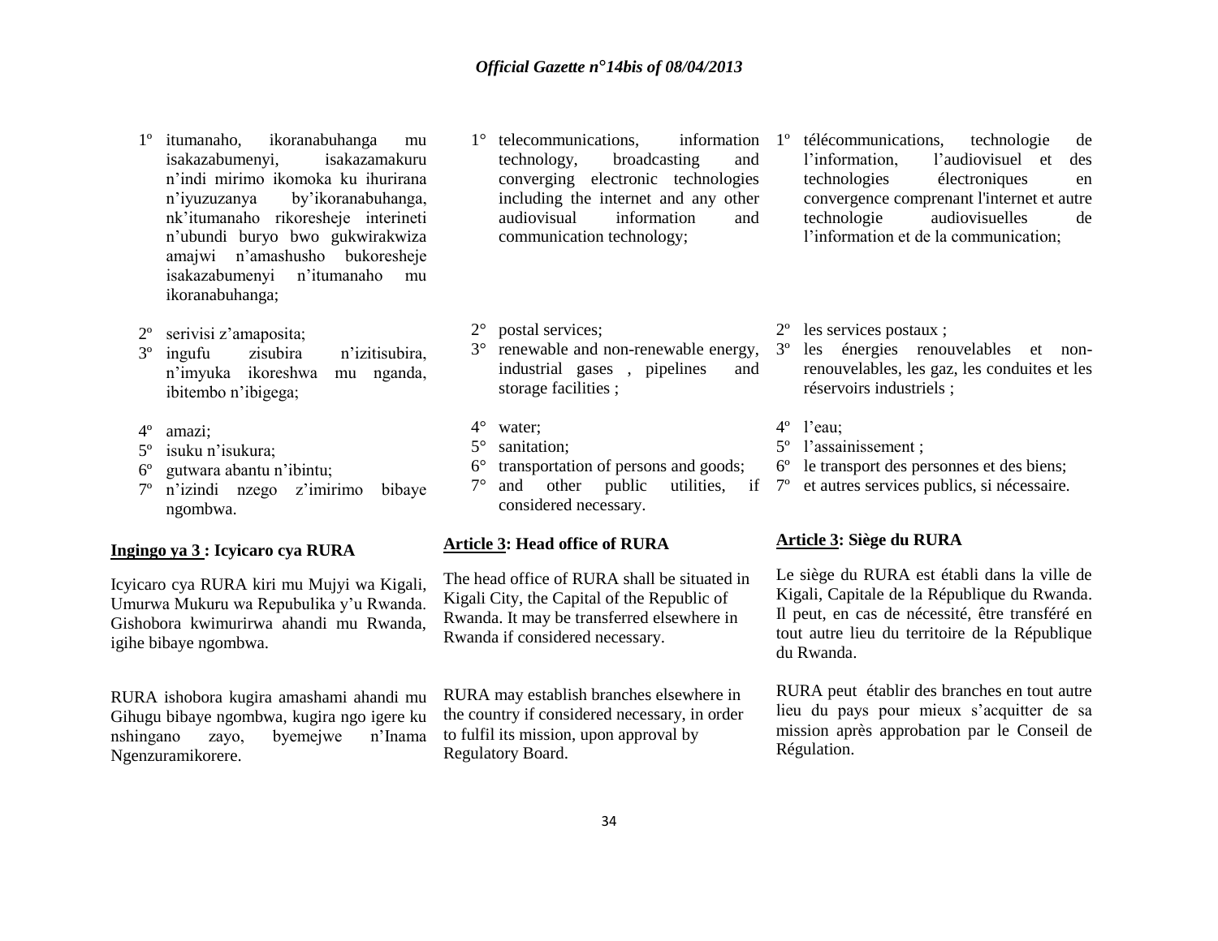1º itumanaho, ikoranabuhanga mu isakazabumenyi, isakazamakuru n'indi mirimo ikomoka ku ihurirana n'iyuzuzanya by'ikoranabuhanga, nk'itumanaho rikoresheje interineti n'ubundi buryo bwo gukwirakwiza amajwi n'amashusho bukoresheje isakazabumenyi n'itumanaho mu ikoranabuhanga;

2º serivisi z'amaposita;

3º ingufu zisubira n'izitisubira, n'imyuka ikoreshwa mu nganda, ibitembo n'ibigega;

4º amazi;

5º isuku n'isukura;

6º gutwara abantu n'ibintu;

7º n'izindi nzego z'imirimo bibaye ngombwa.

**Ingingo ya 3 : Icyicaro cya RURA**

Icyicaro cya RURA kiri mu Mujyi wa Kigali, Umurwa Mukuru wa Repubulika y'u Rwanda. Gishobora kwimurirwa ahandi mu Rwanda, igihe bibaye ngombwa.

RURA ishobora kugira amashami ahandi mu Gihugu bibaye ngombwa, kugira ngo igere ku nshingano zayo, byemejwe n'Inama Ngenzuramikorere.

1° telecommunications, information technology, broadcasting and converging electronic technologies including the internet and any other audiovisual information and communication technology;

2° postal services;

3° renewable and non-renewable energy, industrial gases , pipelines and storage facilities ;

4° water;

5° sanitation;

6° transportation of persons and goods;

7° and other public utilities, if considered necessary.

**Article 3: Head office of RURA**

The head office of RURA shall be situated in Kigali City, the Capital of the Republic of Rwanda. It may be transferred elsewhere in Rwanda if considered necessary.

RURA may establish branches elsewhere in the country if considered necessary, in order to fulfil its mission, upon approval by Regulatory Board.

1º télécommunications, technologie de l'information, l'audiovisuel et des technologies électroniques en convergence comprenant l'internet et autre technologie audiovisuelles de l'information et de la communication;

2º les services postaux ;

3º les énergies renouvelables et non-renouvelables, les gaz, les conduites et les réservoirs industriels ;

4º l'eau;

5º l'assainissement ;

6º le transport des personnes et des biens;

7º et autres services publics, si nécessaire.

**Article 3: Siège du RURA**

Le siège du RURA est établi dans la ville de Kigali, Capitale de la République du Rwanda. Il peut, en cas de nécessité, être transféré en tout autre lieu du territoire de la République du Rwanda.

RURA peut établir des branches en tout autre lieu du pays pour mieux s'acquitter de sa mission après approbation par le Conseil de Régulation.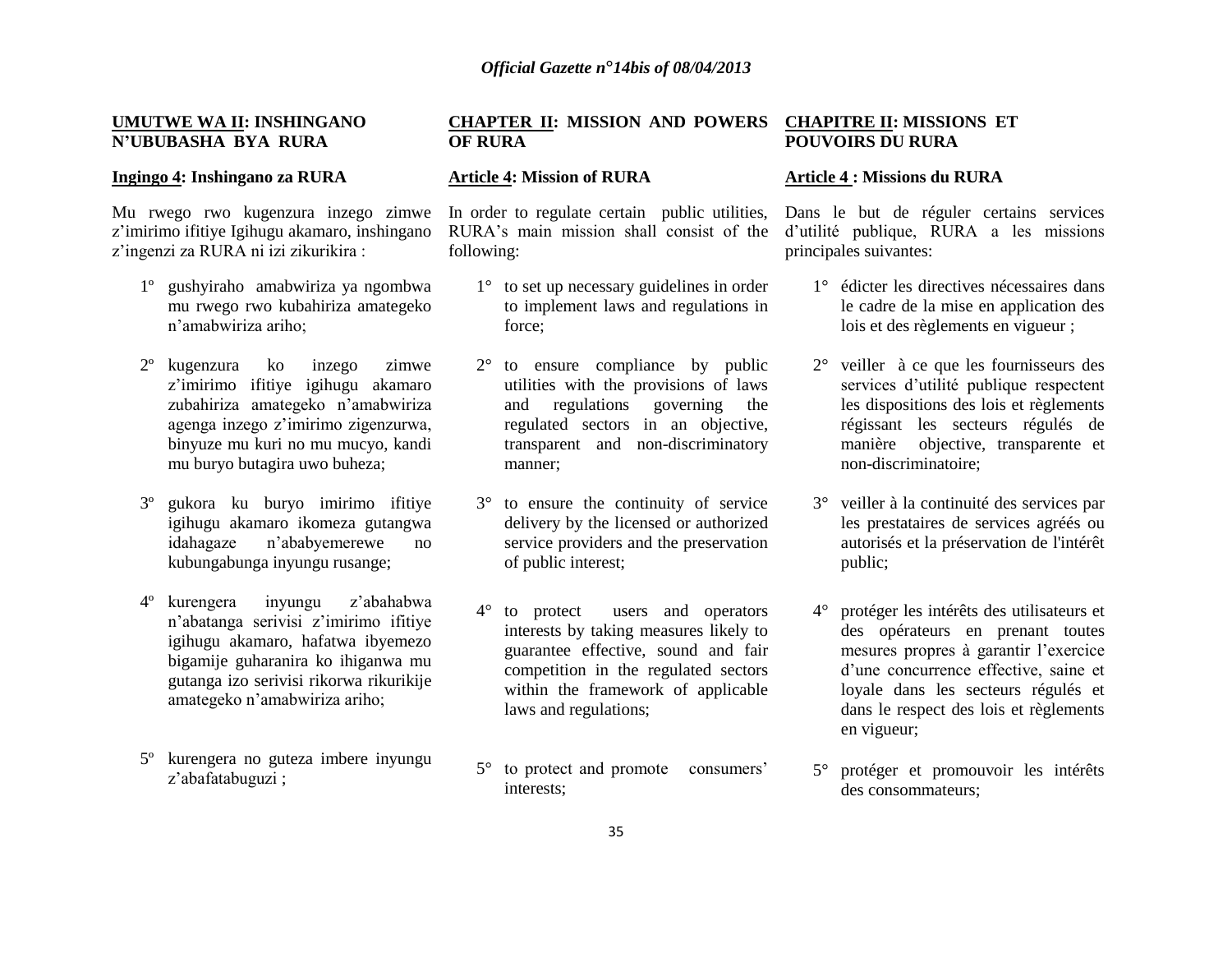**UMUTWE WA II: INSHINGANO N'UBUBASHA BYA RURA**

**Ingingo 4: Inshingano za RURA**

Mu rwego rwo kugenzura inzego zimwe z'imirimo ifitiye Igihugu akamaro, inshingano z'ingenzi za RURA ni izi zikurikira :

1º gushyiraho amabwiriza ya ngombwa mu rwego rwo kubahiriza amategeko n'amabwiriza ariho;

2º kugenzura ko inzego zimwe z'imirimo ifitiye igihugu akamaro zubahiriza amategeko n'amabwiriza agenga inzego z'imirimo zigenzurwa, binyuze mu kuri no mu mucyo, kandi mu buryo butagira uwo buheza;

3º gukora ku buryo imirimo ifitiye igihugu akamaro ikomeza gutangwa idahagaze n'ababyemerewe no kubungabunga inyungu rusange;

4º kurengera inyungu z'abahabwa n'abatanga serivisi z'imirimo ifitiye igihugu akamaro, hafatwa ibyemezo bigamije guharanira ko ihiganwa mu gutanga izo serivisi rikorwa rikurikije amategeko n'amabwiriza ariho;

5º kurengera no guteza imbere inyungu z'abafatabuguzi ;

**CHAPTER II: MISSION AND POWERS OF RURA**

**Article 4: Mission of RURA**

In order to regulate certain public utilities, RURA's main mission shall consist of the following:

1° to set up necessary guidelines in order to implement laws and regulations in force;

2° to ensure compliance by public utilities with the provisions of laws and regulations governing the regulated sectors in an objective, transparent and non-discriminatory manner;

3° to ensure the continuity of service delivery by the licensed or authorized service providers and the preservation of public interest;

4° to protect users and operators interests by taking measures likely to guarantee effective, sound and fair competition in the regulated sectors within the framework of applicable laws and regulations;

5° to protect and promote consumers' interests;

**CHAPITRE II: MISSIONS ET POUVOIRS DU RURA**

**Article 4 : Missions du RURA**

Dans le but de réguler certains services d'utilité publique, RURA a les missions principales suivantes:

1° édicter les directives nécessaires dans le cadre de la mise en application des lois et des règlements en vigueur ;

2° veiller à ce que les fournisseurs des services d'utilité publique respectent les dispositions des lois et règlements régissant les secteurs régulés de manière objective, transparente et non-discriminatoire;

3° veiller à la continuité des services par les prestataires de services agréés ou autorisés et la préservation de l'intérêt public;

4° protéger les intérêts des utilisateurs et des opérateurs en prenant toutes mesures propres à garantir l'exercice d'une concurrence effective, saine et loyale dans les secteurs régulés et dans le respect des lois et règlements en vigueur;

5° protéger et promouvoir les intérêts des consommateurs;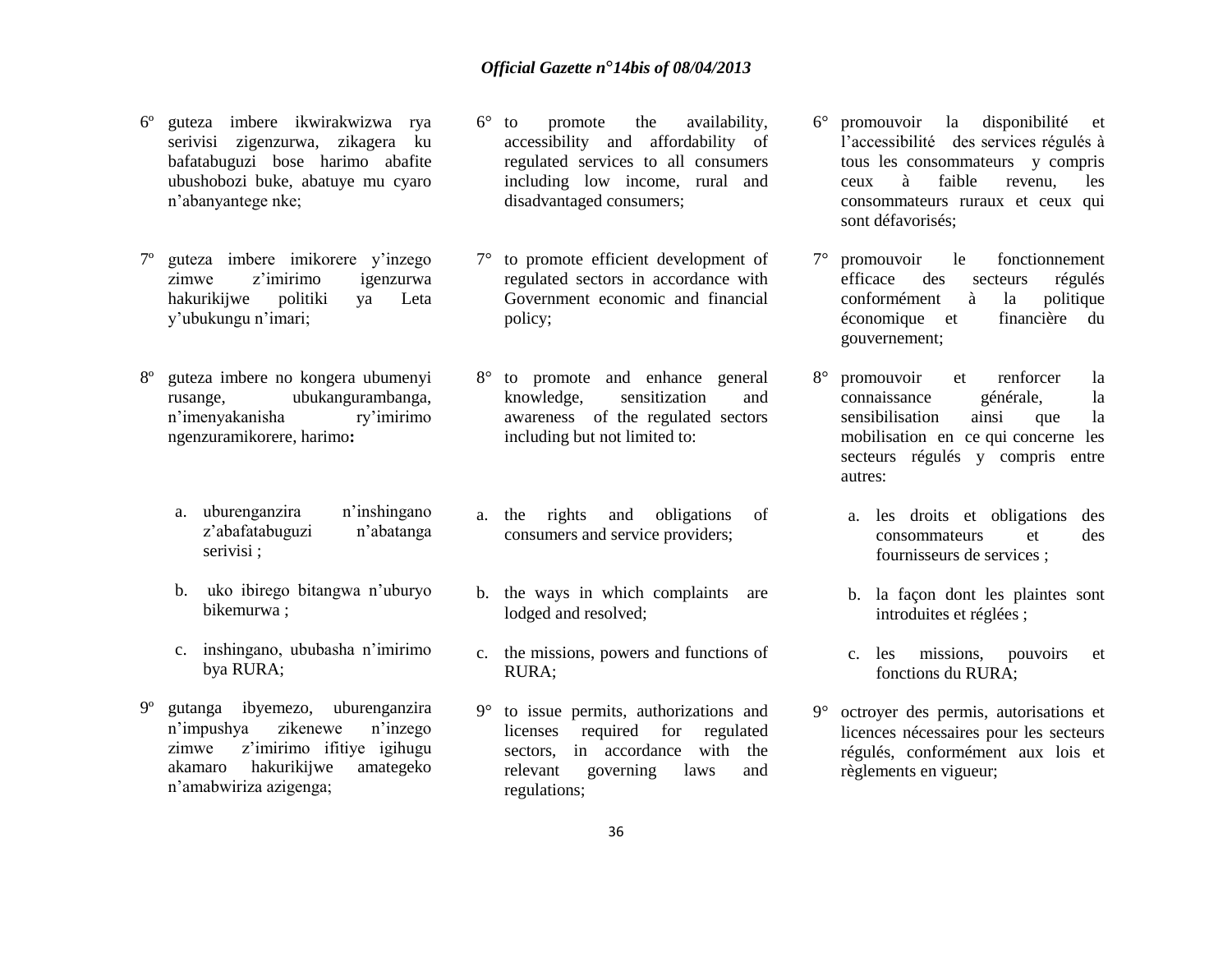6º guteza imbere ikwirakwizwa rya serivisi zigenzurwa, zikagera ku bafatabuguzi bose harimo abafite ubushobozi buke, abatuye mu cyaro n'abanyantege nke;

7º guteza imbere imikorere y'inzego zimwe z'imirimo igenzurwa hakurikijwe politiki ya Leta y'ubukungu n'imari;

8º guteza imbere no kongera ubumenyi rusange, ubukangurambanga, n'imenyakanisha ry'imirimo ngenzuramikorere, harimo**:**

a. uburenganzira n'inshingano z'abafatabuguzi n'abatanga serivisi ;

b. uko ibirego bitangwa n'uburyo bikemurwa ;

c. inshingano, ububasha n'imirimo bya RURA;

9º gutanga ibyemezo, uburenganzira n'impushya zikenewe n'inzego zimwe z'imirimo ifitiye igihugu akamaro hakurikijwe amategeko n'amabwiriza azigenga;

6° to promote the availability, accessibility and affordability of regulated services to all consumers including low income, rural and disadvantaged consumers;

7° to promote efficient development of regulated sectors in accordance with Government economic and financial policy;

8° to promote and enhance general knowledge, sensitization and awareness of the regulated sectors including but not limited to:

a. the rights and obligations of consumers and service providers;

b. the ways in which complaints are lodged and resolved;

c. the missions, powers and functions of RURA;

9° to issue permits, authorizations and licenses required for regulated sectors, in accordance with the relevant governing laws and regulations;

6° promouvoir la disponibilité et l'accessibilité des services régulés à tous les consommateurs y compris ceux à faible revenu, les consommateurs ruraux et ceux qui sont défavorisés;

7° promouvoir le fonctionnement efficace des secteurs régulés conformément à la politique économique et financière du gouvernement;

8° promouvoir et renforcer la connaissance générale, la sensibilisation ainsi que la mobilisation en ce qui concerne les secteurs régulés y compris entre autres:

a. les droits et obligations des consommateurs et des fournisseurs de services ;

b. la façon dont les plaintes sont introduites et réglées ;

c. les missions, pouvoirs et fonctions du RURA;

9° octroyer des permis, autorisations et licences nécessaires pour les secteurs régulés, conformément aux lois et règlements en vigueur;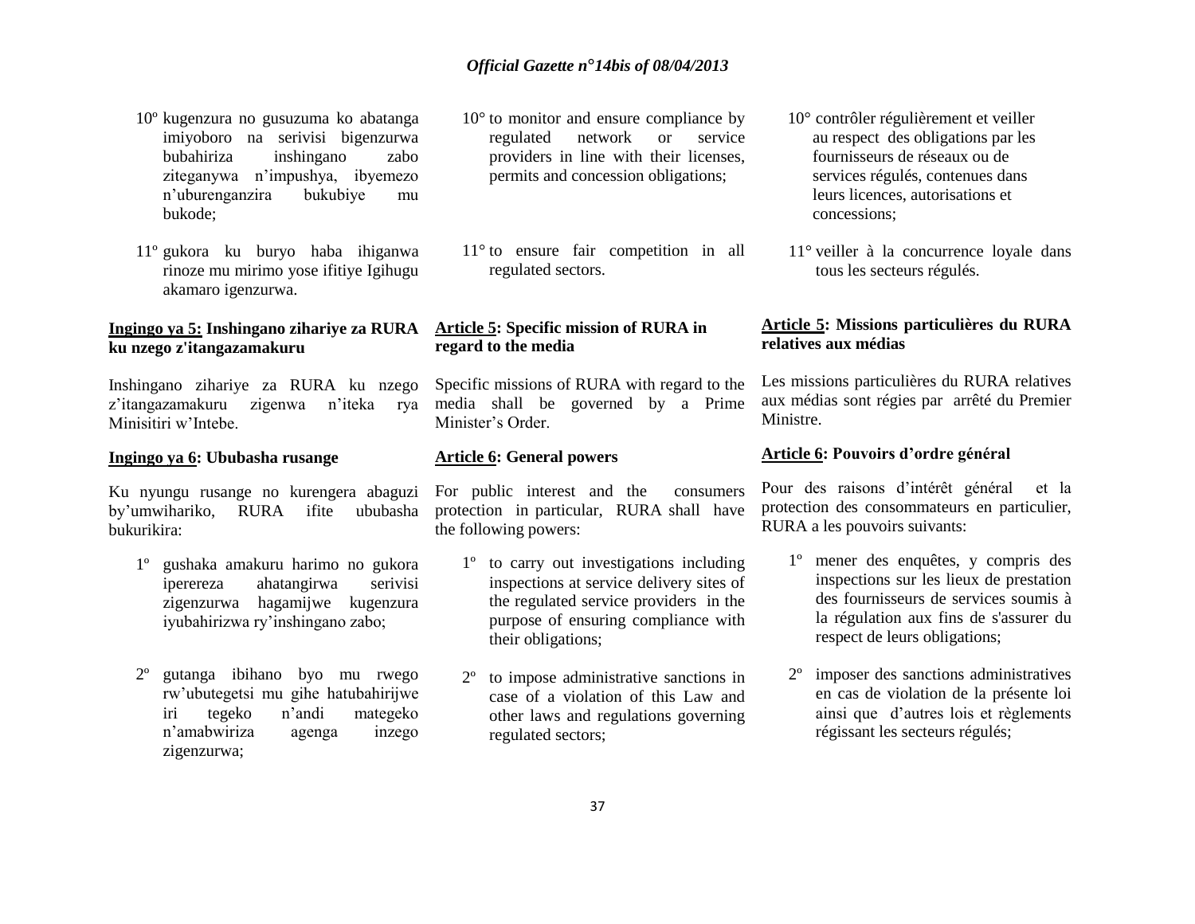10º kugenzura no gusuzuma ko abatanga imiyoboro na serivisi bigenzurwa bubahiriza inshingano zabo ziteganywa n'impushya, ibyemezo n'uburenganzira bukubiye mu bukode;

11º gukora ku buryo haba ihiganwa rinoze mu mirimo yose ifitiye Igihugu akamaro igenzurwa.

**Ingingo ya 5: Inshingano zihariye za RURA ku nzego z'itangazamakuru**

Inshingano zihariye za RURA ku nzego z'itangazamakuru zigenwa n'iteka rya Minisitiri w'Intebe.

**Ingingo ya 6: Ububasha rusange**

Ku nyungu rusange no kurengera abaguzi by'umwihariko, RURA ifite ububasha bukurikira:

1º gushaka amakuru harimo no gukora iperereza ahatangirwa serivisi zigenzurwa hagamijwe kugenzura iyubahirizwa ry'inshingano zabo;

2º gutanga ibihano byo mu rwego rw'ubutegetsi mu gihe hatubahirijwe iri tegeko n'andi mategeko n'amabwiriza agenga inzego zigenzurwa;

10° to monitor and ensure compliance by regulated network or service providers in line with their licenses, permits and concession obligations;

11° to ensure fair competition in all regulated sectors.

**Article 5: Specific mission of RURA in regard to the media**

Specific missions of RURA with regard to the media shall be governed by a Prime Minister's Order.

**Article 6: General powers**

For public interest and the consumers protection in particular, RURA shall have the following powers:

1º to carry out investigations including inspections at service delivery sites of the regulated service providers in the purpose of ensuring compliance with their obligations;

2º to impose administrative sanctions in case of a violation of this Law and other laws and regulations governing regulated sectors;

10° contrôler régulièrement et veiller au respect des obligations par les fournisseurs de réseaux ou de services régulés, contenues dans leurs licences, autorisations et concessions;

11° veiller à la concurrence loyale dans tous les secteurs régulés.

**Article 5: Missions particulières du RURA relatives aux médias**

Les missions particulières du RURA relatives aux médias sont régies par arrêté du Premier Ministre.

**Article 6: Pouvoirs d'ordre général**

Pour des raisons d'intérêt général et la protection des consommateurs en particulier, RURA a les pouvoirs suivants:

1º mener des enquêtes, y compris des inspections sur les lieux de prestation des fournisseurs de services soumis à la régulation aux fins de s'assurer du respect de leurs obligations;

2º imposer des sanctions administratives en cas de violation de la présente loi ainsi que d'autres lois et règlements régissant les secteurs régulés;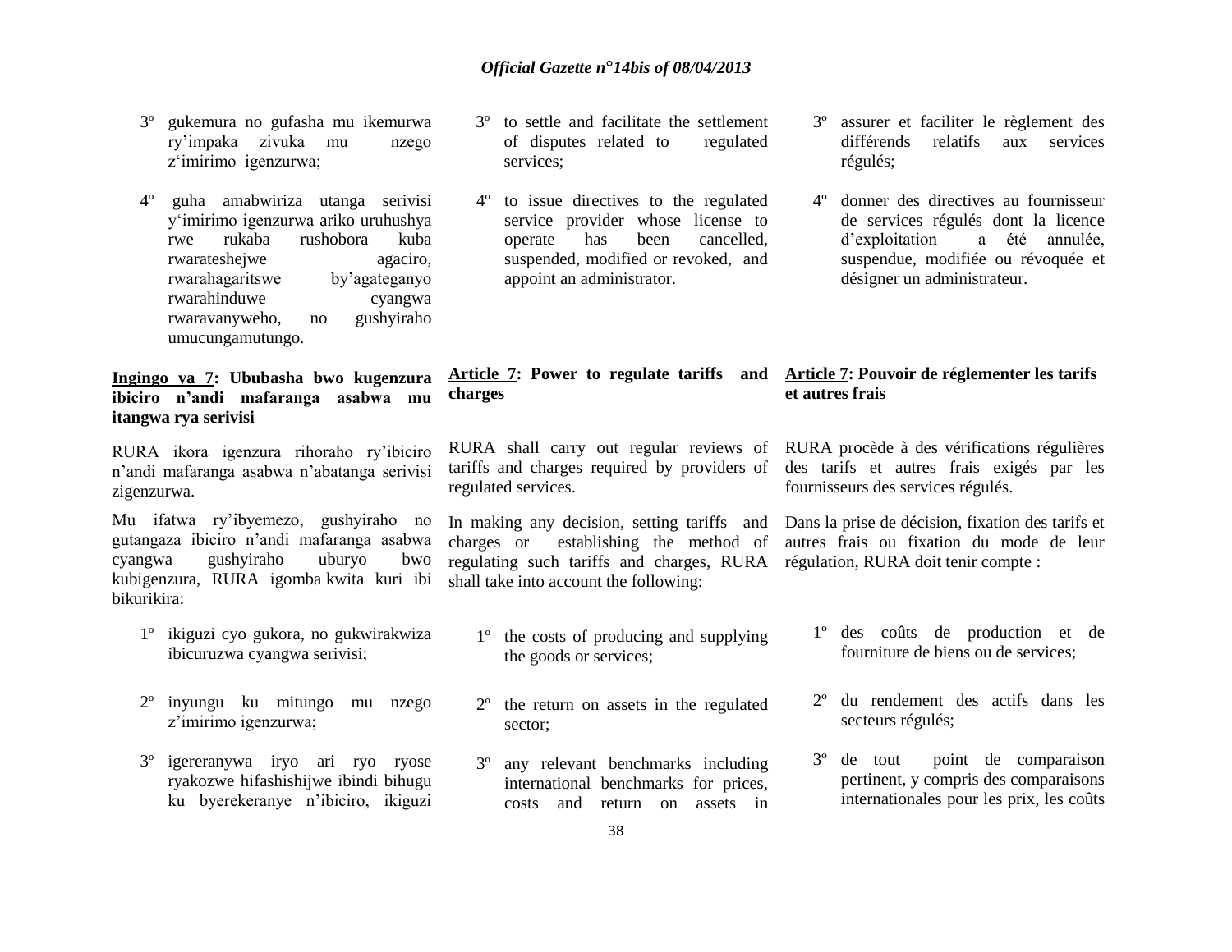3º gukemura no gufasha mu ikemurwa ry'impaka zivuka mu nzego z'imirimo igenzurwa;

4º guha amabwiriza utanga serivisi y'imirimo igenzurwa ariko uruhushya rwe rukaba rushobora kuba rwarateshejwe agaciro, rwarahagaritswe by'agateganyo rwarahinduwe cyangwa rwaravanyweho, no gushyiraho umucungamutungo.

**Ingingo ya 7: Ububasha bwo kugenzura ibiciro n'andi mafaranga asabwa mu itangwa rya serivisi**

RURA ikora igenzura rihoraho ry'ibiciro n'andi mafaranga asabwa n'abatanga serivisi zigenzurwa.

Mu ifatwa ry'ibyemezo, gushyiraho no gutangaza ibiciro n'andi mafaranga asabwa cyangwa gushyiraho uburyo bwo kubigenzura, RURA igomba kwita kuri ibi bikurikira:

1º ikiguzi cyo gukora, no gukwirakwiza ibicuruzwa cyangwa serivisi;

2º inyungu ku mitungo mu nzego z'imirimo igenzurwa;

3º igereranywa iryo ari ryo ryose ryakozwe hifashishijwe ibindi bihugu ku byerekeranye n'ibiciro, ikiguzi

3º to settle and facilitate the settlement of disputes related to regulated services;

4º to issue directives to the regulated service provider whose license to operate has been cancelled, suspended, modified or revoked, and appoint an administrator.

**Article 7: Power to regulate tariffs and charges**

RURA shall carry out regular reviews of tariffs and charges required by providers of regulated services.

In making any decision, setting tariffs and charges or establishing the method of regulating such tariffs and charges, RURA shall take into account the following:

1º the costs of producing and supplying the goods or services;

2º the return on assets in the regulated sector;

3º any relevant benchmarks including international benchmarks for prices, costs and return on assets in

3º assurer et faciliter le règlement des différends relatifs aux services régulés;

4º donner des directives au fournisseur de services régulés dont la licence d'exploitation a été annulée, suspendue, modifiée ou révoquée et désigner un administrateur.

**Article 7: Pouvoir de réglementer les tarifs et autres frais**

RURA procède à des vérifications régulières des tarifs et autres frais exigés par les fournisseurs des services régulés.

Dans la prise de décision, fixation des tarifs et autres frais ou fixation du mode de leur régulation, RURA doit tenir compte :

1º des coûts de production et de fourniture de biens ou de services;

2º du rendement des actifs dans les secteurs régulés;

3º de tout point de comparaison pertinent, y compris des comparaisons internationales pour les prix, les coûts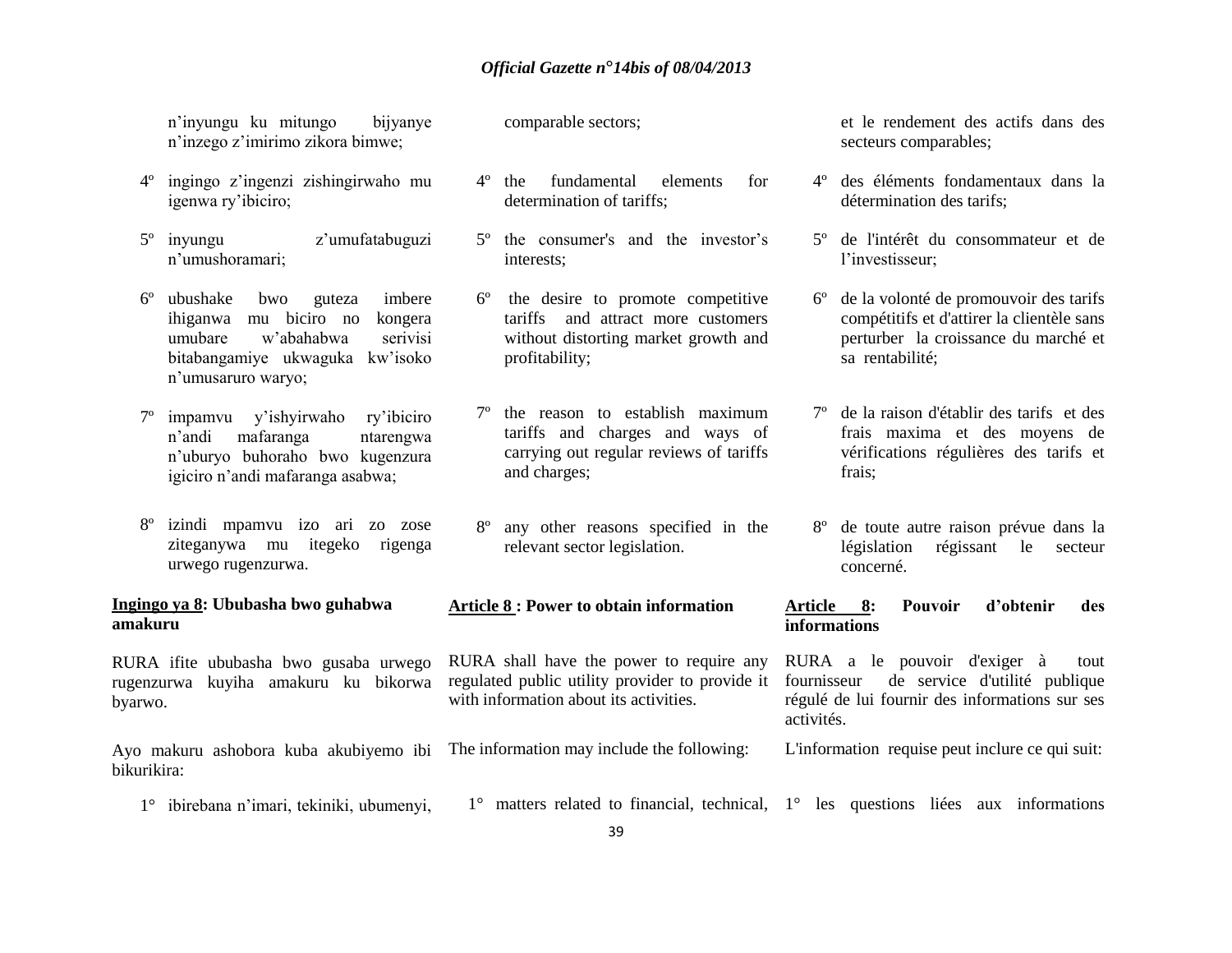n'inyungu ku mitungo bijyanye n'inzego z'imirimo zikora bimwe;

4º ingingo z'ingenzi zishingirwaho mu igenwa ry'ibiciro;

5º inyungu z'umufatabuguzi n'umushoramari;

6º ubushake bwo guteza imbere ihiganwa mu biciro no kongera umubare w'abahabwa serivisi bitabangamiye ukwaguka kw'isoko n'umusaruro waryo;

7º impamvu y'ishyirwaho ry'ibiciro n'andi mafaranga ntarengwa n'uburyo buhoraho bwo kugenzura igiciro n'andi mafaranga asabwa;

8º izindi mpamvu izo ari zo zose ziteganywa mu itegeko rigenga urwego rugenzurwa.

**Ingingo ya 8: Ububasha bwo guhabwa amakuru**

RURA ifite ububasha bwo gusaba urwego rugenzurwa kuyiha amakuru ku bikorwa byarwo.

Ayo makuru ashobora kuba akubiyemo ibi bikurikira:

1° ibirebana n'imari, tekiniki, ubumenyi,

comparable sectors;

4º the fundamental elements for determination of tariffs;

5º the consumer's and the investor's interests;

6º the desire to promote competitive tariffs and attract more customers without distorting market growth and profitability;

7º the reason to establish maximum tariffs and charges and ways of carrying out regular reviews of tariffs and charges;

8º any other reasons specified in the relevant sector legislation.

**Article 8 : Power to obtain information**

RURA shall have the power to require any regulated public utility provider to provide it with information about its activities.

The information may include the following:

1° matters related to financial, technical,

et le rendement des actifs dans des secteurs comparables;

4º des éléments fondamentaux dans la détermination des tarifs;

5º de l'intérêt du consommateur et de l'investisseur;

6º de la volonté de promouvoir des tarifs compétitifs et d'attirer la clientèle sans perturber la croissance du marché et sa rentabilité;

7º de la raison d'établir des tarifs et des frais maxima et des moyens de vérifications régulières des tarifs et frais;

8º de toute autre raison prévue dans la législation régissant le secteur concerné.

**Article 8: Pouvoir d'obtenir des informations**

RURA a le pouvoir d'exiger à tout fournisseur de service d'utilité publique régulé de lui fournir des informations sur ses activités.

L'information requise peut inclure ce qui suit:

1° les questions liées aux informations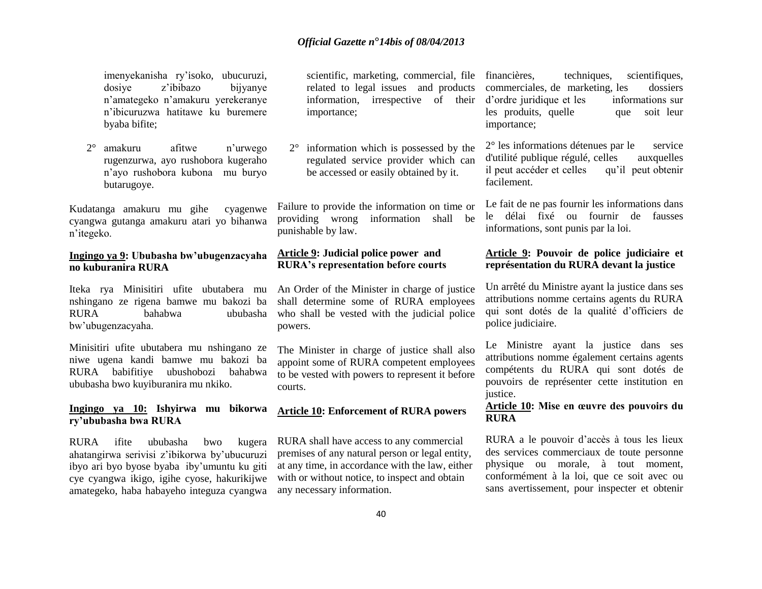imenyekanisha ry'isoko, ubucuruzi, dosiye z'ibibazo bijyanye n'amategeko n'amakuru yerekeranye n'ibicuruzwa hatitawe ku buremere byaba bifite;

2° amakuru afitwe n'urwego rugenzurwa, ayo rushobora kugeraho n'ayo rushobora kubona mu buryo butarugoye.

Kudatanga amakuru mu gihe cyagenwe cyangwa gutanga amakuru atari yo bihanwa n'itegeko.

**Ingingo ya 9: Ububasha bw'ubugenzacyaha no kuburanira RURA**

Iteka rya Minisitiri ufite ubutabera mu nshingano ze rigena bamwe mu bakozi ba RURA bahabwa ububasha bw'ubugenzacyaha.

Minisitiri ufite ubutabera mu nshingano ze niwe ugena kandi bamwe mu bakozi ba RURA babifitiye ubushobozi bahabwa ububasha bwo kuyiburanira mu nkiko.

**Ingingo ya 10: Ishyirwa mu bikorwa ry'ububasha bwa RURA**

RURA ifite ububasha bwo kugera ahatangirwa serivisi z'ibikorwa by'ubucuruzi ibyo ari byo byose byaba iby'umuntu ku giti cye cyangwa ikigo, igihe cyose, hakurikijwe amategeko, haba habayeho integuza cyangwa

scientific, marketing, commercial, file related to legal issues and products information, irrespective of their importance;

2° information which is possessed by the regulated service provider which can be accessed or easily obtained by it.

Failure to provide the information on time or providing wrong information shall be punishable by law.

**Article 9: Judicial police power and RURA's representation before courts**

An Order of the Minister in charge of justice shall determine some of RURA employees who shall be vested with the judicial police powers.

The Minister in charge of justice shall also appoint some of RURA competent employees to be vested with powers to represent it before courts.

**Article 10: Enforcement of RURA powers**

RURA shall have access to any commercial premises of any natural person or legal entity, at any time, in accordance with the law, either with or without notice, to inspect and obtain any necessary information.

financières, techniques, scientifiques, commerciales, de marketing, les dossiers d'ordre juridique et les informations sur les produits, quelle que soit leur importance;

2° les informations détenues par le service d'utilité publique régulé, celles auxquelles il peut accéder et celles qu'il peut obtenir facilement.

Le fait de ne pas fournir les informations dans le délai fixé ou fournir de fausses informations, sont punis par la loi.

**Article 9: Pouvoir de police judiciaire et représentation du RURA devant la justice**

Un arrêté du Ministre ayant la justice dans ses attributions nomme certains agents du RURA qui sont dotés de la qualité d'officiers de police judiciaire.

Le Ministre ayant la justice dans ses attributions nomme également certains agents compétents du RURA qui sont dotés de pouvoirs de représenter cette institution en justice.

**Article 10: Mise en œuvre des pouvoirs du RURA**

RURA a le pouvoir d'accès à tous les lieux des services commerciaux de toute personne physique ou morale, à tout moment, conformément à la loi, que ce soit avec ou sans avertissement, pour inspecter et obtenir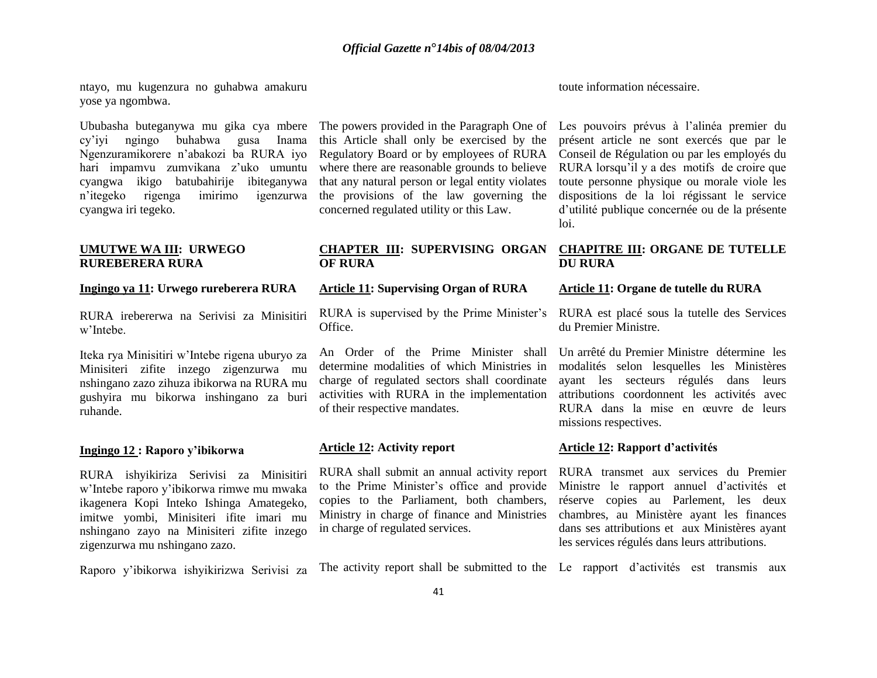ntayo, mu kugenzura no guhabwa amakuru yose ya ngombwa.

Ububasha buteganywa mu gika cya mbere cy'iyi ngingo buhabwa gusa Inama Ngenzuramikorere n'abakozi ba RURA iyo hari impamvu zumvikana z'uko umuntu cyangwa ikigo batubahirije ibiteganywa n'itegeko rigenga imirimo igenzurwa cyangwa iri tegeko.

## UMUTWE WA III: URWEGO RUREBERERA RURA

### Ingingo ya 11: Urwego rureberera RURA

RURA irebererwa na Serivisi za Minisitiri w'Intebe.

Iteka rya Minisitiri w'Intebe rigena uburyo za Minisiteri zifite inzego zigenzurwa mu nshingano zazo zihuza ibikorwa na RURA mu gushyira mu bikorwa inshingano za buri ruhande.

### Ingingo 12 : Raporo y'ibikorwa

RURA ishyikiriza Serivisi za Minisitiri w'Intebe raporo y'ibikorwa rimwe mu mwaka ikagenera Kopi Inteko Ishinga Amategeko, imitwe yombi, Minisiteri ifite imari mu nshingano zayo na Minisiteri zifite inzego zigenzurwa mu nshingano zazo.

Raporo y'ibikorwa ishyikirizwa Serivisi za

toute information nécessaire.

The powers provided in the Paragraph One of this Article shall only be exercised by the Regulatory Board or by employees of RURA where there are reasonable grounds to believe that any natural person or legal entity violates the provisions of the law governing the concerned regulated utility or this Law.

## CHAPTER III: SUPERVISING ORGAN OF RURA

### Article 11: Supervising Organ of RURA

RURA is supervised by the Prime Minister's Office.

An Order of the Prime Minister shall determine modalities of which Ministries in charge of regulated sectors shall coordinate activities with RURA in the implementation of their respective mandates.

### Article 12: Activity report

RURA shall submit an annual activity report to the Prime Minister's office and provide copies to the Parliament, both chambers, Ministry in charge of finance and Ministries in charge of regulated services.

The activity report shall be submitted to the

Les pouvoirs prévus à l'alinéa premier du présent article ne sont exercés que par le Conseil de Régulation ou par les employés du RURA lorsqu'il y a des motifs de croire que toute personne physique ou morale viole les dispositions de la loi régissant le service d'utilité publique concernée ou de la présente loi.

## CHAPITRE III: ORGANE DE TUTELLE DU RURA

### Article 11: Organe de tutelle du RURA

RURA est placé sous la tutelle des Services du Premier Ministre.

Un arrêté du Premier Ministre détermine les modalités selon lesquelles les Ministères ayant les secteurs régulés dans leurs attributions coordonnent les activités avec RURA dans la mise en œuvre de leurs missions respectives.

### Article 12: Rapport d'activités

RURA transmet aux services du Premier Ministre le rapport annuel d'activités et réserve copies au Parlement, les deux chambres, au Ministère ayant les finances dans ses attributions et aux Ministères ayant les services régulés dans leurs attributions.

Le rapport d'activités est transmis aux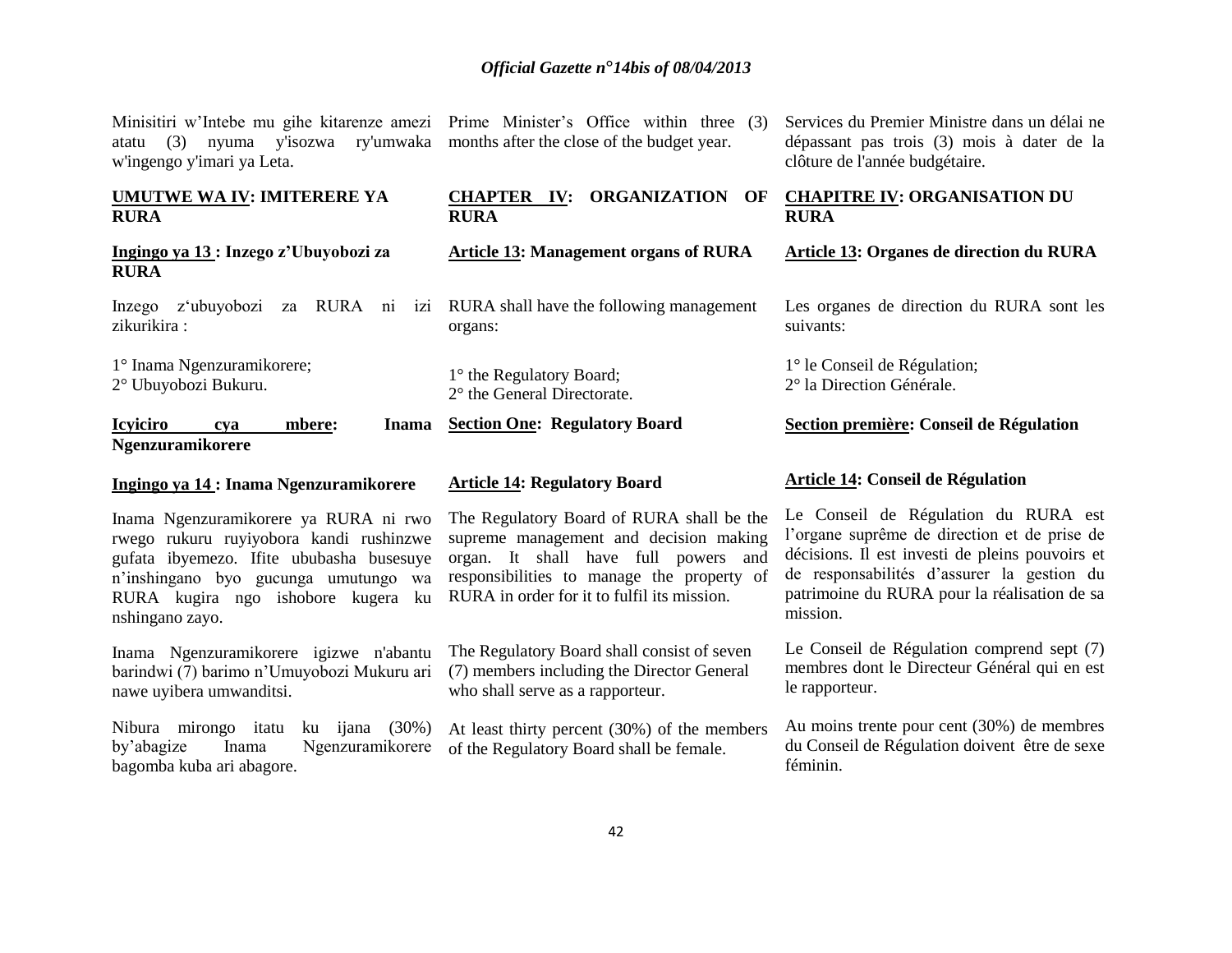Minisitiri w'Intebe mu gihe kitarenze amezi atatu (3) nyuma y'isozwa ry'umwaka w'ingengo y'imari ya Leta.

**UMUTWE WA IV: IMITERERE YA RURA**

**Ingingo ya 13 : Inzego z'Ubuyobozi za RURA**

Inzego z'ubuyobozi za RURA ni izi zikurikira :

1° Inama Ngenzuramikorere;
2° Ubuyobozi Bukuru.

**Icyiciro cya mbere: Inama Ngenzuramikorere**

**Ingingo ya 14 : Inama Ngenzuramikorere**

Inama Ngenzuramikorere ya RURA ni rwo rwego rukuru ruyiyobora kandi rushinzwe gufata ibyemezo. Ifite ububasha busesuye n'inshingano byo gucunga umutungo wa RURA kugira ngo ishobore kugera ku nshingano zayo.

Inama Ngenzuramikorere igizwe n'abantu barindwi (7) barimo n'Umuyobozi Mukuru ari nawe uyibera umwanditsi.

Nibura mirongo itatu ku ijana (30%) by'abagize Inama Ngenzuramikorere bagomba kuba ari abagore.

Prime Minister's Office within three (3) months after the close of the budget year.

**CHAPTER IV: ORGANIZATION OF RURA**

**Article 13: Management organs of RURA**

RURA shall have the following management organs:

1° the Regulatory Board;
2° the General Directorate.

**Section One: Regulatory Board**

**Article 14: Regulatory Board**

The Regulatory Board of RURA shall be the supreme management and decision making organ. It shall have full powers and responsibilities to manage the property of RURA in order for it to fulfil its mission.

The Regulatory Board shall consist of seven (7) members including the Director General who shall serve as a rapporteur.

At least thirty percent (30%) of the members of the Regulatory Board shall be female.

Services du Premier Ministre dans un délai ne dépassant pas trois (3) mois à dater de la clôture de l'année budgétaire.

**CHAPITRE IV: ORGANISATION DU RURA**

**Article 13: Organes de direction du RURA**

Les organes de direction du RURA sont les suivants:

1° le Conseil de Régulation;
2° la Direction Générale.

**Section première: Conseil de Régulation**

**Article 14: Conseil de Régulation**

Le Conseil de Régulation du RURA est l'organe suprême de direction et de prise de décisions. Il est investi de pleins pouvoirs et de responsabilités d'assurer la gestion du patrimoine du RURA pour la réalisation de sa mission.

Le Conseil de Régulation comprend sept (7) membres dont le Directeur Général qui en est le rapporteur.

Au moins trente pour cent (30%) de membres du Conseil de Régulation doivent être de sexe féminin.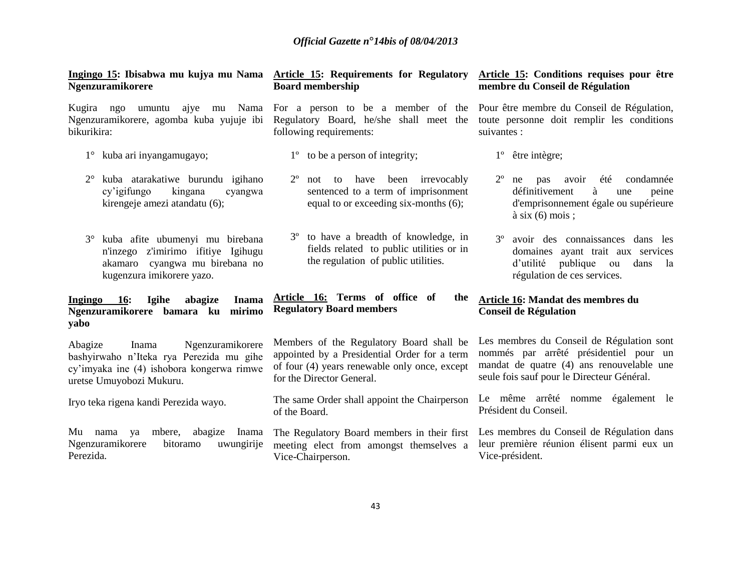**Ingingo 15: Ibisabwa mu kujya mu Nama Ngenzuramikorere**

Kugira ngo umuntu ajye mu Nama Ngenzuramikorere, agomba kuba yujuje ibi bikurikira:

1° kuba ari inyangamugayo;

2° kuba atarakatiwe burundu igihano cy'igifungo kingana cyangwa kirengeje amezi atandatu (6);

3° kuba afite ubumenyi mu birebana n'inzego z'imirimo ifitiye Igihugu akamaro cyangwa mu birebana no kugenzura imikorere yazo.

**Ingingo 16: Igihe abagize Inama Ngenzuramikorere bamara ku mirimo yabo**

Abagize Inama Ngenzuramikorere bashyirwaho n'Iteka rya Perezida mu gihe cy'imyaka ine (4) ishobora kongerwa rimwe uretse Umuyobozi Mukuru.

Iryo teka rigena kandi Perezida wayo.

Mu nama ya mbere, abagize Inama Ngenzuramikorere bitoramo uwungirije Perezida.

**Article 15: Requirements for Regulatory Board membership**

For a person to be a member of the Regulatory Board, he/she shall meet the following requirements:

1º to be a person of integrity;

2º not to have been irrevocably sentenced to a term of imprisonment equal to or exceeding six-months (6);

3º to have a breadth of knowledge, in fields related to public utilities or in the regulation of public utilities.

**Article 16: Terms of office of the Regulatory Board members**

Members of the Regulatory Board shall be appointed by a Presidential Order for a term of four (4) years renewable only once, except for the Director General.

The same Order shall appoint the Chairperson of the Board.

The Regulatory Board members in their first meeting elect from amongst themselves a Vice-Chairperson.

**Article 15: Conditions requises pour être membre du Conseil de Régulation**

Pour être membre du Conseil de Régulation, toute personne doit remplir les conditions suivantes :

1º être intègre;

2º ne pas avoir été condamnée définitivement à une peine d'emprisonnement égale ou supérieure à six (6) mois ;

3º avoir des connaissances dans les domaines ayant trait aux services d'utilité publique ou dans la régulation de ces services.

**Article 16: Mandat des membres du Conseil de Régulation**

Les membres du Conseil de Régulation sont nommés par arrêté présidentiel pour un mandat de quatre (4) ans renouvelable une seule fois sauf pour le Directeur Général.

Le même arrêté nomme également le Président du Conseil.

Les membres du Conseil de Régulation dans leur première réunion élisent parmi eux un Vice-président.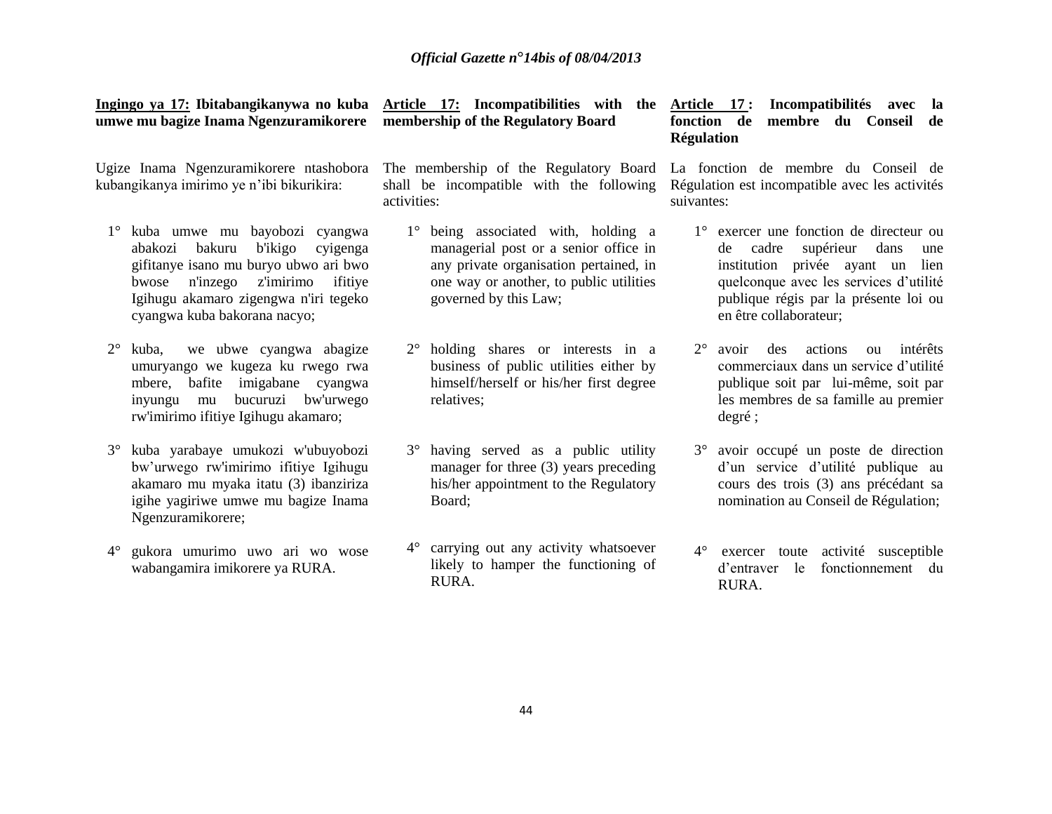**Ingingo ya 17: Ibitabangikanywa no kuba umwe mu bagize Inama Ngenzuramikorere**

Ugize Inama Ngenzuramikorere ntashobora kubangikanya imirimo ye n'ibi bikurikira:

1° kuba umwe mu bayobozi cyangwa abakozi bakuru b'ikigo cyigenga gifitanye isano mu buryo ubwo ari bwo bwose n'inzego z'imirimo ifitiye Igihugu akamaro zigengwa n'iri tegeko cyangwa kuba bakorana nacyo;

2° kuba, we ubwe cyangwa abagize umuryango we kugeza ku rwego rwa mbere, bafite imigabane cyangwa inyungu mu bucuruzi bw'urwego rw'imirimo ifitiye Igihugu akamaro;

3° kuba yarabaye umukozi w'ubuyobozi bw'urwego rw'imirimo ifitiye Igihugu akamaro mu myaka itatu (3) ibanziriza igihe yagiriwe umwe mu bagize Inama Ngenzuramikorere;

4° gukora umurimo uwo ari wo wose wabangamira imikorere ya RURA.

**Article 17: Incompatibilities with the membership of the Regulatory Board**

The membership of the Regulatory Board shall be incompatible with the following activities:

1° being associated with, holding a managerial post or a senior office in any private organisation pertained, in one way or another, to public utilities governed by this Law;

2° holding shares or interests in a business of public utilities either by himself/herself or his/her first degree relatives;

3° having served as a public utility manager for three (3) years preceding his/her appointment to the Regulatory Board;

4° carrying out any activity whatsoever likely to hamper the functioning of RURA.

**Article 17 : Incompatibilités avec la fonction de membre du Conseil de Régulation**

La fonction de membre du Conseil de Régulation est incompatible avec les activités suivantes:

1° exercer une fonction de directeur ou de cadre supérieur dans une institution privée ayant un lien quelconque avec les services d'utilité publique régis par la présente loi ou en être collaborateur;

2° avoir des actions ou intérêts commerciaux dans un service d'utilité publique soit par lui-même, soit par les membres de sa famille au premier degré ;

3° avoir occupé un poste de direction d'un service d'utilité publique au cours des trois (3) ans précédant sa nomination au Conseil de Régulation;

4° exercer toute activité susceptible d'entraver le fonctionnement du RURA.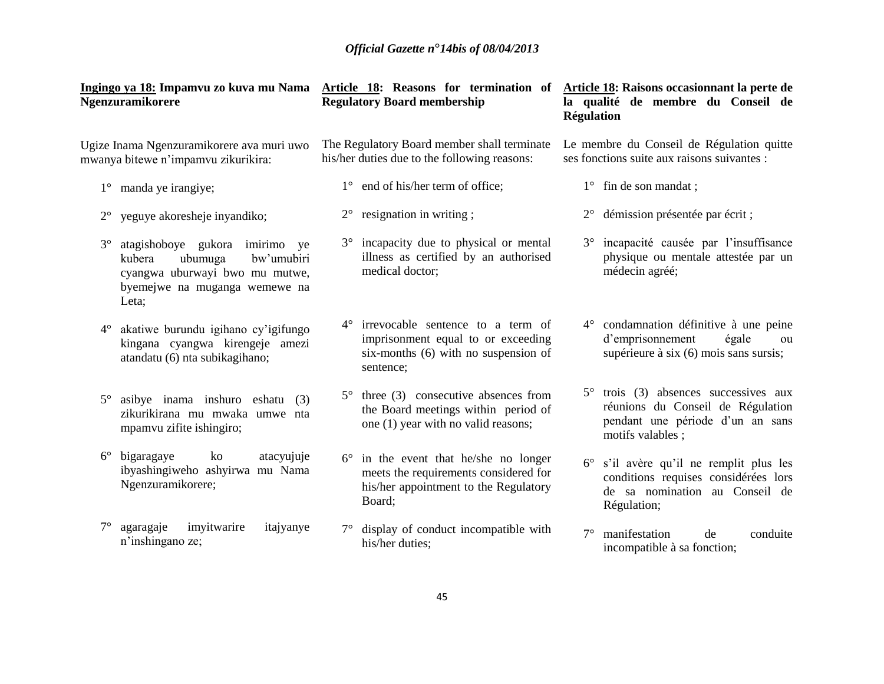**Ingingo ya 18: Impamvu zo kuva mu Nama Ngenzuramikorere**

Ugize Inama Ngenzuramikorere ava muri uwo mwanya bitewe n'impamvu zikurikira:

1° manda ye irangiye;

2° yeguye akoresheje inyandiko;

3° atagishoboye gukora imirimo ye kubera ubumuga bw'umubiri cyangwa uburwayi bwo mu mutwe, byemejwe na muganga wemewe na Leta;

4° akatiwe burundu igihano cy'igifungo kingana cyangwa kirengeje amezi atandatu (6) nta subikagihano;

5° asibye inama inshuro eshatu (3) zikurikirana mu mwaka umwe nta mpamvu zifite ishingiro;

6° bigaragaye ko atacyujuje ibyashingiweho ashyirwa mu Nama Ngenzuramikorere;

7° agaragaje imyitwarire itajyanye n'inshingano ze;

**Article 18: Reasons for termination of Regulatory Board membership**

The Regulatory Board member shall terminate his/her duties due to the following reasons:

1° end of his/her term of office;

2° resignation in writing ;

3° incapacity due to physical or mental illness as certified by an authorised medical doctor;

4° irrevocable sentence to a term of imprisonment equal to or exceeding six-months (6) with no suspension of sentence;

5° three (3) consecutive absences from the Board meetings within period of one (1) year with no valid reasons;

6° in the event that he/she no longer meets the requirements considered for his/her appointment to the Regulatory Board;

7° display of conduct incompatible with his/her duties;

**Article 18: Raisons occasionnant la perte de la qualité de membre du Conseil de Régulation**

Le membre du Conseil de Régulation quitte ses fonctions suite aux raisons suivantes :

1° fin de son mandat ;

2° démission présentée par écrit ;

3° incapacité causée par l'insuffisance physique ou mentale attestée par un médecin agréé;

4° condamnation définitive à une peine d'emprisonnement égale ou supérieure à six (6) mois sans sursis;

5° trois (3) absences successives aux réunions du Conseil de Régulation pendant une période d'un an sans motifs valables ;

6° s'il avère qu'il ne remplit plus les conditions requises considérées lors de sa nomination au Conseil de Régulation;

7° manifestation de conduite incompatible à sa fonction;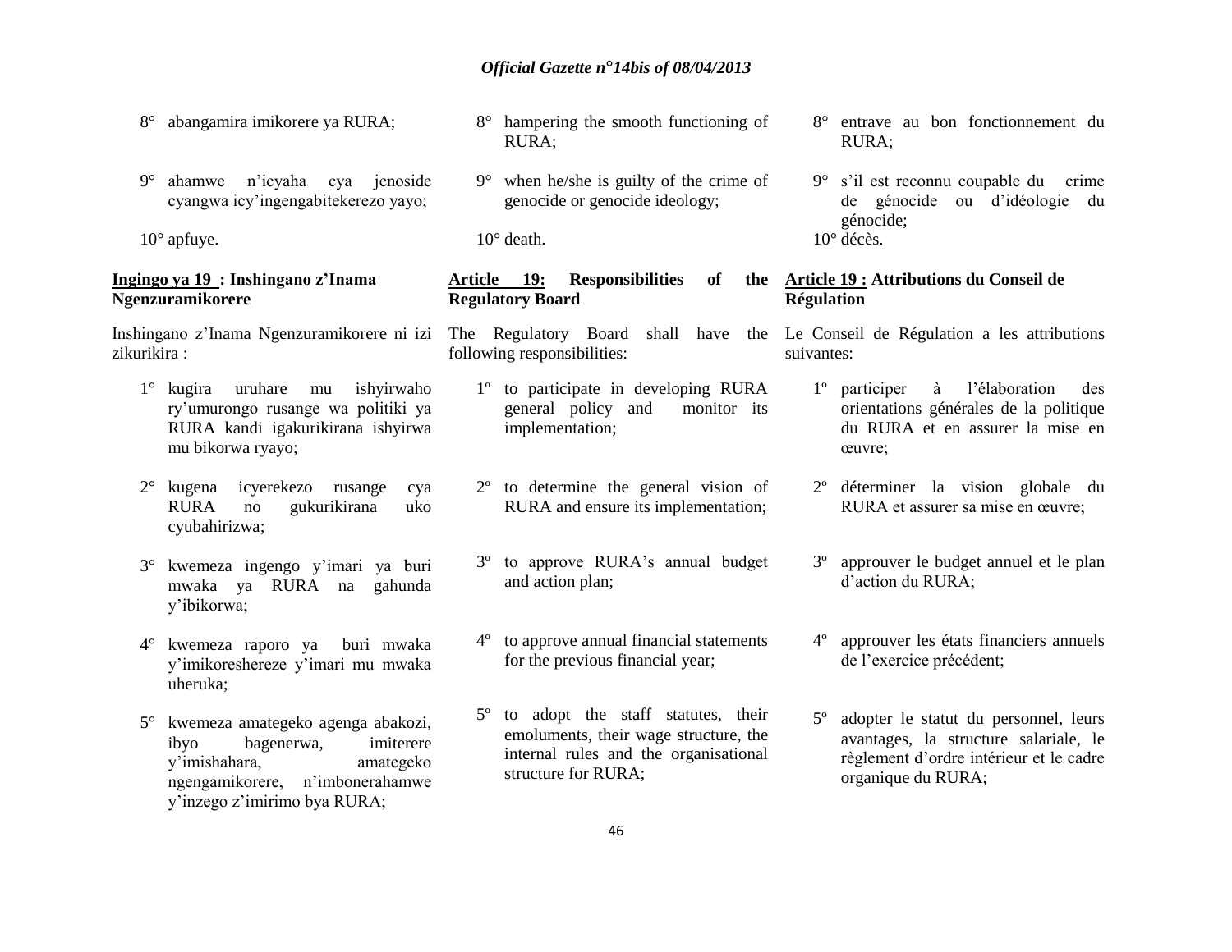8° abangamira imikorere ya RURA;

9° ahamwe n'icyaha cya jenoside cyangwa icy'ingengabitekerezo yayo;

10° apfuye.

**Ingingo ya 19 : Inshingano z'Inama Ngenzuramikorere**

Inshingano z'Inama Ngenzuramikorere ni izi zikurikira :

1° kugira uruhare mu ishyirwaho ry'umurongo rusange wa politiki ya RURA kandi igakurikirana ishyirwa mu bikorwa ryayo;

2° kugena icyerekezo rusange cya RURA no gukurikirana uko cyubahirizwa;

3° kwemeza ingengo y'imari ya buri mwaka ya RURA na gahunda y'ibikorwa;

4° kwemeza raporo ya buri mwaka y'imikoreshereze y'imari mu mwaka uheruka;

5° kwemeza amategeko agenga abakozi, ibyo bagenerwa, imiterere y'imishahara, amategeko ngengamikorere, n'imbonerahamwe y'inzego z'imirimo bya RURA;

8° hampering the smooth functioning of RURA;

9° when he/she is guilty of the crime of genocide or genocide ideology;

10° death.

**Article 19: Responsibilities of the Regulatory Board**

The Regulatory Board shall have the following responsibilities:

1º to participate in developing RURA general policy and monitor its implementation;

2º to determine the general vision of RURA and ensure its implementation;

3º to approve RURA's annual budget and action plan;

4º to approve annual financial statements for the previous financial year;

5º to adopt the staff statutes, their emoluments, their wage structure, the internal rules and the organisational structure for RURA;

8° entrave au bon fonctionnement du RURA;

9° s'il est reconnu coupable du crime de génocide ou d'idéologie du génocide;

10° décès.

**Article 19 : Attributions du Conseil de Régulation**

Le Conseil de Régulation a les attributions suivantes:

1º participer à l'élaboration des orientations générales de la politique du RURA et en assurer la mise en œuvre;

2º déterminer la vision globale du RURA et assurer sa mise en œuvre;

3º approuver le budget annuel et le plan d'action du RURA;

4º approuver les états financiers annuels de l'exercice précédent;

5º adopter le statut du personnel, leurs avantages, la structure salariale, le règlement d'ordre intérieur et le cadre organique du RURA;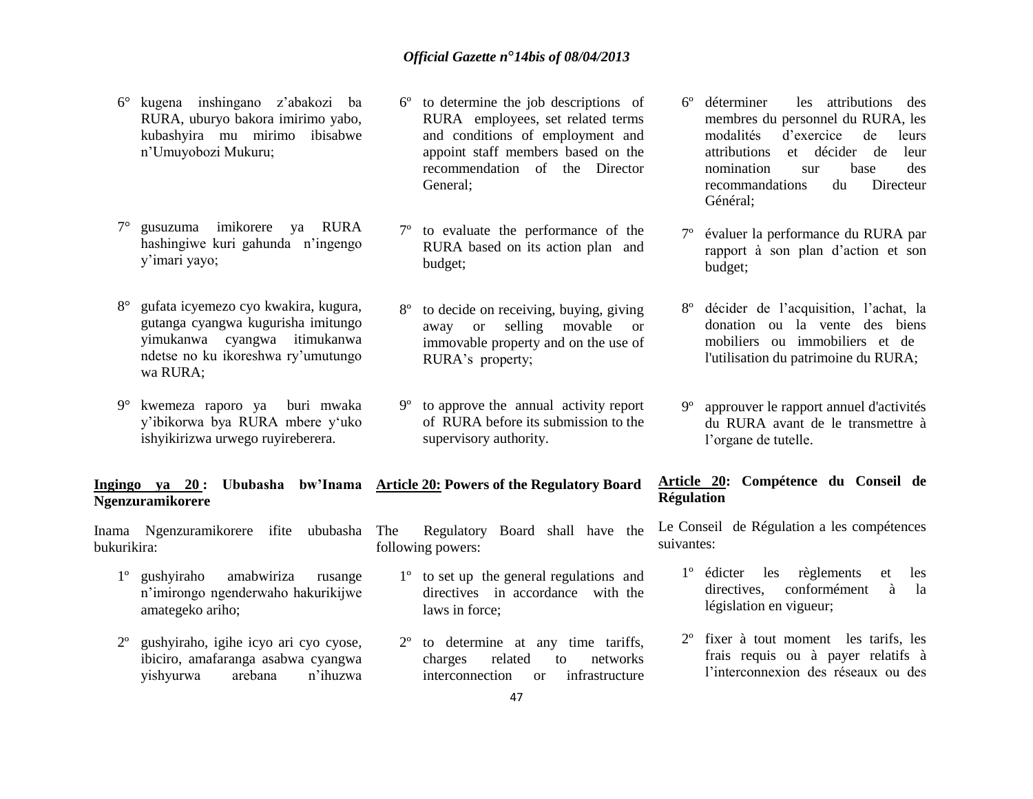6° kugena inshingano z'abakozi ba RURA, uburyo bakora imirimo yabo, kubashyira mu mirimo ibisabwe n'Umuyobozi Mukuru;

7° gusuzuma imikorere ya RURA hashingiwe kuri gahunda n'ingengo y'imari yayo;

8° gufata icyemezo cyo kwakira, kugura, gutanga cyangwa kugurisha imitungo yimukanwa cyangwa itimukanwa ndetse no ku ikoreshwa ry'umutungo wa RURA;

9° kwemeza raporo ya buri mwaka y'ibikorwa bya RURA mbere y'uko ishyikirizwa urwego ruyireberera.

**Ingingo ya 20 : Ububasha bw'Inama Ngenzuramikorere**

Inama Ngenzuramikorere ifite ububasha bukurikira:

1º gushyiraho amabwiriza rusange n'imirongo ngenderwaho hakurikijwe amategeko ariho;

2º gushyiraho, igihe icyo ari cyo cyose, ibiciro, amafaranga asabwa cyangwa yishyurwa arebana n'ihuzwa

6º to determine the job descriptions of RURA employees, set related terms and conditions of employment and appoint staff members based on the recommendation of the Director General;

7º to evaluate the performance of the RURA based on its action plan and budget;

8º to decide on receiving, buying, giving away or selling movable or immovable property and on the use of RURA's property;

9º to approve the annual activity report of RURA before its submission to the supervisory authority.

**Article 20: Powers of the Regulatory Board**

The Regulatory Board shall have the following powers:

1º to set up the general regulations and directives in accordance with the laws in force;

2º to determine at any time tariffs, charges related to networks interconnection or infrastructure

6º déterminer les attributions des membres du personnel du RURA, les modalités d'exercice de leurs attributions et décider de leur nomination sur base des recommandations du Directeur Général;

7º évaluer la performance du RURA par rapport à son plan d'action et son budget;

8º décider de l'acquisition, l'achat, la donation ou la vente des biens mobiliers ou immobiliers et de l'utilisation du patrimoine du RURA;

9º approuver le rapport annuel d'activités du RURA avant de le transmettre à l'organe de tutelle.

**Article 20: Compétence du Conseil de Régulation**

Le Conseil de Régulation a les compétences suivantes:

1º édicter les règlements et les directives, conformément à la législation en vigueur;

2º fixer à tout moment les tarifs, les frais requis ou à payer relatifs à l'interconnexion des réseaux ou des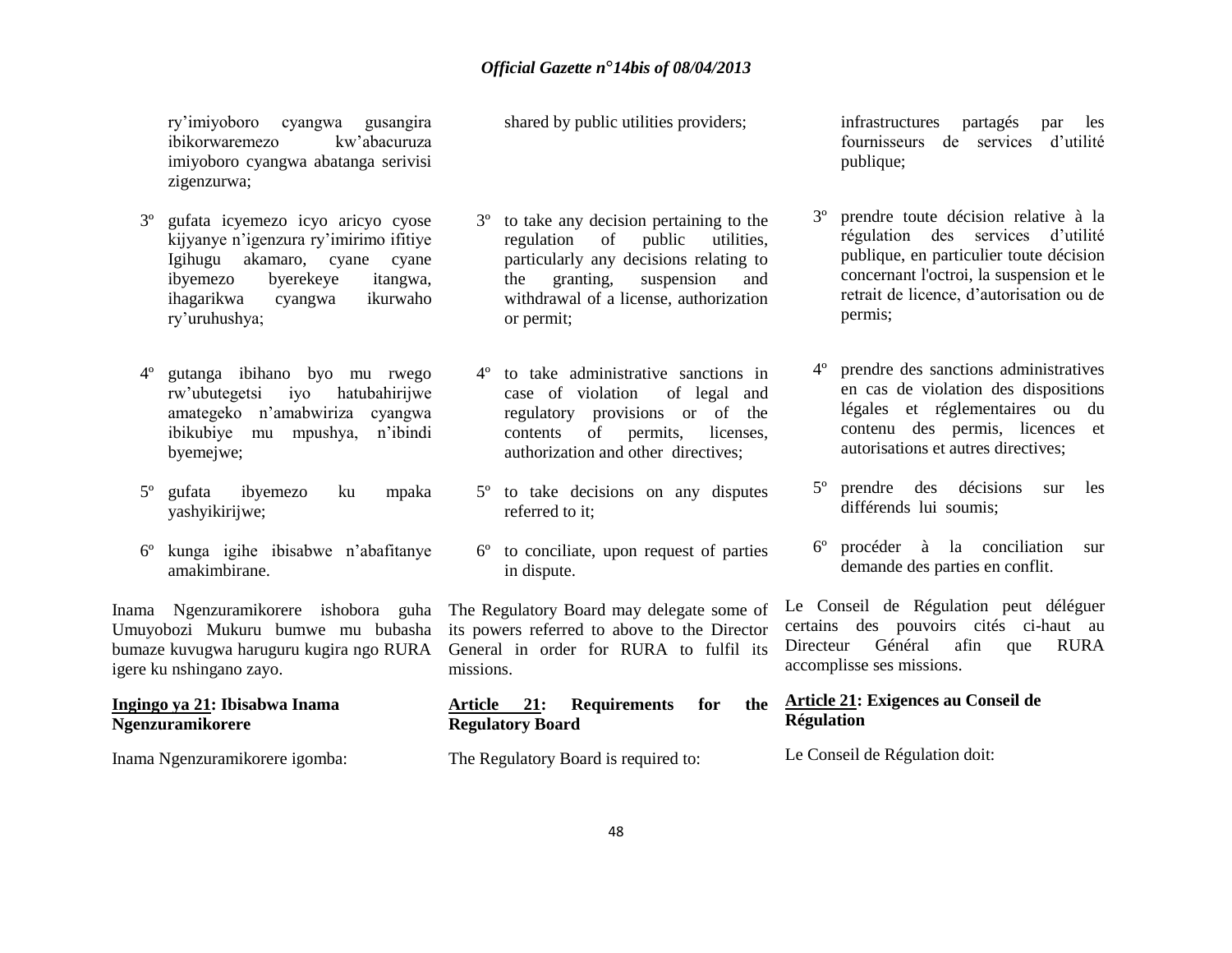ry'imiyoboro cyangwa gusangira ibikorwaremezo kw'abacuruza imiyoboro cyangwa abatanga serivisi zigenzurwa;

3º gufata icyemezo icyo aricyo cyose kijyanye n'igenzura ry'imirimo ifitiye Igihugu akamaro, cyane cyane ibyemezo byerekeye itangwa, ihagarikwa cyangwa ikurwaho ry'uruhushya;

4º gutanga ibihano byo mu rwego rw'ubutegetsi iyo hatubahirijwe amategeko n'amabwiriza cyangwa ibikubiye mu mpushya, n'ibindi byemejwe;

5º gufata ibyemezo ku mpaka yashyikirijwe;

6º kunga igihe ibisabwe n'abafitanye amakimbirane.

Inama Ngenzuramikorere ishobora guha Umuyobozi Mukuru bumwe mu bubasha bumaze kuvugwa haruguru kugira ngo RURA igere ku nshingano zayo.

**Ingingo ya 21: Ibisabwa Inama Ngenzuramikorere**

Inama Ngenzuramikorere igomba:

shared by public utilities providers;

3º to take any decision pertaining to the regulation of public utilities, particularly any decisions relating to the granting, suspension and withdrawal of a license, authorization or permit;

4º to take administrative sanctions in case of violation of legal and regulatory provisions or of the contents of permits, licenses, authorization and other directives;

5º to take decisions on any disputes referred to it;

6º to conciliate, upon request of parties in dispute.

The Regulatory Board may delegate some of its powers referred to above to the Director General in order for RURA to fulfil its missions.

**Article 21: Requirements for the Regulatory Board**

The Regulatory Board is required to:

infrastructures partagés par les fournisseurs de services d'utilité publique;

3º prendre toute décision relative à la régulation des services d'utilité publique, en particulier toute décision concernant l'octroi, la suspension et le retrait de licence, d'autorisation ou de permis;

4º prendre des sanctions administratives en cas de violation des dispositions légales et réglementaires ou du contenu des permis, licences et autorisations et autres directives;

5º prendre des décisions sur les différends lui soumis;

6º procéder à la conciliation sur demande des parties en conflit.

Le Conseil de Régulation peut déléguer certains des pouvoirs cités ci-haut au Directeur Général afin que RURA accomplisse ses missions.

**Article 21: Exigences au Conseil de Régulation**

Le Conseil de Régulation doit: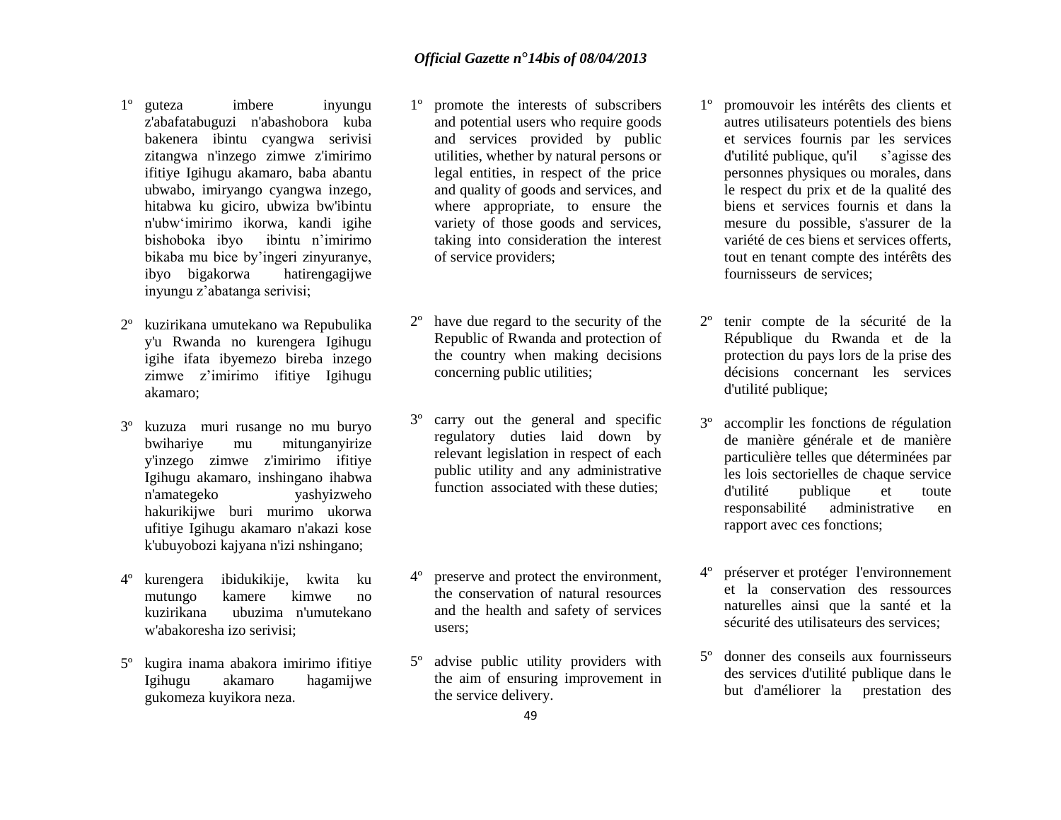1º guteza imbere inyungu z'abafatabuguzi n'abashobora kuba bakenera ibintu cyangwa serivisi zitangwa n'inzego zimwe z'imirimo ifitiye Igihugu akamaro, baba abantu ubwabo, imiryango cyangwa inzego, hitabwa ku giciro, ubwiza bw'ibintu n'ubw'imirimo ikorwa, kandi igihe bishoboka ibyo ibintu n'imirimo bikaba mu bice by'ingeri zinyuranye, ibyo bigakorwa hatirengagijwe inyungu z'abatanga serivisi;

2º kuzirikana umutekano wa Repubulika y'u Rwanda no kurengera Igihugu igihe ifata ibyemezo bireba inzego zimwe z'imirimo ifitiye Igihugu akamaro;

3º kuzuza muri rusange no mu buryo bwihariye mu mitunganyirize y'inzego zimwe z'imirimo ifitiye Igihugu akamaro, inshingano ihabwa n'amategeko yashyizweho hakurikijwe buri murimo ukorwa ufitiye Igihugu akamaro n'akazi kose k'ubuyobozi kajyana n'izi nshingano;

4º kurengera ibidukikije, kwita ku mutungo kamere kimwe no kuzirikana ubuzima n'umutekano w'abakoresha izo serivisi;

5º kugira inama abakora imirimo ifitiye Igihugu akamaro hagamijwe gukomeza kuyikora neza.

1º promote the interests of subscribers and potential users who require goods and services provided by public utilities, whether by natural persons or legal entities, in respect of the price and quality of goods and services, and where appropriate, to ensure the variety of those goods and services, taking into consideration the interest of service providers;

2º have due regard to the security of the Republic of Rwanda and protection of the country when making decisions concerning public utilities;

3º carry out the general and specific regulatory duties laid down by relevant legislation in respect of each public utility and any administrative function associated with these duties;

4º preserve and protect the environment, the conservation of natural resources and the health and safety of services users;

5º advise public utility providers with the aim of ensuring improvement in the service delivery.

1º promouvoir les intérêts des clients et autres utilisateurs potentiels des biens et services fournis par les services d'utilité publique, qu'il s'agisse des personnes physiques ou morales, dans le respect du prix et de la qualité des biens et services fournis et dans la mesure du possible, s'assurer de la variété de ces biens et services offerts, tout en tenant compte des intérêts des fournisseurs de services;

2º tenir compte de la sécurité de la République du Rwanda et de la protection du pays lors de la prise des décisions concernant les services d'utilité publique;

3º accomplir les fonctions de régulation de manière générale et de manière particulière telles que déterminées par les lois sectorielles de chaque service d'utilité publique et toute responsabilité administrative en rapport avec ces fonctions;

4º préserver et protéger l'environnement et la conservation des ressources naturelles ainsi que la santé et la sécurité des utilisateurs des services;

5º donner des conseils aux fournisseurs des services d'utilité publique dans le but d'améliorer la prestation des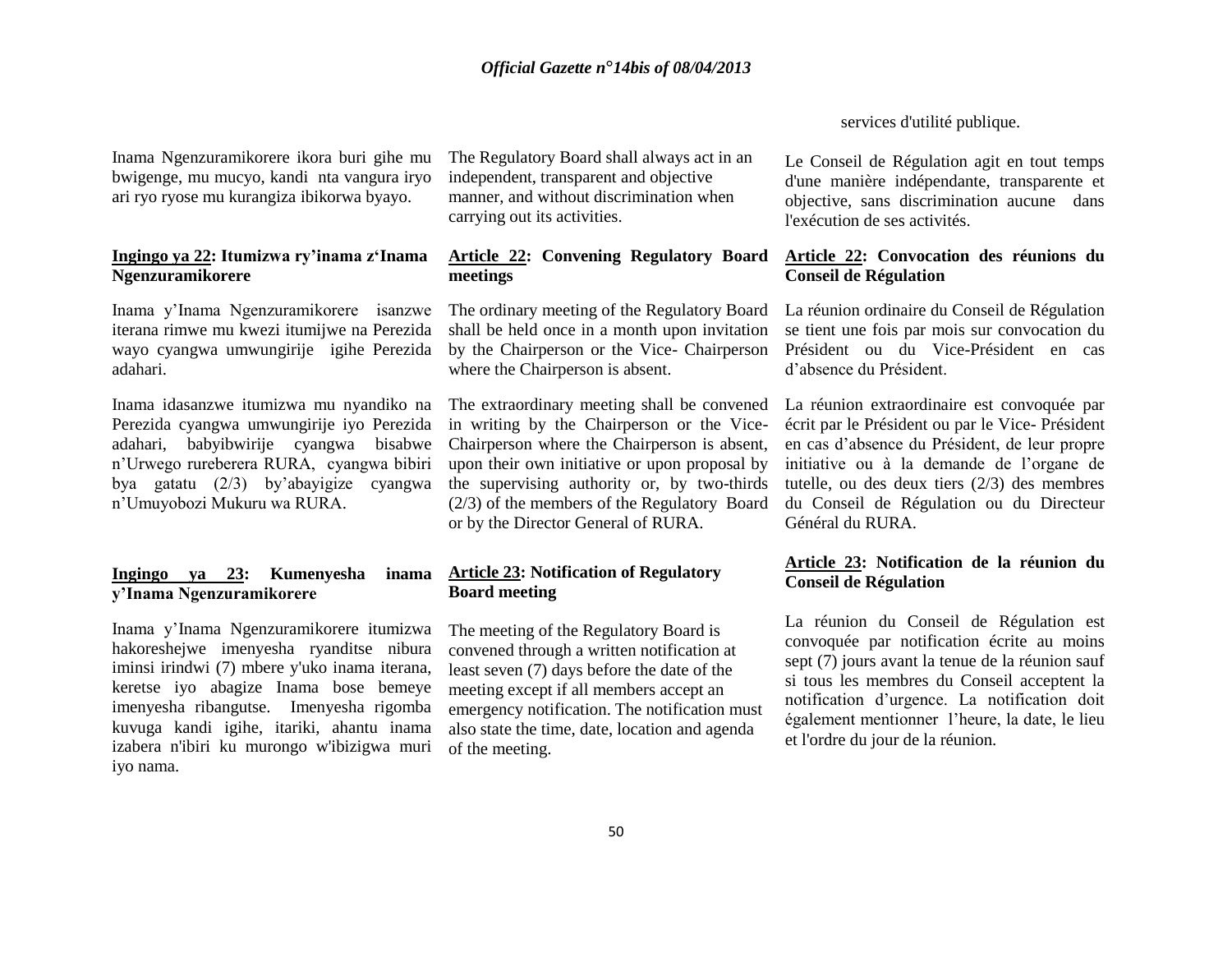services d'utilité publique.

Inama Ngenzuramikorere ikora buri gihe mu bwigenge, mu mucyo, kandi nta vangura iryo ari ryo ryose mu kurangiza ibikorwa byayo.

**Ingingo ya 22: Itumizwa ry'inama z'Inama Ngenzuramikorere**

Inama y'Inama Ngenzuramikorere isanzwe iterana rimwe mu kwezi itumijwe na Perezida wayo cyangwa umwungirije igihe Perezida adahari.

Inama idasanzwe itumizwa mu nyandiko na Perezida cyangwa umwungirije iyo Perezida adahari, babyibwirije cyangwa bisabwe n'Urwego rureberera RURA, cyangwa bibiri bya gatatu (2/3) by'abayigize cyangwa n'Umuyobozi Mukuru wa RURA.

**Ingingo ya 23: Kumenyesha inama y'Inama Ngenzuramikorere**

Inama y'Inama Ngenzuramikorere itumizwa hakoreshejwe imenyesha ryanditse nibura iminsi irindwi (7) mbere y'uko inama iterana, keretse iyo abagize Inama bose bemeye imenyesha ribangutse. Imenyesha rigomba kuvuga kandi igihe, itariki, ahantu inama izabera n'ibiri ku murongo w'ibizigwa muri iyo nama.

The Regulatory Board shall always act in an independent, transparent and objective manner, and without discrimination when carrying out its activities.

**Article 22: Convening Regulatory Board meetings**

The ordinary meeting of the Regulatory Board shall be held once in a month upon invitation by the Chairperson or the Vice- Chairperson where the Chairperson is absent.

The extraordinary meeting shall be convened in writing by the Chairperson or the Vice-Chairperson where the Chairperson is absent, upon their own initiative or upon proposal by the supervising authority or, by two-thirds (2/3) of the members of the Regulatory Board or by the Director General of RURA.

**Article 23: Notification of Regulatory Board meeting**

The meeting of the Regulatory Board is convened through a written notification at least seven (7) days before the date of the meeting except if all members accept an emergency notification. The notification must also state the time, date, location and agenda of the meeting.

Le Conseil de Régulation agit en tout temps d'une manière indépendante, transparente et objective, sans discrimination aucune dans l'exécution de ses activités.

**Article 22: Convocation des réunions du Conseil de Régulation**

La réunion ordinaire du Conseil de Régulation se tient une fois par mois sur convocation du Président ou du Vice-Président en cas d'absence du Président.

La réunion extraordinaire est convoquée par écrit par le Président ou par le Vice- Président en cas d'absence du Président, de leur propre initiative ou à la demande de l'organe de tutelle, ou des deux tiers (2/3) des membres du Conseil de Régulation ou du Directeur Général du RURA.

**Article 23: Notification de la réunion du Conseil de Régulation**

La réunion du Conseil de Régulation est convoquée par notification écrite au moins sept (7) jours avant la tenue de la réunion sauf si tous les membres du Conseil acceptent la notification d'urgence. La notification doit également mentionner l'heure, la date, le lieu et l'ordre du jour de la réunion.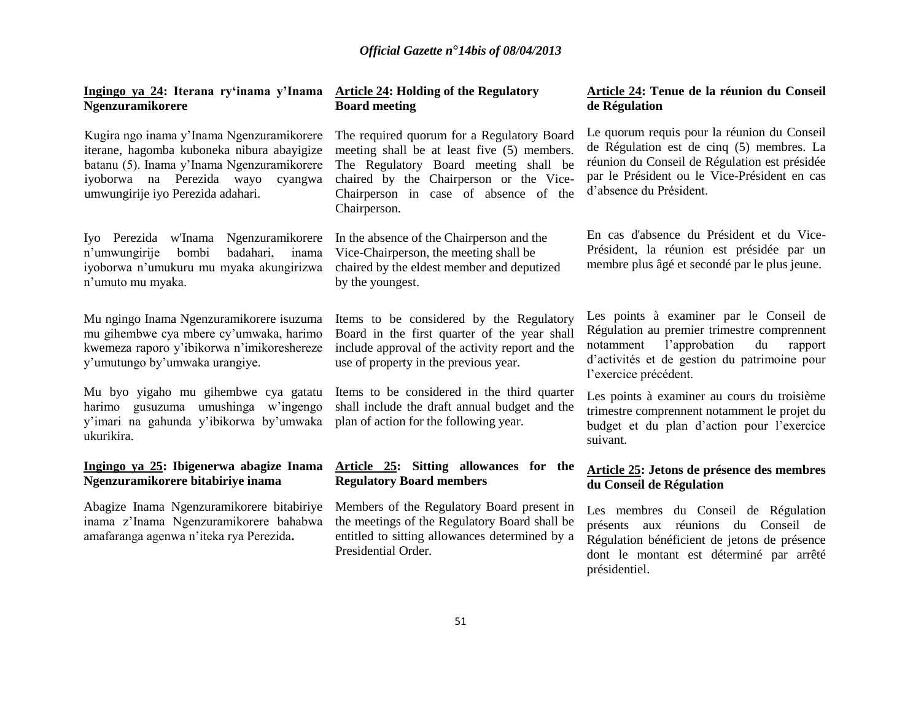**Ingingo ya 24: Iterana ry'inama y'Inama Ngenzuramikorere**

Kugira ngo inama y'Inama Ngenzuramikorere iterane, hagomba kuboneka nibura abayigize batanu (5). Inama y'Inama Ngenzuramikorere iyoborwa na Perezida wayo cyangwa umwungirije iyo Perezida adahari.

Iyo Perezida w'Inama Ngenzuramikorere n'umwungirije bombi badahari, inama iyoborwa n'umukuru mu myaka akungirizwa n'umuto mu myaka.

Mu ngingo Inama Ngenzuramikorere isuzuma mu gihembwe cya mbere cy'umwaka, harimo kwemeza raporo y'ibikorwa n'imikoreshereze y'umutungo by'umwaka urangiye.

Mu byo yigaho mu gihembwe cya gatatu harimo gusuzuma umushinga w'ingengo y'imari na gahunda y'ibikorwa by'umwaka ukurikira.

**Ingingo ya 25: Ibigenerwa abagize Inama Ngenzuramikorere bitabiriye inama**

Abagize Inama Ngenzuramikorere bitabiriye inama z'Inama Ngenzuramikorere bahabwa amafaranga agenwa n'iteka rya Perezida**.**

**Article 24: Holding of the Regulatory Board meeting**

The required quorum for a Regulatory Board meeting shall be at least five (5) members. The Regulatory Board meeting shall be chaired by the Chairperson or the Vice-Chairperson in case of absence of the Chairperson.

In the absence of the Chairperson and the Vice-Chairperson, the meeting shall be chaired by the eldest member and deputized by the youngest.

Items to be considered by the Regulatory Board in the first quarter of the year shall include approval of the activity report and the use of property in the previous year.

Items to be considered in the third quarter shall include the draft annual budget and the plan of action for the following year.

**Article 25: Sitting allowances for the Regulatory Board members**

Members of the Regulatory Board present in the meetings of the Regulatory Board shall be entitled to sitting allowances determined by a Presidential Order.

**Article 24: Tenue de la réunion du Conseil de Régulation**

Le quorum requis pour la réunion du Conseil de Régulation est de cinq (5) membres. La réunion du Conseil de Régulation est présidée par le Président ou le Vice-Président en cas d'absence du Président.

En cas d'absence du Président et du Vice-Président, la réunion est présidée par un membre plus âgé et secondé par le plus jeune.

Les points à examiner par le Conseil de Régulation au premier trimestre comprennent notamment l'approbation du rapport d'activités et de gestion du patrimoine pour l'exercice précédent.

Les points à examiner au cours du troisième trimestre comprennent notamment le projet du budget et du plan d'action pour l'exercice suivant.

**Article 25: Jetons de présence des membres du Conseil de Régulation**

Les membres du Conseil de Régulation présents aux réunions du Conseil de Régulation bénéficient de jetons de présence dont le montant est déterminé par arrêté présidentiel.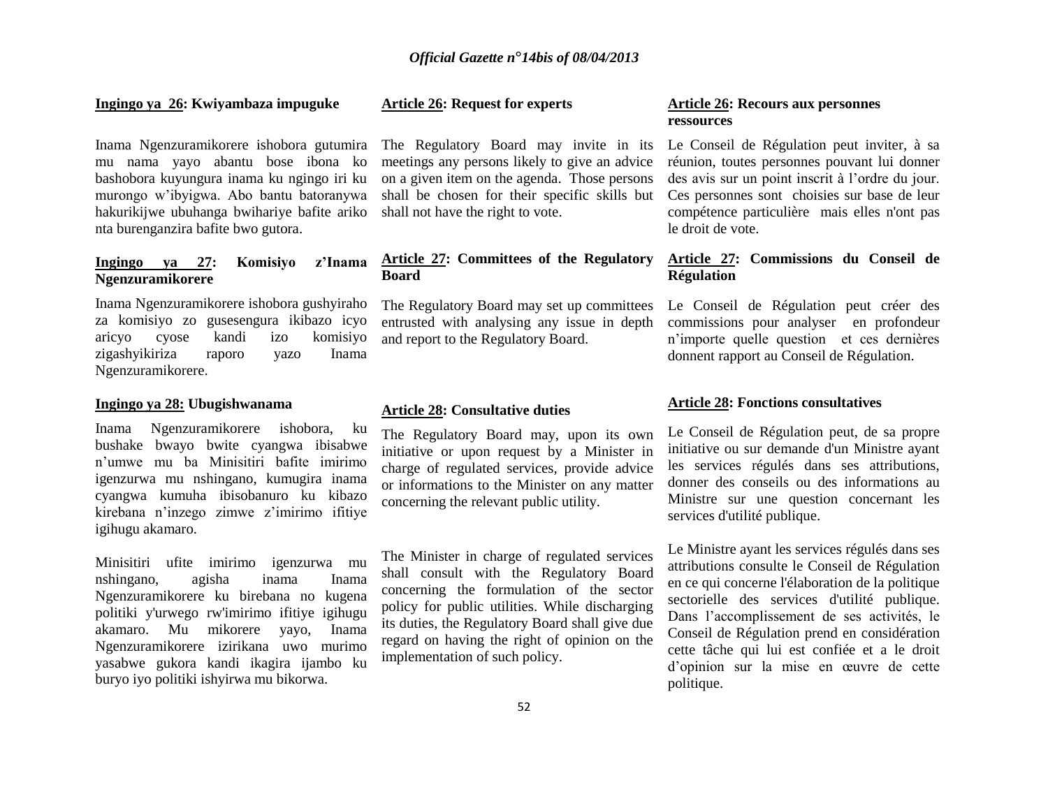**Ingingo ya 26: Kwiyambaza impuguke**

Inama Ngenzuramikorere ishobora gutumira mu nama yayo abantu bose ibona ko bashobora kuyungura inama ku ngingo iri ku murongo w'ibyigwa. Abo bantu batoranywa hakurikijwe ubuhanga bwihariye bafite ariko nta burenganzira bafite bwo gutora.

**Ingingo ya 27: Komisiyo z'Inama Ngenzuramikorere**

Inama Ngenzuramikorere ishobora gushyiraho za komisiyo zo gusesengura ikibazo icyo aricyo cyose kandi izo komisiyo zigashyikiriza raporo yazo Inama Ngenzuramikorere.

**Ingingo ya 28: Ubugishwanama**

Inama Ngenzuramikorere ishobora, ku bushake bwayo bwite cyangwa ibisabwe n'umwe mu ba Minisitiri bafite imirimo igenzurwa mu nshingano, kumugira inama cyangwa kumuha ibisobanuro ku kibazo kirebana n'inzego zimwe z'imirimo ifitiye igihugu akamaro.

Minisitiri ufite imirimo igenzurwa mu nshingano, agisha inama Inama Ngenzuramikorere ku birebana no kugena politiki y'urwego rw'imirimo ifitiye igihugu akamaro. Mu mikorere yayo, Inama Ngenzuramikorere izirikana uwo murimo yasabwe gukora kandi ikagira ijambo ku buryo iyo politiki ishyirwa mu bikorwa.

**Article 26: Request for experts**

The Regulatory Board may invite in its meetings any persons likely to give an advice on a given item on the agenda. Those persons shall be chosen for their specific skills but shall not have the right to vote.

**Article 27: Committees of the Regulatory Board**

The Regulatory Board may set up committees entrusted with analysing any issue in depth and report to the Regulatory Board.

**Article 28: Consultative duties**

The Regulatory Board may, upon its own initiative or upon request by a Minister in charge of regulated services, provide advice or informations to the Minister on any matter concerning the relevant public utility.

The Minister in charge of regulated services shall consult with the Regulatory Board concerning the formulation of the sector policy for public utilities. While discharging its duties, the Regulatory Board shall give due regard on having the right of opinion on the implementation of such policy.

**Article 26: Recours aux personnes ressources**

Le Conseil de Régulation peut inviter, à sa réunion, toutes personnes pouvant lui donner des avis sur un point inscrit à l'ordre du jour. Ces personnes sont choisies sur base de leur compétence particulière mais elles n'ont pas le droit de vote.

**Article 27: Commissions du Conseil de Régulation**

Le Conseil de Régulation peut créer des commissions pour analyser en profondeur n'importe quelle question et ces dernières donnent rapport au Conseil de Régulation.

**Article 28: Fonctions consultatives**

Le Conseil de Régulation peut, de sa propre initiative ou sur demande d'un Ministre ayant les services régulés dans ses attributions, donner des conseils ou des informations au Ministre sur une question concernant les services d'utilité publique.

Le Ministre ayant les services régulés dans ses attributions consulte le Conseil de Régulation en ce qui concerne l'élaboration de la politique sectorielle des services d'utilité publique. Dans l'accomplissement de ses activités, le Conseil de Régulation prend en considération cette tâche qui lui est confiée et a le droit d'opinion sur la mise en œuvre de cette politique.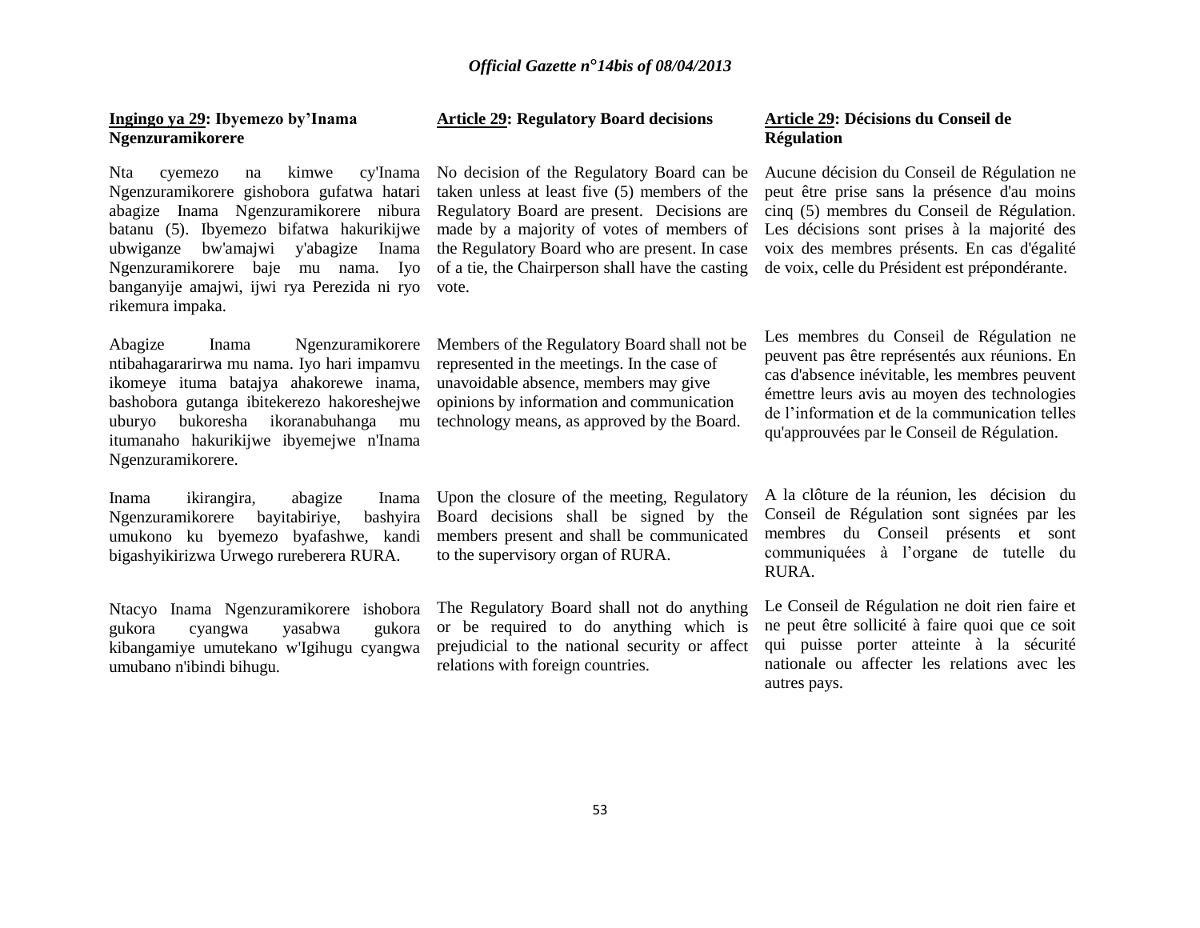**Ingingo ya 29: Ibyemezo by'Inama Ngenzuramikorere**

Nta cyemezo na kimwe cy'Inama Ngenzuramikorere gishobora gufatwa hatari abagize Inama Ngenzuramikorere nibura batanu (5). Ibyemezo bifatwa hakurikijwe ubwiganze bw'amajwi y'abagize Inama Ngenzuramikorere baje mu nama. Iyo banganyije amajwi, ijwi rya Perezida ni ryo rikemura impaka.

Abagize Inama Ngenzuramikorere ntibahagararirwa mu nama. Iyo hari impamvu ikomeye ituma batajya ahakorewe inama, bashobora gutanga ibitekerezo hakoreshejwe uburyo bukoresha ikoranabuhanga mu itumanaho hakurikijwe ibyemejwe n'Inama Ngenzuramikorere.

Inama ikirangira, abagize Inama Ngenzuramikorere bayitabiriye, bashyira umukono ku byemezo byafashwe, kandi bigashyikirizwa Urwego rureberera RURA.

Ntacyo Inama Ngenzuramikorere ishobora gukora cyangwa yasabwa gukora kibangamiye umutekano w'Igihugu cyangwa umubano n'ibindi bihugu.

**Article 29: Regulatory Board decisions**

No decision of the Regulatory Board can be taken unless at least five (5) members of the Regulatory Board are present. Decisions are made by a majority of votes of members of the Regulatory Board who are present. In case of a tie, the Chairperson shall have the casting vote.

Members of the Regulatory Board shall not be represented in the meetings. In the case of unavoidable absence, members may give opinions by information and communication technology means, as approved by the Board.

Upon the closure of the meeting, Regulatory Board decisions shall be signed by the members present and shall be communicated to the supervisory organ of RURA.

The Regulatory Board shall not do anything or be required to do anything which is prejudicial to the national security or affect relations with foreign countries.

**Article 29: Décisions du Conseil de Régulation**

Aucune décision du Conseil de Régulation ne peut être prise sans la présence d'au moins cinq (5) membres du Conseil de Régulation. Les décisions sont prises à la majorité des voix des membres présents. En cas d'égalité de voix, celle du Président est prépondérante.

Les membres du Conseil de Régulation ne peuvent pas être représentés aux réunions. En cas d'absence inévitable, les membres peuvent émettre leurs avis au moyen des technologies de l'information et de la communication telles qu'approuvées par le Conseil de Régulation.

A la clôture de la réunion, les décision du Conseil de Régulation sont signées par les membres du Conseil présents et sont communiquées à l'organe de tutelle du RURA.

Le Conseil de Régulation ne doit rien faire et ne peut être sollicité à faire quoi que ce soit qui puisse porter atteinte à la sécurité nationale ou affecter les relations avec les autres pays.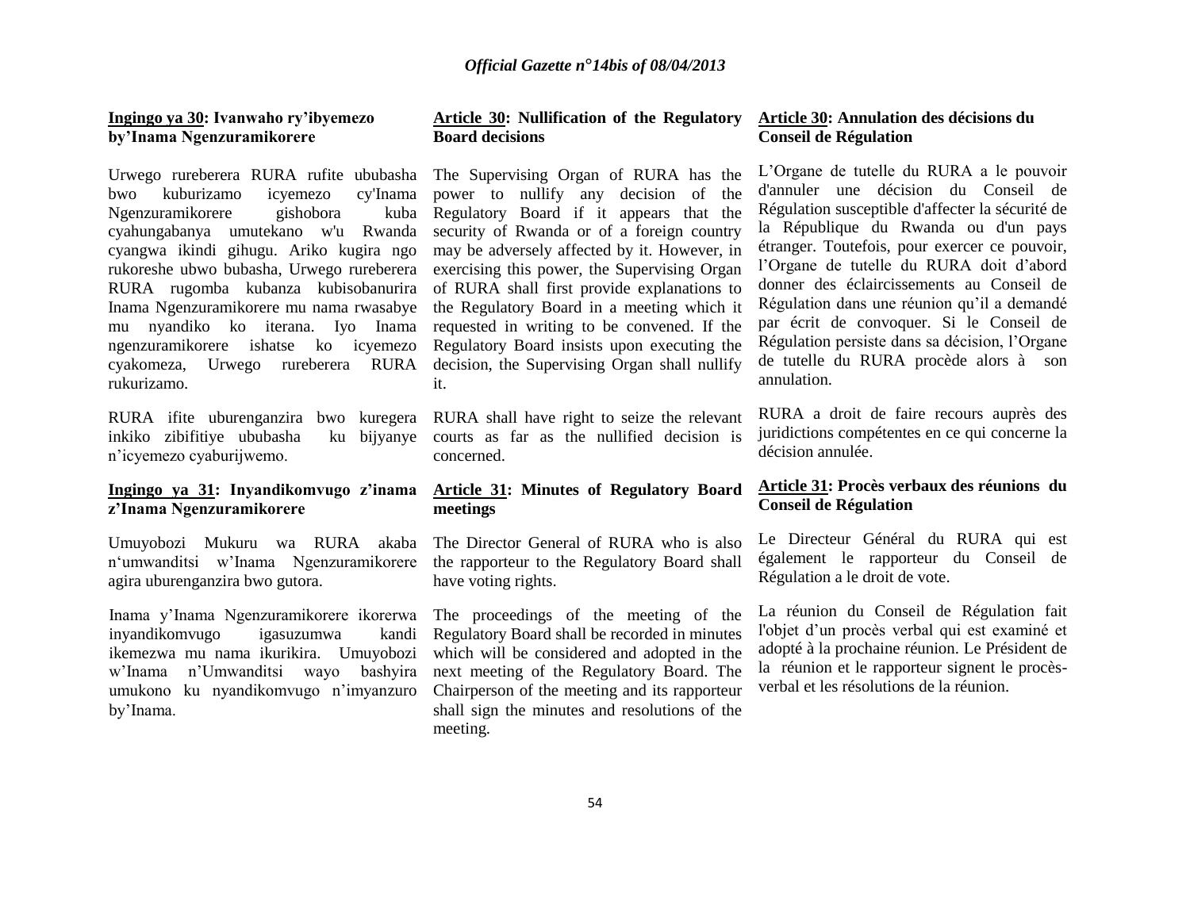**Ingingo ya 30: Ivanwaho ry'ibyemezo by'Inama Ngenzuramikorere**

Urwego rureberera RURA rufite ububasha bwo kuburizamo icyemezo cy'Inama Ngenzuramikorere gishobora kuba cyahungabanya umutekano w'u Rwanda cyangwa ikindi gihugu. Ariko kugira ngo rukoreshe ubwo bubasha, Urwego rureberera RURA rugomba kubanza kubisobanurira Inama Ngenzuramikorere mu nama rwasabye mu nyandiko ko iterana. Iyo Inama ngenzuramikorere ishatse ko icyemezo cyakomeza, Urwego rureberera RURA rukurizamo.

RURA ifite uburenganzira bwo kuregera inkiko zibifitiye ububasha ku bijyanye n'icyemezo cyaburijwemo.

**Ingingo ya 31: Inyandikomvugo z'inama z'Inama Ngenzuramikorere**

Umuyobozi Mukuru wa RURA akaba n'umwanditsi w'Inama Ngenzuramikorere agira uburenganzira bwo gutora.

Inama y'Inama Ngenzuramikorere ikorerwa inyandikomvugo igasuzumwa kandi ikemezwa mu nama ikurikira. Umuyobozi w'Inama n'Umwanditsi wayo bashyira umukono ku nyandikomvugo n'imyanzuro by'Inama.

**Article 30: Nullification of the Regulatory Board decisions**

The Supervising Organ of RURA has the power to nullify any decision of the Regulatory Board if it appears that the security of Rwanda or of a foreign country may be adversely affected by it. However, in exercising this power, the Supervising Organ of RURA shall first provide explanations to the Regulatory Board in a meeting which it requested in writing to be convened. If the Regulatory Board insists upon executing the decision, the Supervising Organ shall nullify it.

RURA shall have right to seize the relevant courts as far as the nullified decision is concerned.

**Article 31: Minutes of Regulatory Board meetings**

The Director General of RURA who is also the rapporteur to the Regulatory Board shall have voting rights.

The proceedings of the meeting of the Regulatory Board shall be recorded in minutes which will be considered and adopted in the next meeting of the Regulatory Board. The Chairperson of the meeting and its rapporteur shall sign the minutes and resolutions of the meeting.

**Article 30: Annulation des décisions du Conseil de Régulation**

L'Organe de tutelle du RURA a le pouvoir d'annuler une décision du Conseil de Régulation susceptible d'affecter la sécurité de la République du Rwanda ou d'un pays étranger. Toutefois, pour exercer ce pouvoir, l'Organe de tutelle du RURA doit d'abord donner des éclaircissements au Conseil de Régulation dans une réunion qu'il a demandé par écrit de convoquer. Si le Conseil de Régulation persiste dans sa décision, l'Organe de tutelle du RURA procède alors à son annulation.

RURA a droit de faire recours auprès des juridictions compétentes en ce qui concerne la décision annulée.

**Article 31: Procès verbaux des réunions du Conseil de Régulation**

Le Directeur Général du RURA qui est également le rapporteur du Conseil de Régulation a le droit de vote.

La réunion du Conseil de Régulation fait l'objet d'un procès verbal qui est examiné et adopté à la prochaine réunion. Le Président de la réunion et le rapporteur signent le procès-verbal et les résolutions de la réunion.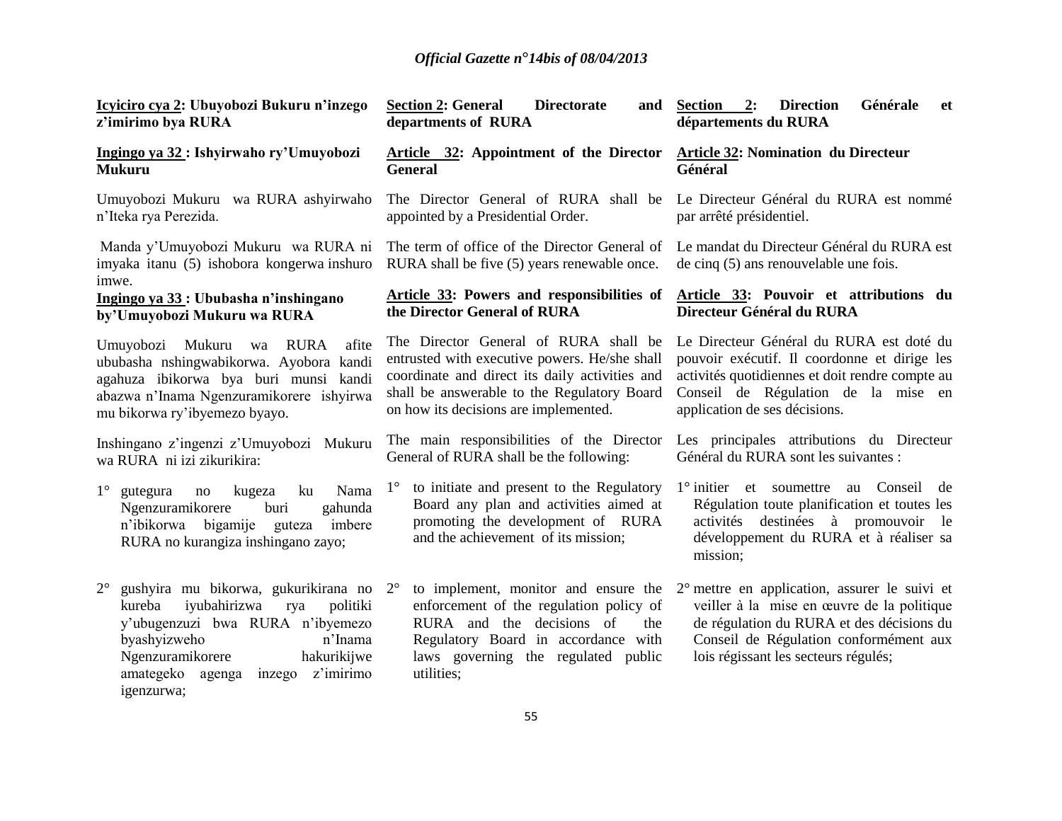**Icyiciro cya 2: Ubuyobozi Bukuru n'inzego z'imirimo bya RURA**

**Ingingo ya 32 : Ishyirwaho ry'Umuyobozi Mukuru**

Umuyobozi Mukuru wa RURA ashyirwaho n'Iteka rya Perezida.

Manda y'Umuyobozi Mukuru wa RURA ni imyaka itanu (5) ishobora kongerwa inshuro imwe.

**Ingingo ya 33 : Ububasha n'inshingano by'Umuyobozi Mukuru wa RURA**

Umuyobozi Mukuru wa RURA afite ububasha nshingwabikorwa. Ayobora kandi agahuza ibikorwa bya buri munsi kandi abazwa n'Inama Ngenzuramikorere ishyirwa mu bikorwa ry'ibyemezo byayo.

Inshingano z'ingenzi z'Umuyobozi Mukuru wa RURA ni izi zikurikira:

1° gutegura no kugeza ku Nama Ngenzuramikorere buri gahunda n'ibikorwa bigamije guteza imbere RURA no kurangiza inshingano zayo;

2° gushyira mu bikorwa, gukurikirana no kureba iyubahirizwa rya politiki y'ubugenzuzi bwa RURA n'ibyemezo byashyizweho n'Inama Ngenzuramikorere hakurikijwe amategeko agenga inzego z'imirimo igenzurwa;

**Section 2: General Directorate and departments of RURA**

**Article 32: Appointment of the Director General**

The Director General of RURA shall be appointed by a Presidential Order.

The term of office of the Director General of RURA shall be five (5) years renewable once.

**Article 33: Powers and responsibilities of the Director General of RURA**

The Director General of RURA shall be entrusted with executive powers. He/she shall coordinate and direct its daily activities and shall be answerable to the Regulatory Board on how its decisions are implemented.

The main responsibilities of the Director General of RURA shall be the following:

1° to initiate and present to the Regulatory Board any plan and activities aimed at promoting the development of RURA and the achievement of its mission;

2° to implement, monitor and ensure the enforcement of the regulation policy of RURA and the decisions of the Regulatory Board in accordance with laws governing the regulated public utilities;

**Section 2: Direction Générale et départements du RURA**

**Article 32: Nomination du Directeur Général**

Le Directeur Général du RURA est nommé par arrêté présidentiel.

Le mandat du Directeur Général du RURA est de cinq (5) ans renouvelable une fois.

**Article 33: Pouvoir et attributions du Directeur Général du RURA**

Le Directeur Général du RURA est doté du pouvoir exécutif. Il coordonne et dirige les activités quotidiennes et doit rendre compte au Conseil de Régulation de la mise en application de ses décisions.

Les principales attributions du Directeur Général du RURA sont les suivantes :

1° initier et soumettre au Conseil de Régulation toute planification et toutes les activités destinées à promouvoir le développement du RURA et à réaliser sa mission;

2° mettre en application, assurer le suivi et veiller à la mise en œuvre de la politique de régulation du RURA et des décisions du Conseil de Régulation conformément aux lois régissant les secteurs régulés;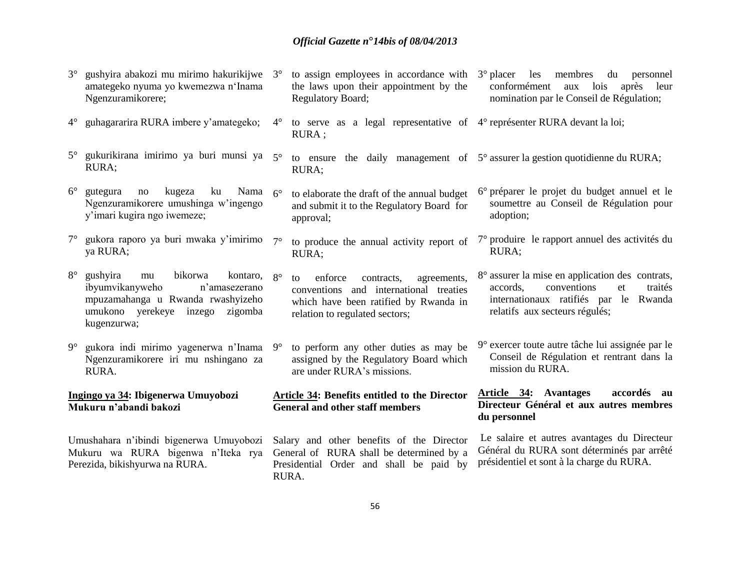3° gushyira abakozi mu mirimo hakurikijwe amategeko nyuma yo kwemezwa n'Inama Ngenzuramikorere;

4° guhagararira RURA imbere y'amategeko;

5° gukurikirana imirimo ya buri munsi ya RURA;

6° gutegura no kugeza ku Nama Ngenzuramikorere umushinga w'ingengo y'imari kugira ngo iwemeze;

7° gukora raporo ya buri mwaka y'imirimo ya RURA;

8° gushyira mu bikorwa kontaro, ibyumvikanyweho n'amasezerano mpuzamahanga u Rwanda rwashyizeho umukono yerekeye inzego zigomba kugenzurwa;

9° gukora indi mirimo yagenerwa n'Inama Ngenzuramikorere iri mu nshingano za RURA.

**Ingingo ya 34: Ibigenerwa Umuyobozi Mukuru n'abandi bakozi**

Umushahara n'ibindi bigenerwa Umuyobozi Mukuru wa RURA bigenwa n'Iteka rya Perezida, bikishyurwa na RURA.

3° to assign employees in accordance with the laws upon their appointment by the Regulatory Board;

4° to serve as a legal representative of RURA ;

5° to ensure the daily management of RURA;

6° to elaborate the draft of the annual budget and submit it to the Regulatory Board for approval;

7° to produce the annual activity report of RURA;

8° to enforce contracts, agreements, conventions and international treaties which have been ratified by Rwanda in relation to regulated sectors;

9° to perform any other duties as may be assigned by the Regulatory Board which are under RURA's missions.

**Article 34: Benefits entitled to the Director General and other staff members**

Salary and other benefits of the Director General of RURA shall be determined by a Presidential Order and shall be paid by RURA.

3° placer les membres du personnel conformément aux lois après leur nomination par le Conseil de Régulation;

4° représenter RURA devant la loi;

5° assurer la gestion quotidienne du RURA;

6° préparer le projet du budget annuel et le soumettre au Conseil de Régulation pour adoption;

7° produire le rapport annuel des activités du RURA;

8° assurer la mise en application des contrats, accords, conventions et traités internationaux ratifiés par le Rwanda relatifs aux secteurs régulés;

9° exercer toute autre tâche lui assignée par le Conseil de Régulation et rentrant dans la mission du RURA.

**Article 34: Avantages accordés au Directeur Général et aux autres membres du personnel**

Le salaire et autres avantages du Directeur Général du RURA sont déterminés par arrêté présidentiel et sont à la charge du RURA.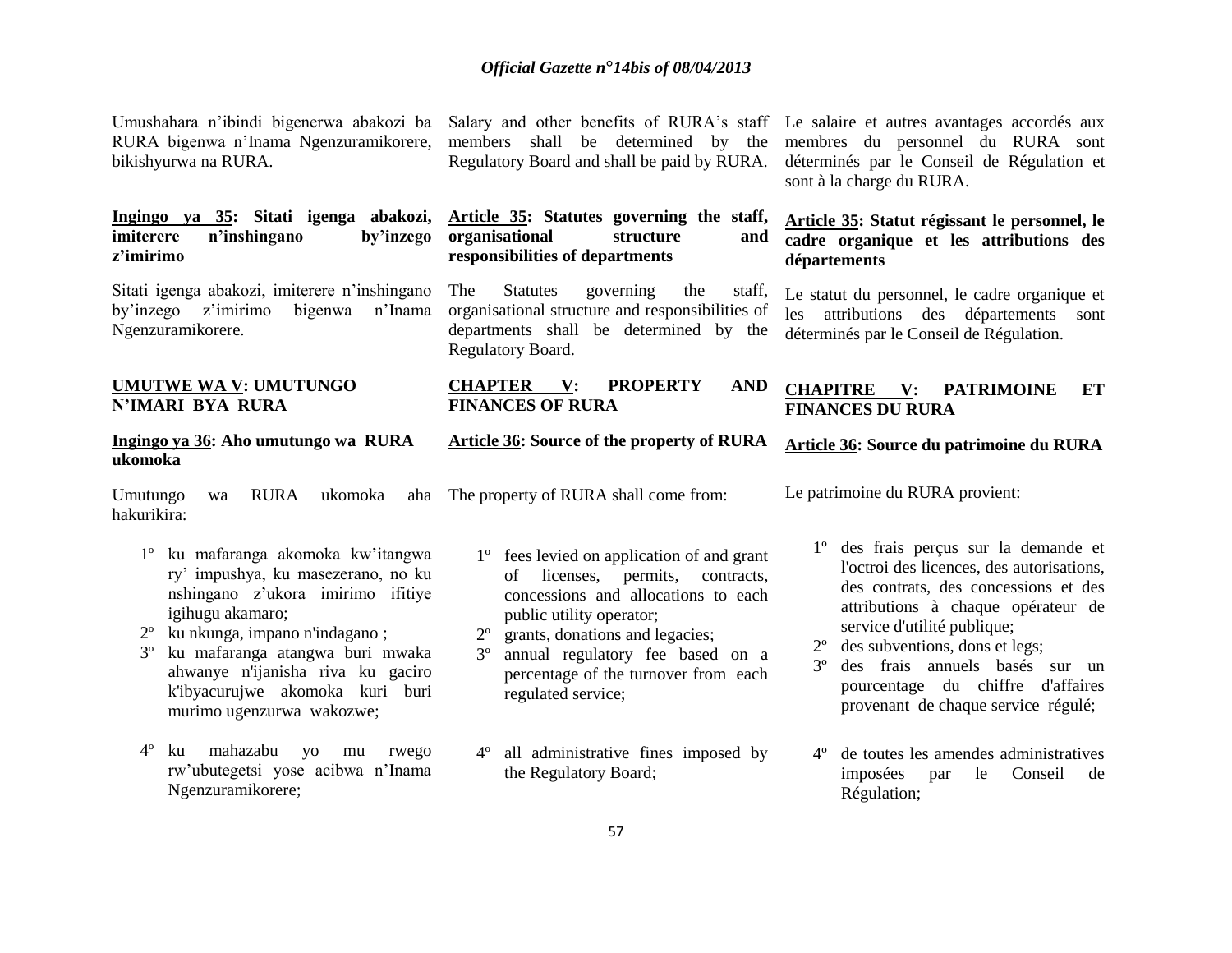Umushahara n'ibindi bigenerwa abakozi ba RURA bigenwa n'Inama Ngenzuramikorere, bikishyurwa na RURA.

**Ingingo ya 35: Sitati igenga abakozi, imiterere n'inshingano by'inzego z'imirimo**

Sitati igenga abakozi, imiterere n'inshingano by'inzego z'imirimo bigenwa n'Inama Ngenzuramikorere.

**UMUTWE WA V: UMUTUNGO N'IMARI BYA RURA**

**Ingingo ya 36: Aho umutungo wa RURA ukomoka**

Umutungo wa RURA ukomoka aha hakurikira:

1º ku mafaranga akomoka kw'itangwa ry' impushya, ku masezerano, no ku nshingano z'ukora imirimo ifitiye igihugu akamaro;
2º ku nkunga, impano n'indagano ;
3º ku mafaranga atangwa buri mwaka ahwanye n'ijanisha riva ku gaciro k'ibyacurujwe akomoka kuri buri murimo ugenzurwa wakozwe;
4º ku mahazabu yo mu rwego rw'ubutegetsi yose acibwa n'Inama Ngenzuramikorere;

Salary and other benefits of RURA's staff members shall be determined by the Regulatory Board and shall be paid by RURA.

**Article 35: Statutes governing the staff, organisational structure and responsibilities of departments**

The Statutes governing the staff, organisational structure and responsibilities of departments shall be determined by the Regulatory Board.

**CHAPTER V: PROPERTY AND FINANCES OF RURA**

**Article 36: Source of the property of RURA**

The property of RURA shall come from:

1º fees levied on application of and grant of licenses, permits, contracts, concessions and allocations to each public utility operator;
2º grants, donations and legacies;
3º annual regulatory fee based on a percentage of the turnover from each regulated service;
4º all administrative fines imposed by the Regulatory Board;

Le salaire et autres avantages accordés aux membres du personnel du RURA sont déterminés par le Conseil de Régulation et sont à la charge du RURA.

**Article 35: Statut régissant le personnel, le cadre organique et les attributions des départements**

Le statut du personnel, le cadre organique et les attributions des départements sont déterminés par le Conseil de Régulation.

**CHAPITRE V: PATRIMOINE ET FINANCES DU RURA**

**Article 36: Source du patrimoine du RURA**

Le patrimoine du RURA provient:

1º des frais perçus sur la demande et l'octroi des licences, des autorisations, des contrats, des concessions et des attributions à chaque opérateur de service d'utilité publique;
2º des subventions, dons et legs;
3º des frais annuels basés sur un pourcentage du chiffre d'affaires provenant de chaque service régulé;
4º de toutes les amendes administratives imposées par le Conseil de Régulation;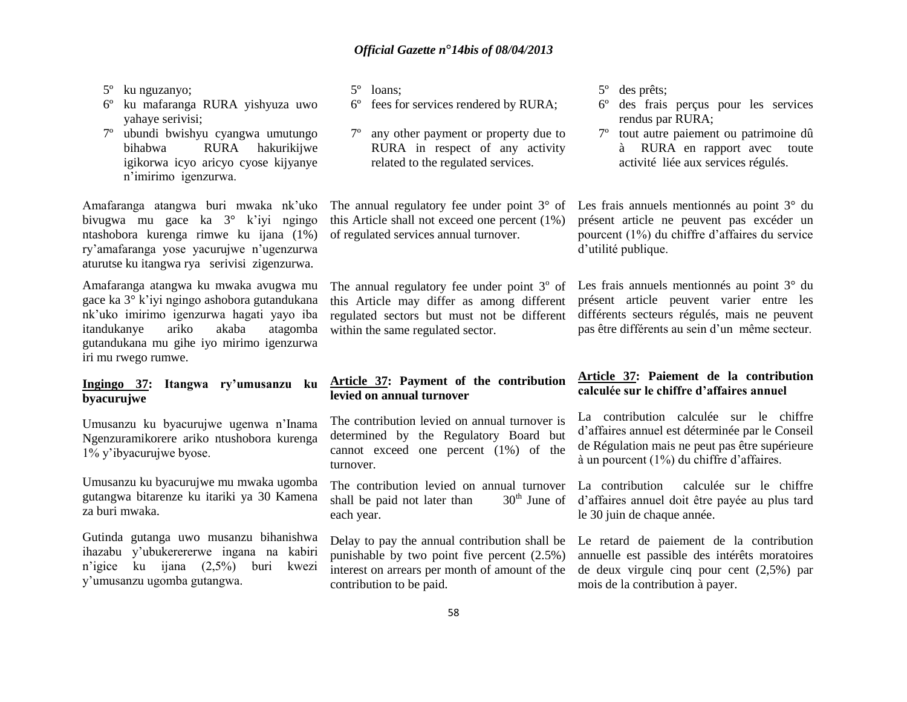5º ku nguzanyo;
6º ku mafaranga RURA yishyuza uwo yahaye serivisi;
7º ubundi bwishyu cyangwa umutungo bihabwa RURA hakurikijwe igikorwa icyo aricyo cyose kijyanye n'imirimo igenzurwa.

Amafaranga atangwa buri mwaka nk'uko bivugwa mu gace ka 3° k'iyi ngingo ntashobora kurenga rimwe ku ijana (1%) ry'amafaranga yose yacurujwe n'ugenzurwa aturutse ku itangwa rya serivisi zigenzurwa.

Amafaranga atangwa ku mwaka avugwa mu gace ka 3° k'iyi ngingo ashobora gutandukana nk'uko imirimo igenzurwa hagati yayo iba itandukanye ariko akaba atagomba gutandukana mu gihe iyo mirimo igenzurwa iri mu rwego rumwe.

**Ingingo 37: Itangwa ry'umusanzu ku byacurujwe**

Umusanzu ku byacurujwe ugenwa n'Inama Ngenzuramikorere ariko ntushobora kurenga 1% y'ibyacurujwe byose.

Umusanzu ku byacurujwe mu mwaka ugomba gutangwa bitarenze ku itariki ya 30 Kamena za buri mwaka.

Gutinda gutanga uwo musanzu bihanishwa ihazabu y'ubukerererwe ingana na kabiri n'igice ku ijana (2,5%) buri kwezi y'umusanzu ugomba gutangwa.

5º loans;
6º fees for services rendered by RURA;
7º any other payment or property due to RURA in respect of any activity related to the regulated services.

The annual regulatory fee under point 3° of this Article shall not exceed one percent (1%) of regulated services annual turnover.

The annual regulatory fee under point 3º of this Article may differ as among different regulated sectors but must not be different within the same regulated sector.

**Article 37: Payment of the contribution levied on annual turnover**

The contribution levied on annual turnover is determined by the Regulatory Board but cannot exceed one percent (1%) of the turnover.

The contribution levied on annual turnover shall be paid not later than 30th June of each year.

Delay to pay the annual contribution shall be punishable by two point five percent (2.5%) interest on arrears per month of amount of the contribution to be paid.

5º des prêts;
6º des frais perçus pour les services rendus par RURA;
7º tout autre paiement ou patrimoine dû à RURA en rapport avec toute activité liée aux services régulés.

Les frais annuels mentionnés au point 3° du présent article ne peuvent pas excéder un pourcent (1%) du chiffre d'affaires du service d'utilité publique.

Les frais annuels mentionnés au point 3° du présent article peuvent varier entre les différents secteurs régulés, mais ne peuvent pas être différents au sein d'un même secteur.

**Article 37: Paiement de la contribution calculée sur le chiffre d'affaires annuel**

La contribution calculée sur le chiffre d'affaires annuel est déterminée par le Conseil de Régulation mais ne peut pas être supérieure à un pourcent (1%) du chiffre d'affaires.

La contribution calculée sur le chiffre d'affaires annuel doit être payée au plus tard le 30 juin de chaque année.

Le retard de paiement de la contribution annuelle est passible des intérêts moratoires de deux virgule cinq pour cent (2,5%) par mois de la contribution à payer.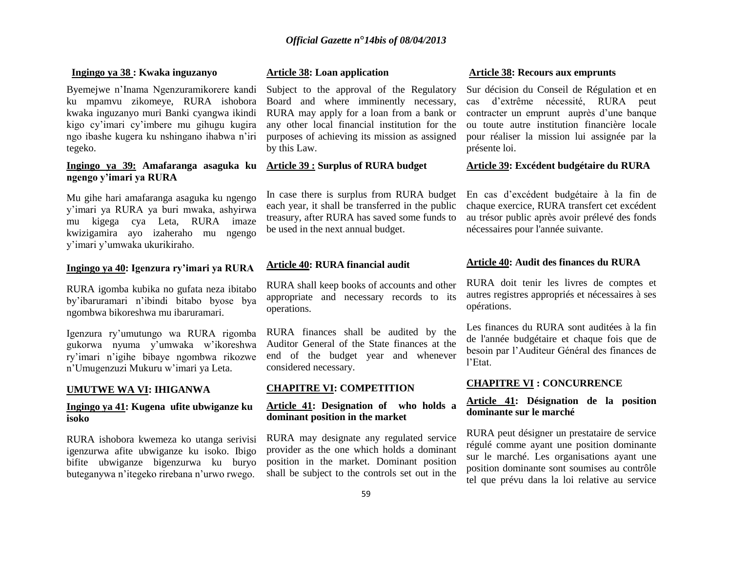**Ingingo ya 38 : Kwaka inguzanyo**

Byemejwe n'Inama Ngenzuramikorere kandi ku mpamvu zikomeye, RURA ishobora kwaka inguzanyo muri Banki cyangwa ikindi kigo cy'imari cy'imbere mu gihugu kugira ngo ibashe kugera ku nshingano ihabwa n'iri tegeko.

**Ingingo ya 39: Amafaranga asaguka ku ngengo y'imari ya RURA**

Mu gihe hari amafaranga asaguka ku ngengo y'imari ya RURA ya buri mwaka, ashyirwa mu kigega cya Leta, RURA imaze kwizigamira ayo izaheraho mu ngengo y'imari y'umwaka ukurikiraho.

**Ingingo ya 40: Igenzura ry'imari ya RURA**

RURA igomba kubika no gufata neza ibitabo by'ibaruramari n'ibindi bitabo byose bya ngombwa bikoreshwa mu ibaruramari.

Igenzura ry'umutungo wa RURA rigomba gukorwa nyuma y'umwaka w'ikoreshwa ry'imari n'igihe bibaye ngombwa rikozwe n'Umugenzuzi Mukuru w'imari ya Leta.

**UMUTWE WA VI: IHIGANWA**

**Ingingo ya 41: Kugena ufite ubwiganze ku isoko**

RURA ishobora kwemeza ko utanga serivisi igenzurwa afite ubwiganze ku isoko. Ibigo bifite ubwiganze bigenzurwa ku buryo buteganywa n'itegeko rirebana n'urwo rwego.

**Article 38: Loan application**

Subject to the approval of the Regulatory Board and where imminently necessary, RURA may apply for a loan from a bank or any other local financial institution for the purposes of achieving its mission as assigned by this Law.

**Article 39 : Surplus of RURA budget**

In case there is surplus from RURA budget each year, it shall be transferred in the public treasury, after RURA has saved some funds to be used in the next annual budget.

**Article 40: RURA financial audit**

RURA shall keep books of accounts and other appropriate and necessary records to its operations.

RURA finances shall be audited by the Auditor General of the State finances at the end of the budget year and whenever considered necessary.

**CHAPITRE VI: COMPETITION**

**Article 41: Designation of who holds a dominant position in the market**

RURA may designate any regulated service provider as the one which holds a dominant position in the market. Dominant position shall be subject to the controls set out in the

**Article 38: Recours aux emprunts**

Sur décision du Conseil de Régulation et en cas d'extrême nécessité, RURA peut contracter un emprunt auprès d'une banque ou toute autre institution financière locale pour réaliser la mission lui assignée par la présente loi.

**Article 39: Excédent budgétaire du RURA**

En cas d'excédent budgétaire à la fin de chaque exercice, RURA transfert cet excédent au trésor public après avoir prélevé des fonds nécessaires pour l'année suivante.

**Article 40: Audit des finances du RURA**

RURA doit tenir les livres de comptes et autres registres appropriés et nécessaires à ses opérations.

Les finances du RURA sont auditées à la fin de l'année budgétaire et chaque fois que de besoin par l'Auditeur Général des finances de l'Etat.

**CHAPITRE VI : CONCURRENCE**

**Article 41: Désignation de la position dominante sur le marché**

RURA peut désigner un prestataire de service régulé comme ayant une position dominante sur le marché. Les organisations ayant une position dominante sont soumises au contrôle tel que prévu dans la loi relative au service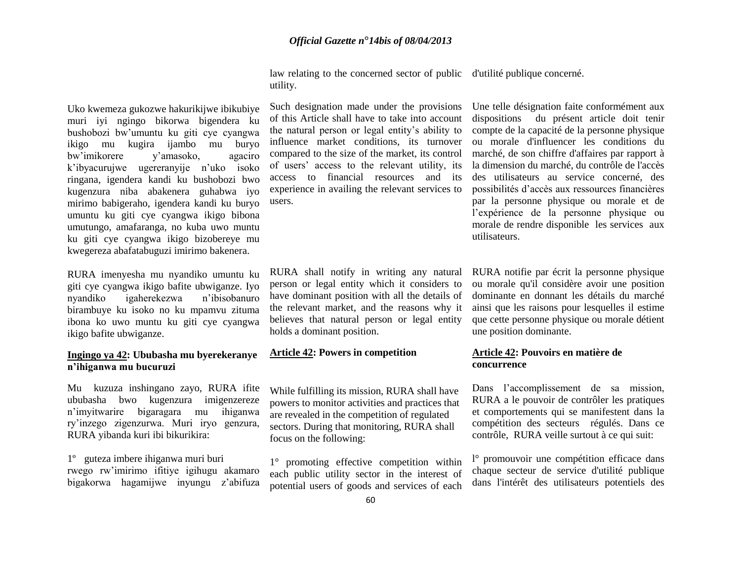law relating to the concerned sector of public utility.

d'utilité publique concerné.

Uko kwemeza gukozwe hakurikijwe ibikubiye muri iyi ngingo bikorwa bigendera ku bushobozi bw'umuntu ku giti cye cyangwa ikigo mu kugira ijambo mu buryo bw'imikorere y'amasoko, agaciro k'ibyacurujwe ugereranyije n'uko isoko ringana, igendera kandi ku bushobozi bwo kugenzura niba abakenera guhabwa iyo mirimo babigeraho, igendera kandi ku buryo umuntu ku giti cye cyangwa ikigo bibona umutungo, amafaranga, no kuba uwo muntu ku giti cye cyangwa ikigo bizobereye mu kwegereza abafatabuguzi imirimo bakenera.

Such designation made under the provisions of this Article shall have to take into account the natural person or legal entity's ability to influence market conditions, its turnover compared to the size of the market, its control of users' access to the relevant utility, its access to financial resources and its experience in availing the relevant services to users.

Une telle désignation faite conformément aux dispositions du présent article doit tenir compte de la capacité de la personne physique ou morale d'influencer les conditions du marché, de son chiffre d'affaires par rapport à la dimension du marché, du contrôle de l'accès des utilisateurs au service concerné, des possibilités d'accès aux ressources financières par la personne physique ou morale et de l'expérience de la personne physique ou morale de rendre disponible les services aux utilisateurs.

RURA imenyesha mu nyandiko umuntu ku giti cye cyangwa ikigo bafite ubwiganze. Iyo nyandiko igaherekezwa n'ibisobanuro birambuye ku isoko no ku mpamvu zituma ibona ko uwo muntu ku giti cye cyangwa ikigo bafite ubwiganze.

RURA shall notify in writing any natural person or legal entity which it considers to have dominant position with all the details of the relevant market, and the reasons why it believes that natural person or legal entity holds a dominant position.

RURA notifie par écrit la personne physique ou morale qu'il considère avoir une position dominante en donnant les détails du marché ainsi que les raisons pour lesquelles il estime que cette personne physique ou morale détient une position dominante.

**Ingingo ya 42: Ububasha mu byerekeranye n'ihiganwa mu bucuruzi**

Mu kuzuza inshingano zayo, RURA ifite ububasha bwo kugenzura imigenzereze n'imyitwarire bigaragara mu ihiganwa ry'inzego zigenzurwa. Muri iryo genzura, RURA yibanda kuri ibi bikurikira:

1° guteza imbere ihiganwa muri buri rwego rw'imirimo ifitiye igihugu akamaro bigakorwa hagamijwe inyungu z'abifuza

**Article 42: Powers in competition**

While fulfilling its mission, RURA shall have powers to monitor activities and practices that are revealed in the competition of regulated sectors. During that monitoring, RURA shall focus on the following:

1° promoting effective competition within each public utility sector in the interest of potential users of goods and services of each

**Article 42: Pouvoirs en matière de concurrence**

Dans l'accomplissement de sa mission, RURA a le pouvoir de contrôler les pratiques et comportements qui se manifestent dans la compétition des secteurs régulés. Dans ce contrôle, RURA veille surtout à ce qui suit:

1° promouvoir une compétition efficace dans chaque secteur de service d'utilité publique dans l'intérêt des utilisateurs potentiels des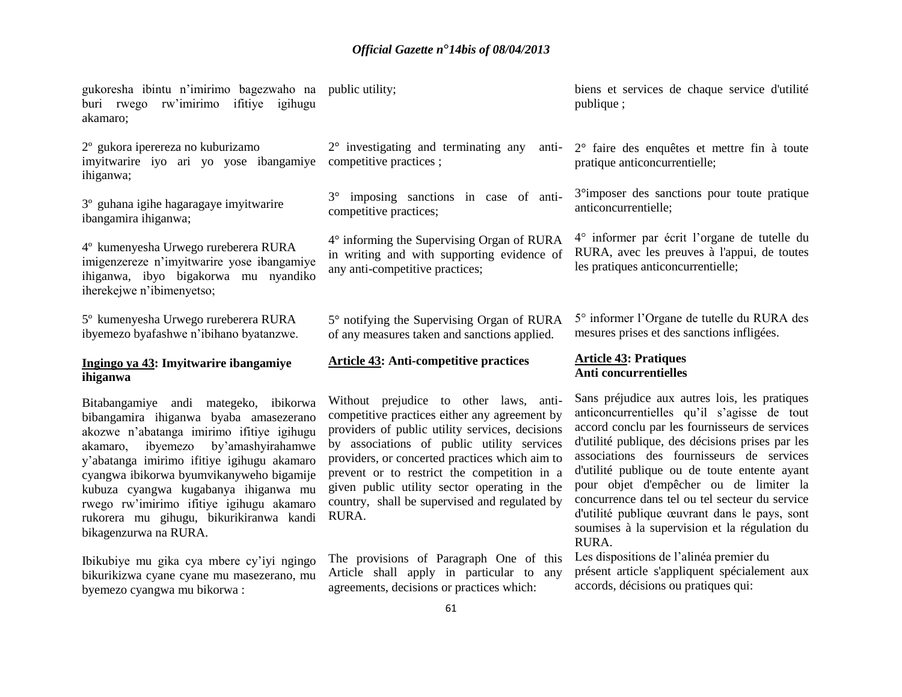gukoresha ibintu n'imirimo bagezwaho na buri rwego rw'imirimo ifitiye igihugu akamaro;

2º gukora iperereza no kuburizamo imyitwarire iyo ari yo yose ibangamiye ihiganwa;

3º guhana igihe hagaragaye imyitwarire ibangamira ihiganwa;

4º kumenyesha Urwego rureberera RURA imigenzereze n'imyitwarire yose ibangamiye ihiganwa, ibyo bigakorwa mu nyandiko iherekejwe n'ibimenyetso;

5º kumenyesha Urwego rureberera RURA ibyemezo byafashwe n'ibihano byatanzwe.

**Ingingo ya 43: Imyitwarire ibangamiye ihiganwa**

Bitabangamiye andi mategeko, ibikorwa bibangamira ihiganwa byaba amasezerano akozwe n'abatanga imirimo ifitiye igihugu akamaro, ibyemezo by'amashyirahamwe y'abatanga imirimo ifitiye igihugu akamaro cyangwa ibikorwa byumvikanyweho bigamije kubuza cyangwa kugabanya ihiganwa mu rwego rw'imirimo ifitiye igihugu akamaro rukorera mu gihugu, bikurikiranwa kandi bikagenzurwa na RURA.

Ibikubiye mu gika cya mbere cy'iyi ngingo bikurikizwa cyane cyane mu masezerano, mu byemezo cyangwa mu bikorwa :

public utility;

2° investigating and terminating any anti-competitive practices ;

3° imposing sanctions in case of anti-competitive practices;

4° informing the Supervising Organ of RURA in writing and with supporting evidence of any anti-competitive practices;

5° notifying the Supervising Organ of RURA of any measures taken and sanctions applied.

**Article 43: Anti-competitive practices**

Without prejudice to other laws, anti-competitive practices either any agreement by providers of public utility services, decisions by associations of public utility services providers, or concerted practices which aim to prevent or to restrict the competition in a given public utility sector operating in the country, shall be supervised and regulated by RURA.

The provisions of Paragraph One of this Article shall apply in particular to any agreements, decisions or practices which:

biens et services de chaque service d'utilité publique ;

2° faire des enquêtes et mettre fin à toute pratique anticoncurrentielle;

3°imposer des sanctions pour toute pratique anticoncurrentielle;

4° informer par écrit l'organe de tutelle du RURA, avec les preuves à l'appui, de toutes les pratiques anticoncurrentielle;

5° informer l'Organe de tutelle du RURA des mesures prises et des sanctions infligées.

**Article 43: Pratiques Anti concurrentielles**

Sans préjudice aux autres lois, les pratiques anticoncurrentielles qu'il s'agisse de tout accord conclu par les fournisseurs de services d'utilité publique, des décisions prises par les associations des fournisseurs de services d'utilité publique ou de toute entente ayant pour objet d'empêcher ou de limiter la concurrence dans tel ou tel secteur du service d'utilité publique œuvrant dans le pays, sont soumises à la supervision et la régulation du RURA.

Les dispositions de l'alinéa premier du présent article s'appliquent spécialement aux accords, décisions ou pratiques qui: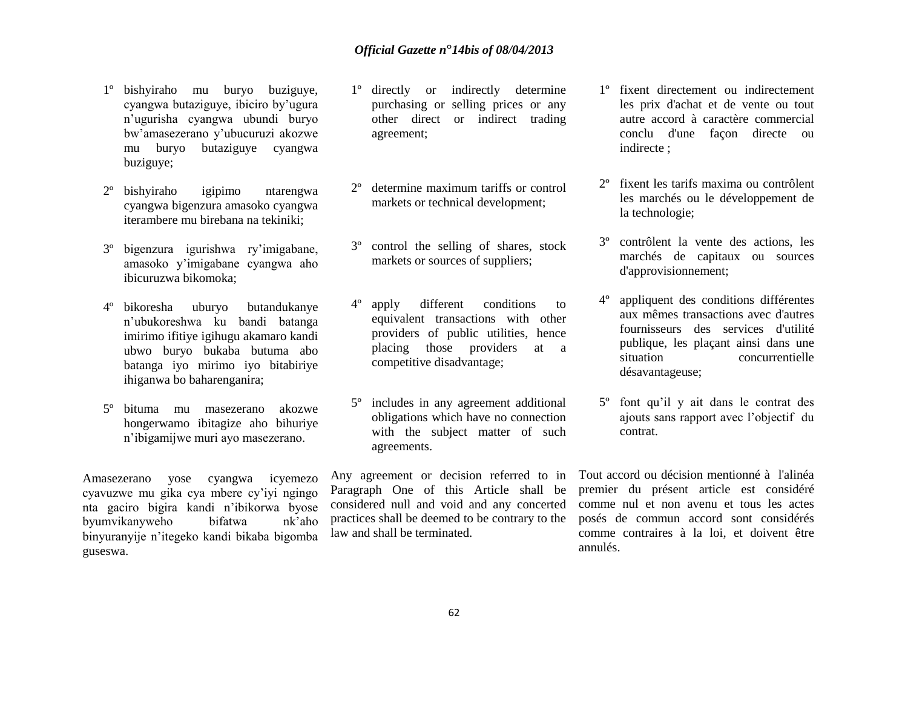1º bishyiraho mu buryo buziguye, cyangwa butaziguye, ibiciro by'ugura n'ugurisha cyangwa ubundi buryo bw'amasezerano y'ubucuruzi akozwe mu buryo butaziguye cyangwa buziguye;

2º bishyiraho igipimo ntarengwa cyangwa bigenzura amasoko cyangwa iterambere mu birebana na tekiniki;

3º bigenzura igurishwa ry'imigabane, amasoko y'imigabane cyangwa aho ibicuruzwa bikomoka;

4º bikoresha uburyo butandukanye n'ubukoreshwa ku bandi batanga imirimo ifitiye igihugu akamaro kandi ubwo buryo bukaba butuma abo batanga iyo mirimo iyo bitabiriye ihiganwa bo baharenganira;

5º bituma mu masezerano akozwe hongerwamo ibitagize aho bihuriye n'ibigamijwe muri ayo masezerano.

Amasezerano yose cyangwa icyemezo cyavuzwe mu gika cya mbere cy'iyi ngingo nta gaciro bigira kandi n'ibikorwa byose byumvikanyweho bifatwa nk'aho binyuranyije n'itegeko kandi bikaba bigomba guseswa.

1º directly or indirectly determine purchasing or selling prices or any other direct or indirect trading agreement;

2º determine maximum tariffs or control markets or technical development;

3º control the selling of shares, stock markets or sources of suppliers;

4º apply different conditions to equivalent transactions with other providers of public utilities, hence placing those providers at a competitive disadvantage;

5º includes in any agreement additional obligations which have no connection with the subject matter of such agreements.

Any agreement or decision referred to in Paragraph One of this Article shall be considered null and void and any concerted practices shall be deemed to be contrary to the law and shall be terminated.

1º fixent directement ou indirectement les prix d'achat et de vente ou tout autre accord à caractère commercial conclu d'une façon directe ou indirecte ;

2º fixent les tarifs maxima ou contrôlent les marchés ou le développement de la technologie;

3º contrôlent la vente des actions, les marchés de capitaux ou sources d'approvisionnement;

4º appliquent des conditions différentes aux mêmes transactions avec d'autres fournisseurs des services d'utilité publique, les plaçant ainsi dans une situation concurrentielle désavantageuse;

5º font qu'il y ait dans le contrat des ajouts sans rapport avec l'objectif du contrat.

Tout accord ou décision mentionné à l'alinéa premier du présent article est considéré comme nul et non avenu et tous les actes posés de commun accord sont considérés comme contraires à la loi, et doivent être annulés.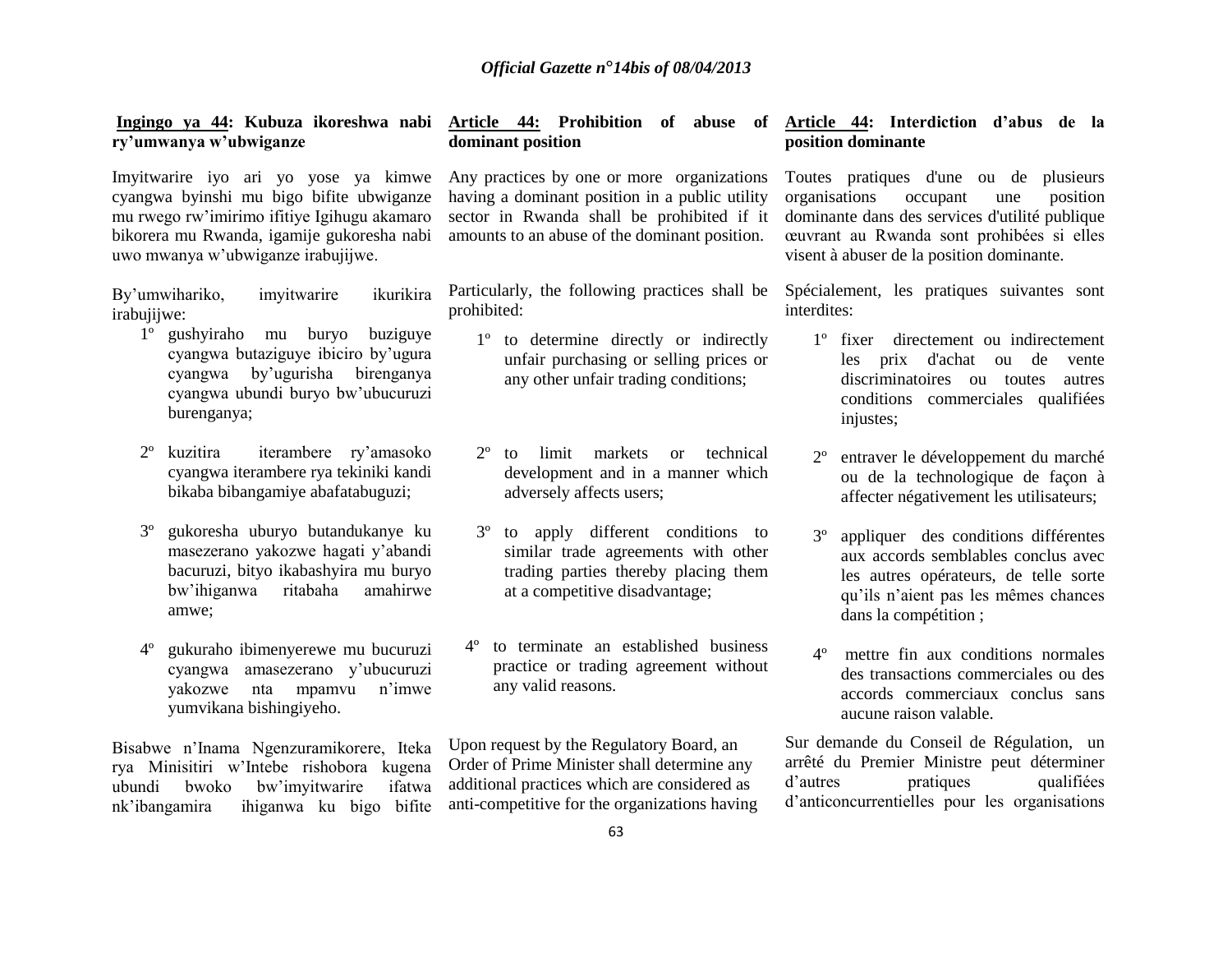**Ingingo ya 44: Kubuza ikoreshwa nabi ry'umwanya w'ubwiganze**

Imyitwarire iyo ari yo yose ya kimwe cyangwa byinshi mu bigo bifite ubwiganze mu rwego rw'imirimo ifitiye Igihugu akamaro bikorera mu Rwanda, igamije gukoresha nabi uwo mwanya w'ubwiganze irabujijwe.

By'umwihariko, imyitwarire ikurikira irabujijwe:

1º gushyiraho mu buryo buziguye cyangwa butaziguye ibiciro by'ugura cyangwa by'ugurisha birenganya cyangwa ubundi buryo bw'ubucuruzi burenganya;

2º kuzitira iterambere ry'amasoko cyangwa iterambere rya tekiniki kandi bikaba bibangamiye abafatabuguzi;

3º gukoresha uburyo butandukanye ku masezerano yakozwe hagati y'abandi bacuruzi, bityo ikabashyira mu buryo bw'ihiganwa ritabaha amahirwe amwe;

4º gukuraho ibimenyerewe mu bucuruzi cyangwa amasezerano y'ubucuruzi yakozwe nta mpamvu n'imwe yumvikana bishingiyeho.

Bisabwe n'Inama Ngenzuramikorere, Iteka rya Minisitiri w'Intebe rishobora kugena ubundi bwoko bw'imyitwarire ifatwa nk'ibangamira ihiganwa ku bigo bifite

**Article 44: Prohibition of abuse of dominant position**

Any practices by one or more organizations having a dominant position in a public utility sector in Rwanda shall be prohibited if it amounts to an abuse of the dominant position.

Particularly, the following practices shall be prohibited:

1º to determine directly or indirectly unfair purchasing or selling prices or any other unfair trading conditions;

2º to limit markets or technical development and in a manner which adversely affects users;

3º to apply different conditions to similar trade agreements with other trading parties thereby placing them at a competitive disadvantage;

4º to terminate an established business practice or trading agreement without any valid reasons.

Upon request by the Regulatory Board, an Order of Prime Minister shall determine any additional practices which are considered as anti-competitive for the organizations having

**Article 44: Interdiction d'abus de la position dominante**

Toutes pratiques d'une ou de plusieurs organisations occupant une position dominante dans des services d'utilité publique œuvrant au Rwanda sont prohibées si elles visent à abuser de la position dominante.

Spécialement, les pratiques suivantes sont interdites:

1º fixer directement ou indirectement les prix d'achat ou de vente discriminatoires ou toutes autres conditions commerciales qualifiées injustes;

2º entraver le développement du marché ou de la technologique de façon à affecter négativement les utilisateurs;

3º appliquer des conditions différentes aux accords semblables conclus avec les autres opérateurs, de telle sorte qu'ils n'aient pas les mêmes chances dans la compétition ;

4º mettre fin aux conditions normales des transactions commerciales ou des accords commerciaux conclus sans aucune raison valable.

Sur demande du Conseil de Régulation, un arrêté du Premier Ministre peut déterminer d'autres pratiques qualifiées d'anticoncurrentielles pour les organisations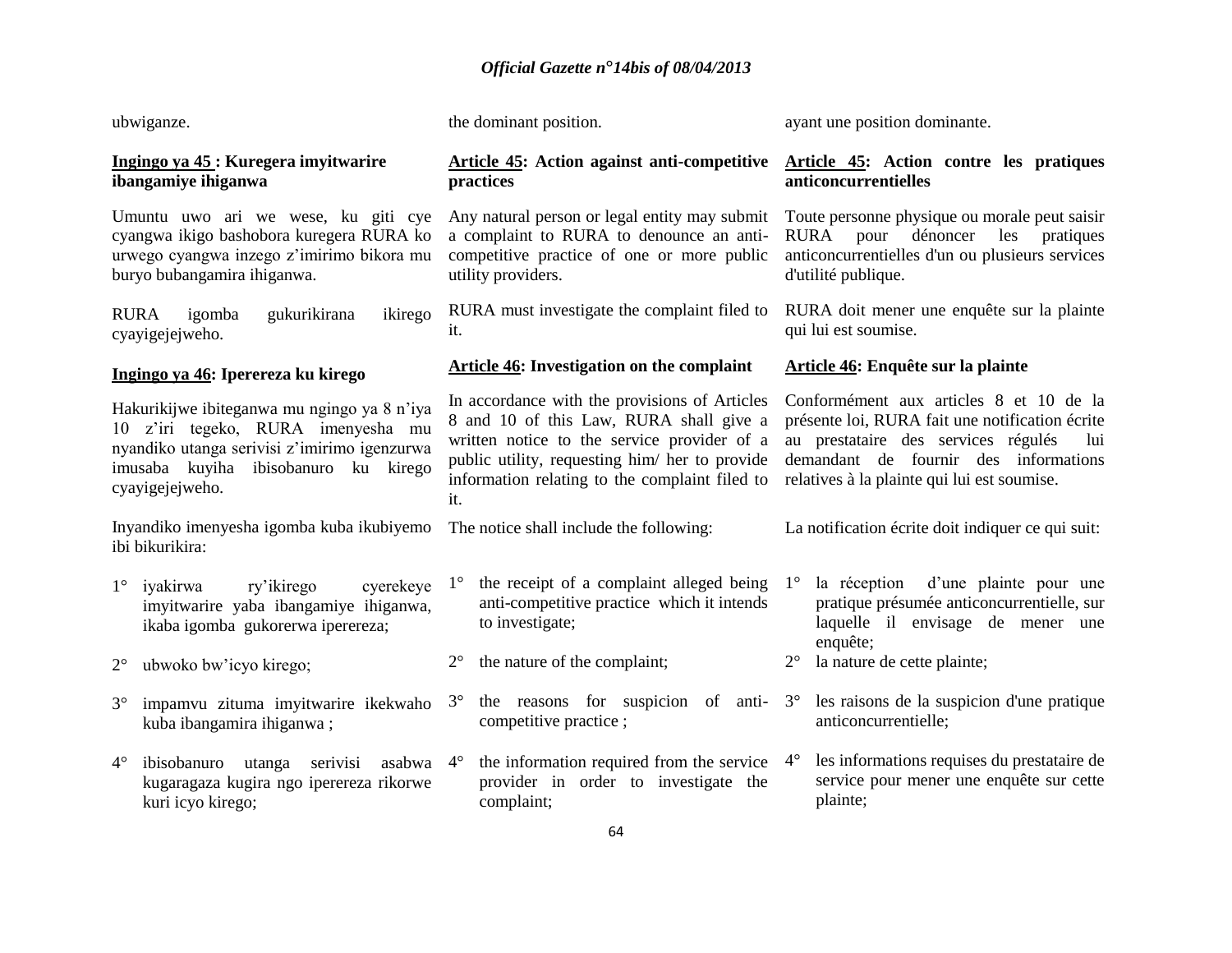ubwiganze.

### Ingingo ya 45 : Kuregera imyitwarire ibangamiye ihiganwa

Umuntu uwo ari we wese, ku giti cye cyangwa ikigo bashobora kuregera RURA ko urwego cyangwa inzego z'imirimo bikora mu buryo bubangamira ihiganwa.

RURA igomba gukurikirana ikirego cyayigejejweho.

### Ingingo ya 46: Iperereza ku kirego

Hakurikijwe ibiteganywa mu ngingo ya 8 n'iya 10 z'iri tegeko, RURA imenyesha mu nyandiko utanga serivisi z'imirimo igenzurwa imusaba kuyiha ibisobanuro ku kirego cyayigejejweho.

Inyandiko imenyesha igomba kuba ikubiyemo ibi bikurikira:

1° iyakirwa ry'ikirego cyerekeye imyitwarire yaba ibangamiye ihiganwa, ikaba igomba gukorerwa iperereza;

2° ubwoko bw'icyo kirego;

3° impamvu zituma imyitwarire ikekwaho kuba ibangamira ihiganwa ;

4° ibisobanuro utanga serivisi asabwa kugaragaza kugira ngo iperereza rikorwe kuri icyo kirego;

the dominant position.

### Article 45: Action against anti-competitive practices

Any natural person or legal entity may submit a complaint to RURA to denounce an anti-competitive practice of one or more public utility providers.

RURA must investigate the complaint filed to it.

### Article 46: Investigation on the complaint

In accordance with the provisions of Articles 8 and 10 of this Law, RURA shall give a written notice to the service provider of a public utility, requesting him/ her to provide information relating to the complaint filed to it.

The notice shall include the following:

1° the receipt of a complaint alleged being anti-competitive practice which it intends to investigate;

2° the nature of the complaint;

3° the reasons for suspicion of anti-competitive practice ;

4° the information required from the service provider in order to investigate the complaint;

ayant une position dominante.

### Article 45: Action contre les pratiques anticoncurrentielles

Toute personne physique ou morale peut saisir RURA pour dénoncer les pratiques anticoncurrentielles d'un ou plusieurs services d'utilité publique.

RURA doit mener une enquête sur la plainte qui lui est soumise.

### Article 46: Enquête sur la plainte

Conformément aux articles 8 et 10 de la présente loi, RURA fait une notification écrite au prestataire des services régulés lui demandant de fournir des informations relatives à la plainte qui lui est soumise.

La notification écrite doit indiquer ce qui suit:

1° la réception d'une plainte pour une pratique présumée anticoncurrentielle, sur laquelle il envisage de mener une enquête;

2° la nature de cette plainte;

3° les raisons de la suspicion d'une pratique anticoncurrentielle;

4° les informations requises du prestataire de service pour mener une enquête sur cette plainte;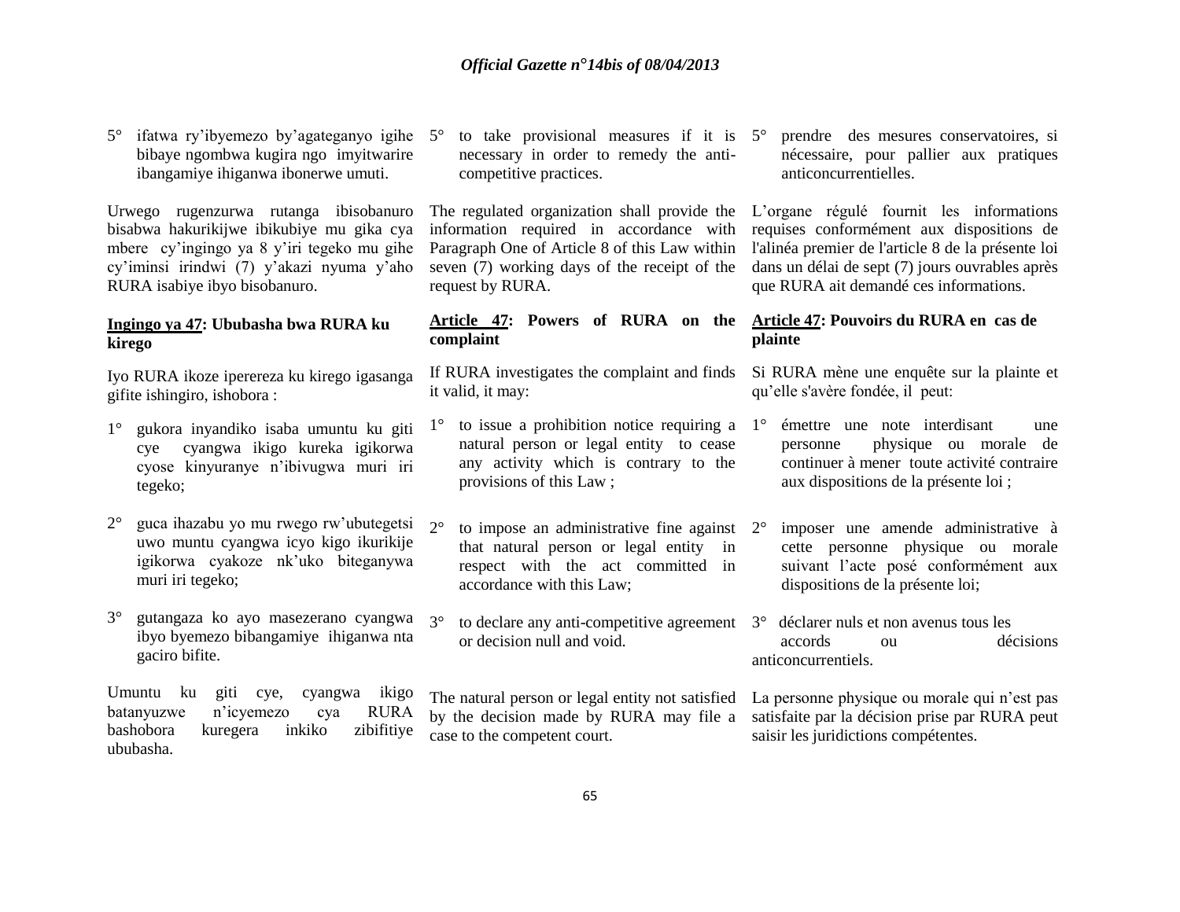5° ifatwa ry'ibyemezo by'agateganyo igihe bibaye ngombwa kugira ngo imyitwarire ibangamiye ihiganwa ibonerwe umuti.

Urwego rugenzurwa rutanga ibisobanuro bisabwa hakurikijwe ibikubiye mu gika cya mbere cy'ingingo ya 8 y'iri tegeko mu gihe cy'iminsi irindwi (7) y'akazi nyuma y'aho RURA isabiye ibyo bisobanuro.

**Ingingo ya 47: Ububasha bwa RURA ku kirego**

Iyo RURA ikoze iperereza ku kirego igasanga gifite ishingiro, ishobora :

1° gukora inyandiko isaba umuntu ku giti cye cyangwa ikigo kureka igikorwa cyose kinyuranye n'ibivugwa muri iri tegeko;

2° guca ihazabu yo mu rwego rw'ubutegetsi uwo muntu cyangwa icyo kigo ikurikije igikorwa cyakoze nk'uko biteganywa muri iri tegeko;

3° gutangaza ko ayo masezerano cyangwa ibyo byemezo bibangamiye ihiganwa nta gaciro bifite.

Umuntu ku giti cye, cyangwa ikigo batanyuzwe n'icyemezo cya RURA bashobora kuregera inkiko zibifitiye ububasha.

5° to take provisional measures if it is necessary in order to remedy the anti-competitive practices.

The regulated organization shall provide the information required in accordance with Paragraph One of Article 8 of this Law within seven (7) working days of the receipt of the request by RURA.

**Article 47: Powers of RURA on the complaint**

If RURA investigates the complaint and finds it valid, it may:

1° to issue a prohibition notice requiring a natural person or legal entity to cease any activity which is contrary to the provisions of this Law ;

2° to impose an administrative fine against that natural person or legal entity in respect with the act committed in accordance with this Law;

3° to declare any anti-competitive agreement or decision null and void.

The natural person or legal entity not satisfied by the decision made by RURA may file a case to the competent court.

5° prendre des mesures conservatoires, si nécessaire, pour pallier aux pratiques anticoncurrentielles.

L'organe régulé fournit les informations requises conformément aux dispositions de l'alinéa premier de l'article 8 de la présente loi dans un délai de sept (7) jours ouvrables après que RURA ait demandé ces informations.

**Article 47: Pouvoirs du RURA en cas de plainte**

Si RURA mène une enquête sur la plainte et qu'elle s'avère fondée, il peut:

1° émettre une note interdisant une personne physique ou morale de continuer à mener toute activité contraire aux dispositions de la présente loi ;

2° imposer une amende administrative à cette personne physique ou morale suivant l'acte posé conformément aux dispositions de la présente loi;

3° déclarer nuls et non avenus tous les accords ou décisions anticoncurrentiels.

La personne physique ou morale qui n'est pas satisfaite par la décision prise par RURA peut saisir les juridictions compétentes.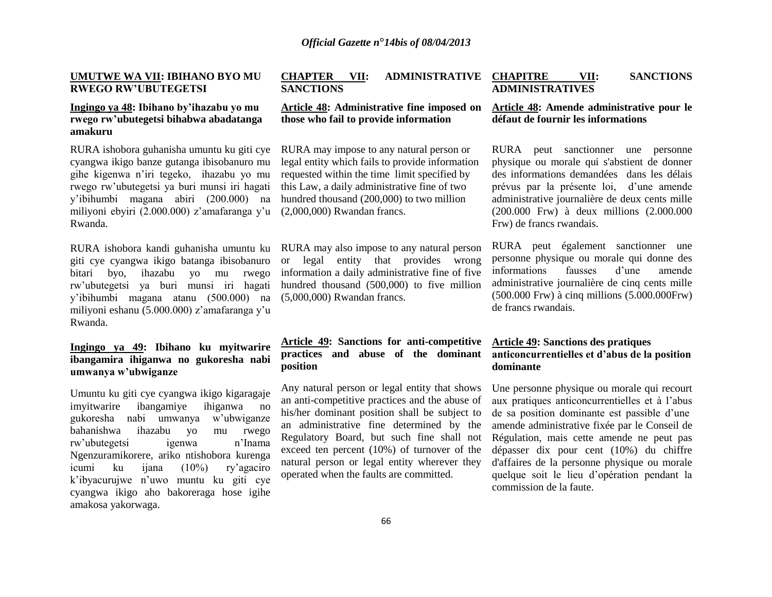## UMUTWE WA VII: IBIHANO BYO MU RWEGO RW'UBUTEGETSI

### Ingingo ya 48: Ibihano by'ihazabu yo mu rwego rw'ubutegetsi bihabwa abadatanga amakuru

RURA ishobora guhanisha umuntu ku giti cye cyangwa ikigo banze gutanga ibisobanuro mu gihe kigenwa n'iri tegeko, ihazabu yo mu rwego rw'ubutegetsi ya buri munsi iri hagati y'ibihumbi magana abiri (200.000) na miliyoni ebyiri (2.000.000) z'amafaranga y'u Rwanda.

RURA ishobora kandi guhanisha umuntu ku giti cye cyangwa ikigo batanga ibisobanuro bitari byo, ihazabu yo mu rwego rw'ubutegetsi ya buri munsi iri hagati y'ibihumbi magana atanu (500.000) na miliyoni eshanu (5.000.000) z'amafaranga y'u Rwanda.

### Ingingo ya 49: Ibihano ku myitwarire ibangamira ihiganwa no gukoresha nabi umwanya w'ubwiganze

Umuntu ku giti cye cyangwa ikigo kigaragaje imyitwarire ibangamiye ihiganwa no gukoresha nabi umwanya w'ubwiganze bahanishwa ihazabu yo mu rwego rw'ubutegetsi igenwa n'Inama Ngenzuramikorere, ariko ntishobora kurenga icumi ku ijana (10%) ry'agaciro k'ibyacurujwe n'uwo muntu ku giti cye cyangwa ikigo aho bakoreraga hose igihe amakosa yakorwaga.

## CHAPTER VII: ADMINISTRATIVE SANCTIONS

### Article 48: Administrative fine imposed on those who fail to provide information

RURA may impose to any natural person or legal entity which fails to provide information requested within the time limit specified by this Law, a daily administrative fine of two hundred thousand (200,000) to two million (2,000,000) Rwandan francs.

RURA may also impose to any natural person or legal entity that provides wrong information a daily administrative fine of five hundred thousand (500,000) to five million (5,000,000) Rwandan francs.

### Article 49: Sanctions for anti-competitive practices and abuse of the dominant position

Any natural person or legal entity that shows an anti-competitive practices and the abuse of his/her dominant position shall be subject to an administrative fine determined by the Regulatory Board, but such fine shall not exceed ten percent (10%) of turnover of the natural person or legal entity wherever they operated when the faults are committed.

## CHAPITRE VII: SANCTIONS ADMINISTRATIVES

### Article 48: Amende administrative pour le défaut de fournir les informations

RURA peut sanctionner une personne physique ou morale qui s'abstient de donner des informations demandées dans les délais prévus par la présente loi, d'une amende administrative journalière de deux cents mille (200.000 Frw) à deux millions (2.000.000 Frw) de francs rwandais.

RURA peut également sanctionner une personne physique ou morale qui donne des informations fausses d'une amende administrative journalière de cinq cents mille (500.000 Frw) à cinq millions (5.000.000Frw) de francs rwandais.

### Article 49: Sanctions des pratiques anticoncurrentielles et d'abus de la position dominante

Une personne physique ou morale qui recourt aux pratiques anticoncurrentielles et à l'abus de sa position dominante est passible d'une amende administrative fixée par le Conseil de Régulation, mais cette amende ne peut pas dépasser dix pour cent (10%) du chiffre d'affaires de la personne physique ou morale quelque soit le lieu d'opération pendant la commission de la faute.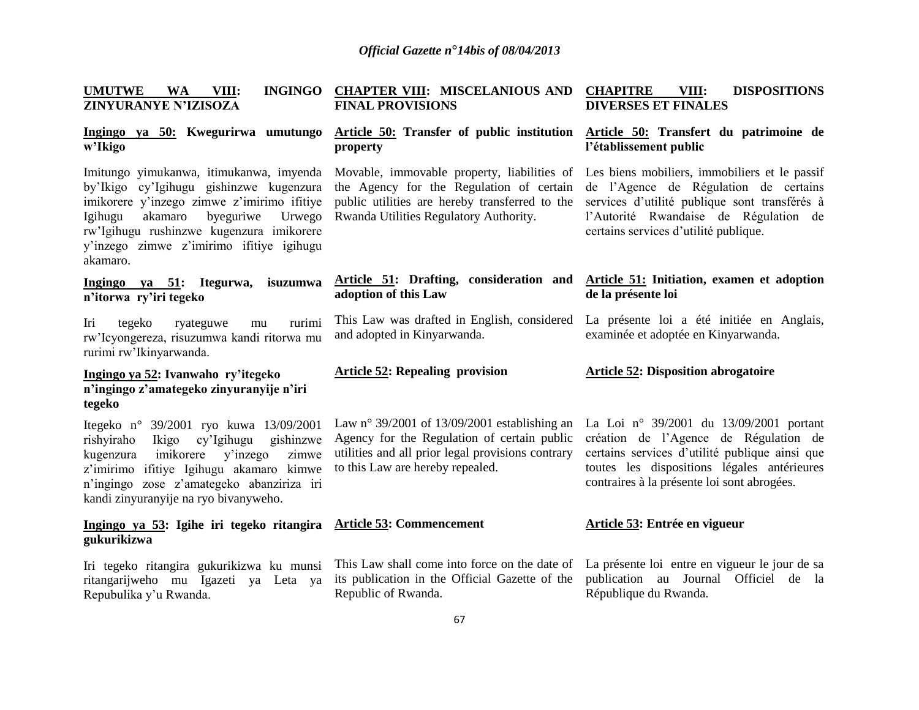**UMUTWE WA VIII: INGINGO ZINYURANYE N'IZISOZA**

**Ingingo ya 50: Kwegurirwa umutungo w'Ikigo**

Imitungo yimukanwa, itimukanwa, imyenda by'Ikigo cy'Igihugu gishinzwe kugenzura imikorere y'inzego zimwe z'imirimo ifitiye Igihugu akamaro byeguriwe Urwego rw'Igihugu rushinzwe kugenzura imikorere y'inzego zimwe z'imirimo ifitiye igihugu akamaro.

**Ingingo ya 51: Itegurwa, isuzumwa n'itorwa ry'iri tegeko**

Iri tegeko ryateguwe mu rurimi rw'Icyongereza, risuzumwa kandi ritorwa mu rurimi rw'Ikinyarwanda.

**Ingingo ya 52: Ivanwaho ry'itegeko n'ingingo z'amategeko zinyuranyije n'iri tegeko**

Itegeko n° 39/2001 ryo kuwa 13/09/2001 rishyiraho Ikigo cy'Igihugu gishinzwe kugenzura imikorere y'inzego zimwe z'imirimo ifitiye Igihugu akamaro kimwe n'ingingo zose z'amategeko abanziriza iri kandi zinyuranyije na ryo bivanyweho.

**Ingingo ya 53: Igihe iri tegeko ritangira gukurikizwa**

Iri tegeko ritangira gukurikizwa ku munsi ritangarijweho mu Igazeti ya Leta ya Repubulika y'u Rwanda.

**CHAPTER VIII: MISCELANIOUS AND FINAL PROVISIONS**

**Article 50: Transfer of public institution property**

Movable, immovable property, liabilities of the Agency for the Regulation of certain public utilities are hereby transferred to the Rwanda Utilities Regulatory Authority.

**Article 51: Drafting, consideration and adoption of this Law**

This Law was drafted in English, considered and adopted in Kinyarwanda.

**Article 52: Repealing provision**

Law n° 39/2001 of 13/09/2001 establishing an Agency for the Regulation of certain public utilities and all prior legal provisions contrary to this Law are hereby repealed.

**Article 53: Commencement**

This Law shall come into force on the date of its publication in the Official Gazette of the Republic of Rwanda.

**CHAPITRE VIII: DISPOSITIONS DIVERSES ET FINALES**

**Article 50: Transfert du patrimoine de l'établissement public**

Les biens mobiliers, immobiliers et le passif de l'Agence de Régulation de certains services d'utilité publique sont transférés à l'Autorité Rwandaise de Régulation de certains services d'utilité publique.

**Article 51: Initiation, examen et adoption de la présente loi**

La présente loi a été initiée en Anglais, examinée et adoptée en Kinyarwanda.

**Article 52: Disposition abrogatoire**

La Loi n° 39/2001 du 13/09/2001 portant création de l'Agence de Régulation de certains services d'utilité publique ainsi que toutes les dispositions légales antérieures contraires à la présente loi sont abrogées.

**Article 53: Entrée en vigueur**

La présente loi entre en vigueur le jour de sa publication au Journal Officiel de la République du Rwanda.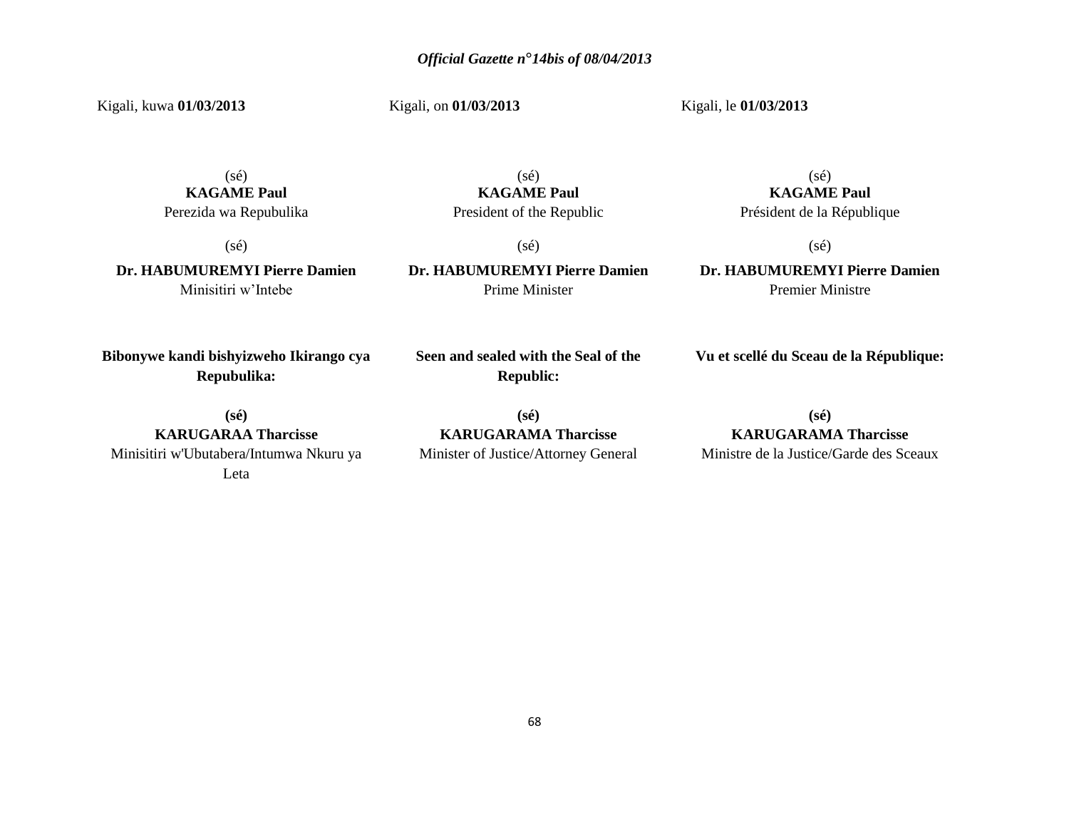Kigali, kuwa **01/03/2013**

(sé)
**KAGAME Paul**
Perezida wa Repubulika

(sé)
**Dr. HABUMUREMYI Pierre Damien**
Minisitiri w'Intebe

**Bibonywe kandi bishyizweho Ikirango cya Repubulika:**

**(sé)**
**KARUGARAA Tharcisse**
Minisitiri w'Ubutabera/Intumwa Nkuru ya Leta

Kigali, on **01/03/2013**

(sé)
**KAGAME Paul**
President of the Republic

(sé)
**Dr. HABUMUREMYI Pierre Damien**
Prime Minister

**Seen and sealed with the Seal of the Republic:**

**(sé)**
**KARUGARAMA Tharcisse**
Minister of Justice/Attorney General

Kigali, le **01/03/2013**

(sé)
**KAGAME Paul**
Président de la République

(sé)
**Dr. HABUMUREMYI Pierre Damien**
Premier Ministre

**Vu et scellé du Sceau de la République:**

**(sé)**
**KARUGARAMA Tharcisse**
Ministre de la Justice/Garde des Sceaux